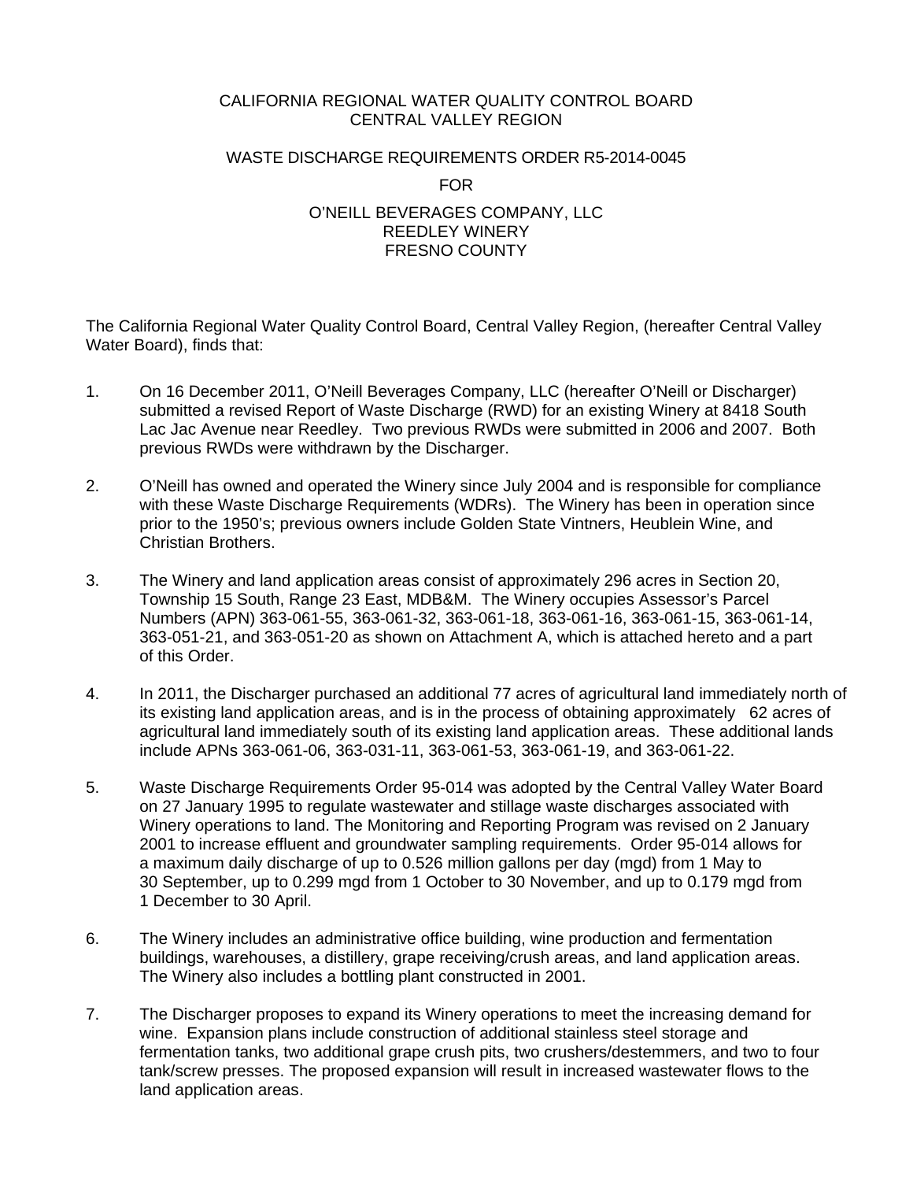# CALIFORNIA REGIONAL WATER QUALITY CONTROL BOARD
# CENTRAL VALLEY REGION

## WASTE DISCHARGE REQUIREMENTS ORDER R5-2014-0045

## FOR

## O'NEILL BEVERAGES COMPANY, LLC
## REEDLEY WINERY
## FRESNO COUNTY

The California Regional Water Quality Control Board, Central Valley Region, (hereafter Central Valley Water Board), finds that:

1. On 16 December 2011, O'Neill Beverages Company, LLC (hereafter O'Neill or Discharger) submitted a revised Report of Waste Discharge (RWD) for an existing Winery at 8418 South Lac Jac Avenue near Reedley. Two previous RWDs were submitted in 2006 and 2007. Both previous RWDs were withdrawn by the Discharger.

2. O'Neill has owned and operated the Winery since July 2004 and is responsible for compliance with these Waste Discharge Requirements (WDRs). The Winery has been in operation since prior to the 1950's; previous owners include Golden State Vintners, Heublein Wine, and Christian Brothers.

3. The Winery and land application areas consist of approximately 296 acres in Section 20, Township 15 South, Range 23 East, MDB&M. The Winery occupies Assessor's Parcel Numbers (APN) 363-061-55, 363-061-32, 363-061-18, 363-061-16, 363-061-15, 363-061-14, 363-051-21, and 363-051-20 as shown on Attachment A, which is attached hereto and a part of this Order.

4. In 2011, the Discharger purchased an additional 77 acres of agricultural land immediately north of its existing land application areas, and is in the process of obtaining approximately 62 acres of agricultural land immediately south of its existing land application areas. These additional lands include APNs 363-061-06, 363-031-11, 363-061-53, 363-061-19, and 363-061-22.

5. Waste Discharge Requirements Order 95-014 was adopted by the Central Valley Water Board on 27 January 1995 to regulate wastewater and stillage waste discharges associated with Winery operations to land. The Monitoring and Reporting Program was revised on 2 January 2001 to increase effluent and groundwater sampling requirements. Order 95-014 allows for a maximum daily discharge of up to 0.526 million gallons per day (mgd) from 1 May to 30 September, up to 0.299 mgd from 1 October to 30 November, and up to 0.179 mgd from 1 December to 30 April.

6. The Winery includes an administrative office building, wine production and fermentation buildings, warehouses, a distillery, grape receiving/crush areas, and land application areas. The Winery also includes a bottling plant constructed in 2001.

7. The Discharger proposes to expand its Winery operations to meet the increasing demand for wine. Expansion plans include construction of additional stainless steel storage and fermentation tanks, two additional grape crush pits, two crushers/destemmers, and two to four tank/screw presses. The proposed expansion will result in increased wastewater flows to the land application areas.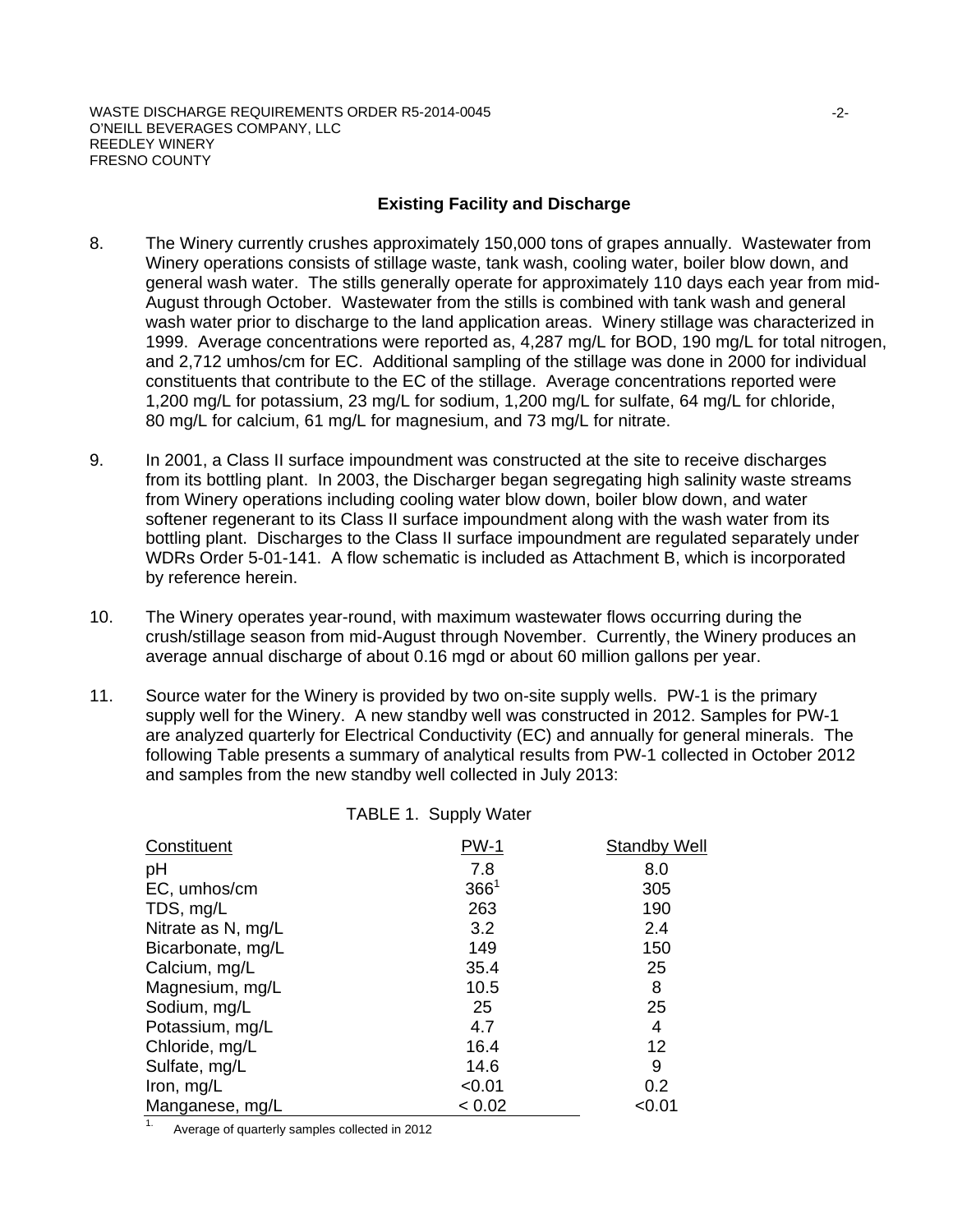## Existing Facility and Discharge

8. The Winery currently crushes approximately 150,000 tons of grapes annually. Wastewater from Winery operations consists of stillage waste, tank wash, cooling water, boiler blow down, and general wash water. The stills generally operate for approximately 110 days each year from mid-August through October. Wastewater from the stills is combined with tank wash and general wash water prior to discharge to the land application areas. Winery stillage was characterized in 1999. Average concentrations were reported as, 4,287 mg/L for BOD, 190 mg/L for total nitrogen, and 2,712 umhos/cm for EC. Additional sampling of the stillage was done in 2000 for individual constituents that contribute to the EC of the stillage. Average concentrations reported were 1,200 mg/L for potassium, 23 mg/L for sodium, 1,200 mg/L for sulfate, 64 mg/L for chloride, 80 mg/L for calcium, 61 mg/L for magnesium, and 73 mg/L for nitrate.

9. In 2001, a Class II surface impoundment was constructed at the site to receive discharges from its bottling plant. In 2003, the Discharger began segregating high salinity waste streams from Winery operations including cooling water blow down, boiler blow down, and water softener regenerant to its Class II surface impoundment along with the wash water from its bottling plant. Discharges to the Class II surface impoundment are regulated separately under WDRs Order 5-01-141. A flow schematic is included as Attachment B, which is incorporated by reference herein.

10. The Winery operates year-round, with maximum wastewater flows occurring during the crush/stillage season from mid-August through November. Currently, the Winery produces an average annual discharge of about 0.16 mgd or about 60 million gallons per year.

11. Source water for the Winery is provided by two on-site supply wells. PW-1 is the primary supply well for the Winery. A new standby well was constructed in 2012. Samples for PW-1 are analyzed quarterly for Electrical Conductivity (EC) and annually for general minerals. The following Table presents a summary of analytical results from PW-1 collected in October 2012 and samples from the new standby well collected in July 2013:

TABLE 1. Supply Water

| Constituent | PW-1 | Standby Well |
|---|---|---|
| pH | 7.8 | 8.0 |
| EC, umhos/cm | 366[1] | 305 |
| TDS, mg/L | 263 | 190 |
| Nitrate as N, mg/L | 3.2 | 2.4 |
| Bicarbonate, mg/L | 149 | 150 |
| Calcium, mg/L | 35.4 | 25 |
| Magnesium, mg/L | 10.5 | 8 |
| Sodium, mg/L | 25 | 25 |
| Potassium, mg/L | 4.7 | 4 |
| Chloride, mg/L | 16.4 | 12 |
| Sulfate, mg/L | 14.6 | 9 |
| Iron, mg/L | <0.01 | 0.2 |
| Manganese, mg/L | < 0.02 | <0.01 |

[1] Average of quarterly samples collected in 2012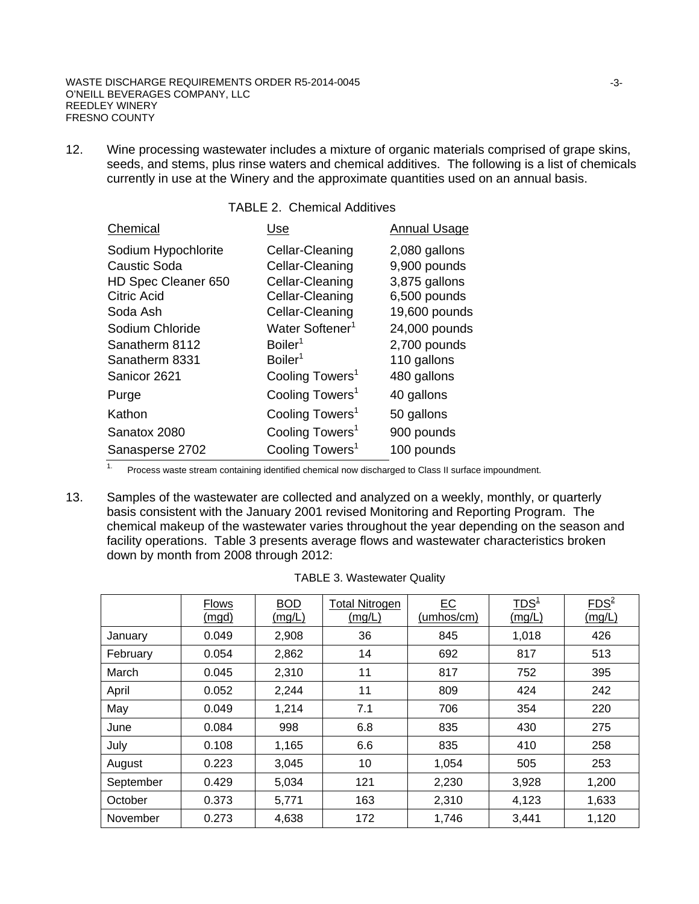12. Wine processing wastewater includes a mixture of organic materials comprised of grape skins, seeds, and stems, plus rinse waters and chemical additives. The following is a list of chemicals currently in use at the Winery and the approximate quantities used on an annual basis.

TABLE 2. Chemical Additives

| Chemical | Use | Annual Usage |
|---|---|---|
| Sodium Hypochlorite | Cellar-Cleaning | 2,080 gallons |
| Caustic Soda | Cellar-Cleaning | 9,900 pounds |
| HD Spec Cleaner 650 | Cellar-Cleaning | 3,875 gallons |
| Citric Acid | Cellar-Cleaning | 6,500 pounds |
| Soda Ash | Cellar-Cleaning | 19,600 pounds |
| Sodium Chloride | Water Softener[1] | 24,000 pounds |
| Sanatherm 8112 | Boiler[1] | 2,700 pounds |
| Sanatherm 8331 | Boiler[1] | 110 gallons |
| Sanicor 2621 | Cooling Towers[1] | 480 gallons |
| Purge | Cooling Towers[1] | 40 gallons |
| Kathon | Cooling Towers[1] | 50 gallons |
| Sanatox 2080 | Cooling Towers[1] | 900 pounds |
| Sanasperse 2702 | Cooling Towers[1] | 100 pounds |

[1.] Process waste stream containing identified chemical now discharged to Class II surface impoundment.

13. Samples of the wastewater are collected and analyzed on a weekly, monthly, or quarterly basis consistent with the January 2001 revised Monitoring and Reporting Program. The chemical makeup of the wastewater varies throughout the year depending on the season and facility operations. Table 3 presents average flows and wastewater characteristics broken down by month from 2008 through 2012:

TABLE 3. Wastewater Quality

| | Flows (mgd) | BOD (mg/L) | Total Nitrogen (mg/L) | EC (umhos/cm) | TDS[1] (mg/L) | FDS[2] (mg/L) |
|---|---|---|---|---|---|---|
| January | 0.049 | 2,908 | 36 | 845 | 1,018 | 426 |
| February | 0.054 | 2,862 | 14 | 692 | 817 | 513 |
| March | 0.045 | 2,310 | 11 | 817 | 752 | 395 |
| April | 0.052 | 2,244 | 11 | 809 | 424 | 242 |
| May | 0.049 | 1,214 | 7.1 | 706 | 354 | 220 |
| June | 0.084 | 998 | 6.8 | 835 | 430 | 275 |
| July | 0.108 | 1,165 | 6.6 | 835 | 410 | 258 |
| August | 0.223 | 3,045 | 10 | 1,054 | 505 | 253 |
| September | 0.429 | 5,034 | 121 | 2,230 | 3,928 | 1,200 |
| October | 0.373 | 5,771 | 163 | 2,310 | 4,123 | 1,633 |
| November | 0.273 | 4,638 | 172 | 1,746 | 3,441 | 1,120 |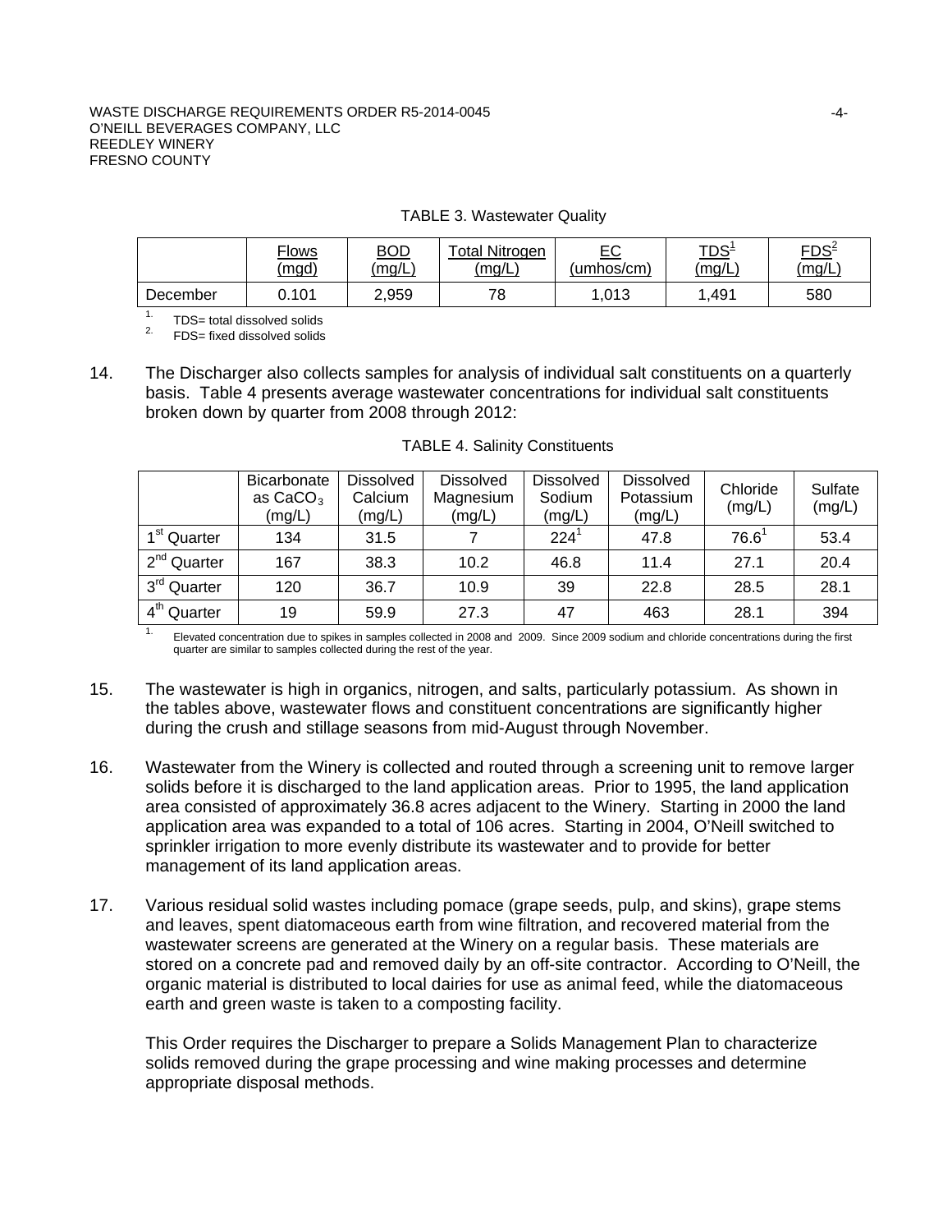TABLE 3. Wastewater Quality

| | Flows (mgd) | BOD (mg/L) | Total Nitrogen (mg/L) | EC (umhos/cm) | TDS[1] (mg/L) | FDS[2] (mg/L) |
|---|---|---|---|---|---|---|
| December | 0.101 | 2,959 | 78 | 1,013 | 1,491 | 580 |

1. TDS= total dissolved solids
2. FDS= fixed dissolved solids

14. The Discharger also collects samples for analysis of individual salt constituents on a quarterly basis. Table 4 presents average wastewater concentrations for individual salt constituents broken down by quarter from 2008 through 2012:

TABLE 4. Salinity Constituents

| | Bicarbonate as $CaCO_3$ (mg/L) | Dissolved Calcium (mg/L) | Dissolved Magnesium (mg/L) | Dissolved Sodium (mg/L) | Dissolved Potassium (mg/L) | Chloride (mg/L) | Sulfate (mg/L) |
|---|---|---|---|---|---|---|---|
| 1st Quarter | 134 | 31.5 | 7 | 224[1] | 47.8 | 76.6[1] | 53.4 |
| 2nd Quarter | 167 | 38.3 | 10.2 | 46.8 | 11.4 | 27.1 | 20.4 |
| 3rd Quarter | 120 | 36.7 | 10.9 | 39 | 22.8 | 28.5 | 28.1 |
| 4th Quarter | 19 | 59.9 | 27.3 | 47 | 463 | 28.1 | 394 |

1. Elevated concentration due to spikes in samples collected in 2008 and 2009. Since 2009 sodium and chloride concentrations during the first quarter are similar to samples collected during the rest of the year.

15. The wastewater is high in organics, nitrogen, and salts, particularly potassium. As shown in the tables above, wastewater flows and constituent concentrations are significantly higher during the crush and stillage seasons from mid-August through November.

16. Wastewater from the Winery is collected and routed through a screening unit to remove larger solids before it is discharged to the land application areas. Prior to 1995, the land application area consisted of approximately 36.8 acres adjacent to the Winery. Starting in 2000 the land application area was expanded to a total of 106 acres. Starting in 2004, O'Neill switched to sprinkler irrigation to more evenly distribute its wastewater and to provide for better management of its land application areas.

17. Various residual solid wastes including pomace (grape seeds, pulp, and skins), grape stems and leaves, spent diatomaceous earth from wine filtration, and recovered material from the wastewater screens are generated at the Winery on a regular basis. These materials are stored on a concrete pad and removed daily by an off-site contractor. According to O'Neill, the organic material is distributed to local dairies for use as animal feed, while the diatomaceous earth and green waste is taken to a composting facility.

    This Order requires the Discharger to prepare a Solids Management Plan to characterize solids removed during the grape processing and wine making processes and determine appropriate disposal methods.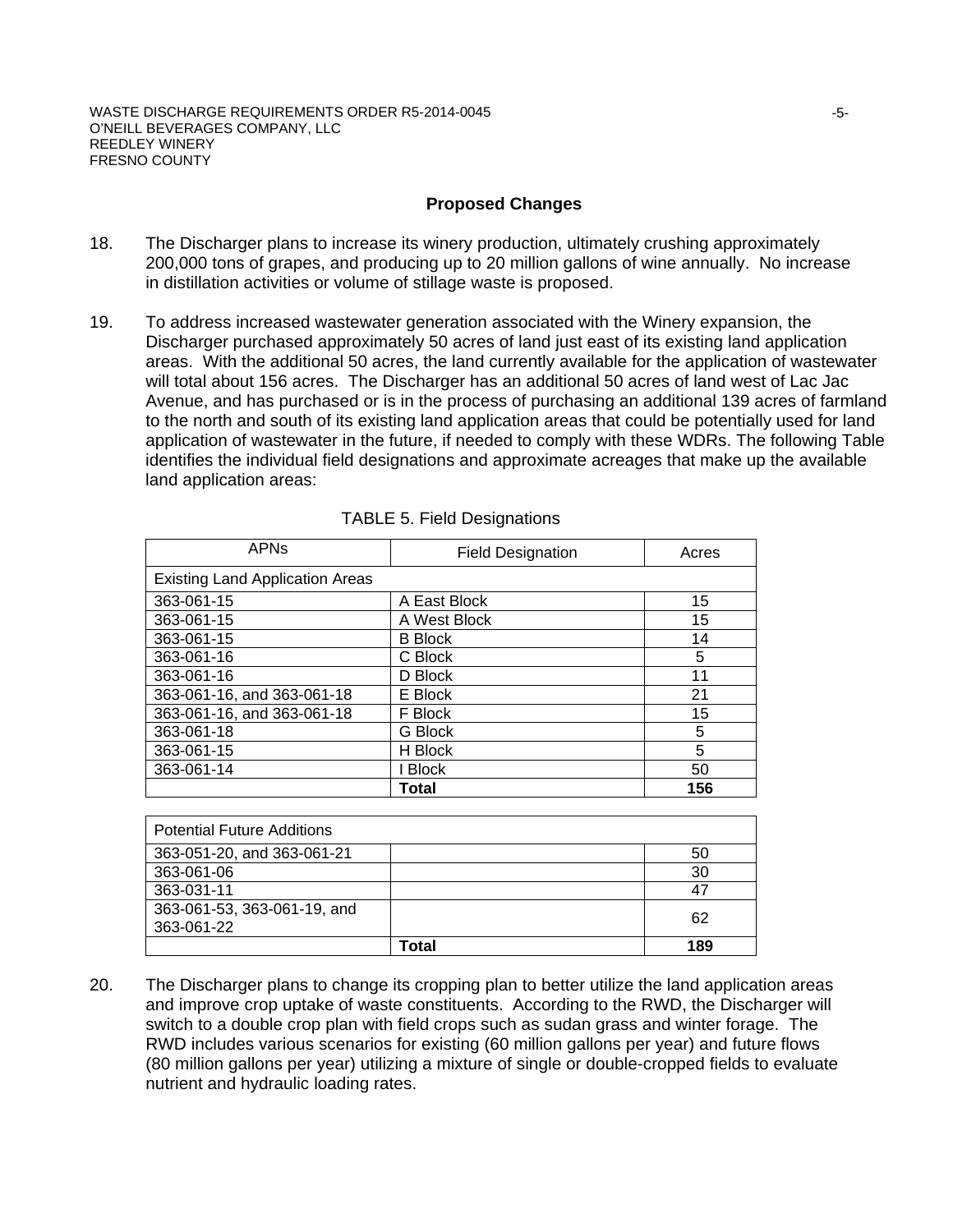## Proposed Changes

18. The Discharger plans to increase its winery production, ultimately crushing approximately 200,000 tons of grapes, and producing up to 20 million gallons of wine annually. No increase in distillation activities or volume of stillage waste is proposed.

19. To address increased wastewater generation associated with the Winery expansion, the Discharger purchased approximately 50 acres of land just east of its existing land application areas. With the additional 50 acres, the land currently available for the application of wastewater will total about 156 acres. The Discharger has an additional 50 acres of land west of Lac Jac Avenue, and has purchased or is in the process of purchasing an additional 139 acres of farmland to the north and south of its existing land application areas that could be potentially used for land application of wastewater in the future, if needed to comply with these WDRs. The following Table identifies the individual field designations and approximate acreages that make up the available land application areas:

TABLE 5. Field Designations

| APNs | Field Designation | Acres |
|---|---|---|
| Existing Land Application Areas | | |
| 363-061-15 | A East Block | 15 |
| 363-061-15 | A West Block | 15 |
| 363-061-15 | B Block | 14 |
| 363-061-16 | C Block | 5 |
| 363-061-16 | D Block | 11 |
| 363-061-16, and 363-061-18 | E Block | 21 |
| 363-061-16, and 363-061-18 | F Block | 15 |
| 363-061-18 | G Block | 5 |
| 363-061-15 | H Block | 5 |
| 363-061-14 | I Block | 50 |
| | **Total** | **156** |
| Potential Future Additions | | |
| 363-051-20, and 363-061-21 | | 50 |
| 363-061-06 | | 30 |
| 363-031-11 | | 47 |
| 363-061-53, 363-061-19, and 363-061-22 | | 62 |
| | **Total** | **189** |

20. The Discharger plans to change its cropping plan to better utilize the land application areas and improve crop uptake of waste constituents. According to the RWD, the Discharger will switch to a double crop plan with field crops such as sudan grass and winter forage. The RWD includes various scenarios for existing (60 million gallons per year) and future flows (80 million gallons per year) utilizing a mixture of single or double-cropped fields to evaluate nutrient and hydraulic loading rates.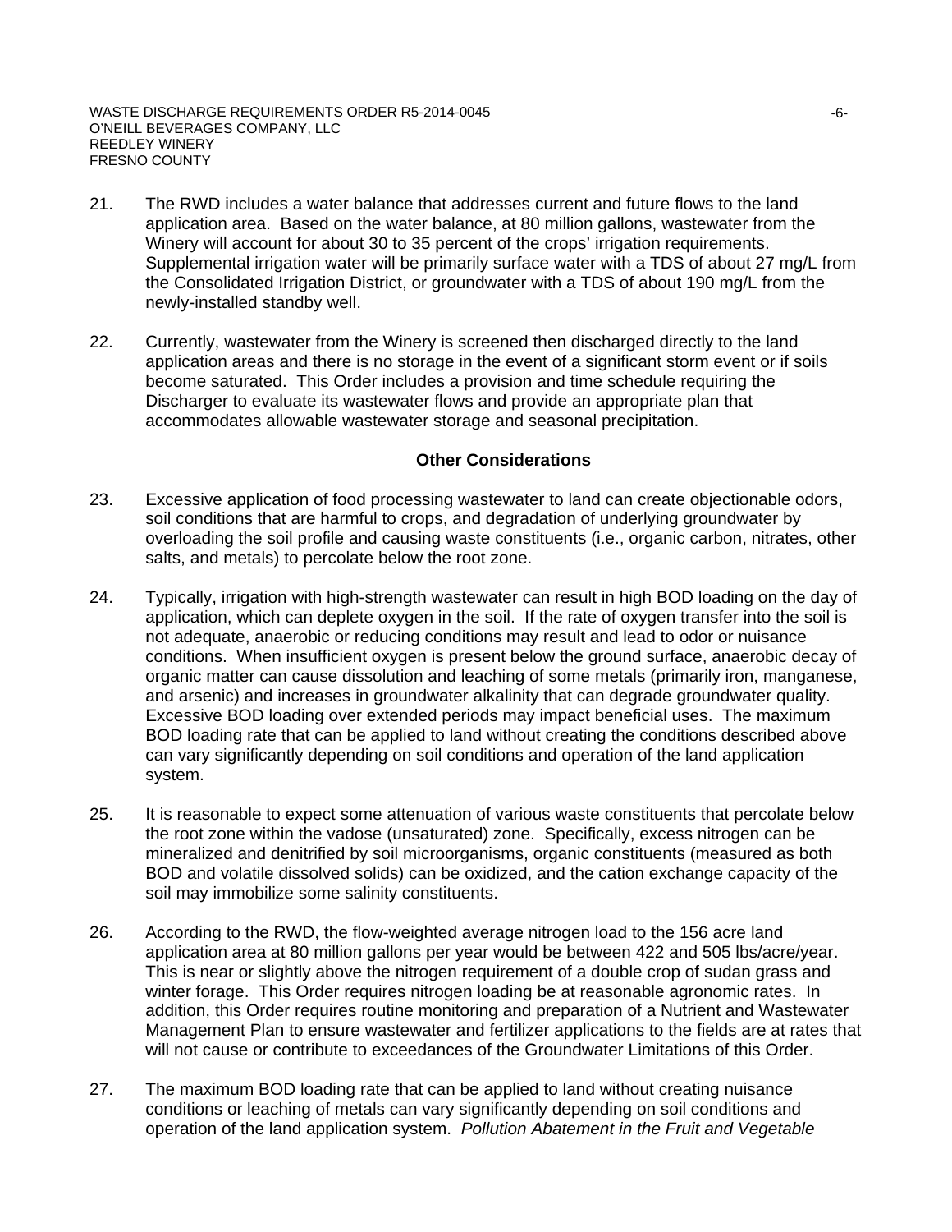21. The RWD includes a water balance that addresses current and future flows to the land application area. Based on the water balance, at 80 million gallons, wastewater from the Winery will account for about 30 to 35 percent of the crops' irrigation requirements. Supplemental irrigation water will be primarily surface water with a TDS of about 27 mg/L from the Consolidated Irrigation District, or groundwater with a TDS of about 190 mg/L from the newly-installed standby well.

22. Currently, wastewater from the Winery is screened then discharged directly to the land application areas and there is no storage in the event of a significant storm event or if soils become saturated. This Order includes a provision and time schedule requiring the Discharger to evaluate its wastewater flows and provide an appropriate plan that accommodates allowable wastewater storage and seasonal precipitation.

**Other Considerations**

23. Excessive application of food processing wastewater to land can create objectionable odors, soil conditions that are harmful to crops, and degradation of underlying groundwater by overloading the soil profile and causing waste constituents (i.e., organic carbon, nitrates, other salts, and metals) to percolate below the root zone.

24. Typically, irrigation with high-strength wastewater can result in high BOD loading on the day of application, which can deplete oxygen in the soil. If the rate of oxygen transfer into the soil is not adequate, anaerobic or reducing conditions may result and lead to odor or nuisance conditions. When insufficient oxygen is present below the ground surface, anaerobic decay of organic matter can cause dissolution and leaching of some metals (primarily iron, manganese, and arsenic) and increases in groundwater alkalinity that can degrade groundwater quality. Excessive BOD loading over extended periods may impact beneficial uses. The maximum BOD loading rate that can be applied to land without creating the conditions described above can vary significantly depending on soil conditions and operation of the land application system.

25. It is reasonable to expect some attenuation of various waste constituents that percolate below the root zone within the vadose (unsaturated) zone. Specifically, excess nitrogen can be mineralized and denitrified by soil microorganisms, organic constituents (measured as both BOD and volatile dissolved solids) can be oxidized, and the cation exchange capacity of the soil may immobilize some salinity constituents.

26. According to the RWD, the flow-weighted average nitrogen load to the 156 acre land application area at 80 million gallons per year would be between 422 and 505 lbs/acre/year. This is near or slightly above the nitrogen requirement of a double crop of sudan grass and winter forage. This Order requires nitrogen loading be at reasonable agronomic rates. In addition, this Order requires routine monitoring and preparation of a Nutrient and Wastewater Management Plan to ensure wastewater and fertilizer applications to the fields are at rates that will not cause or contribute to exceedances of the Groundwater Limitations of this Order.

27. The maximum BOD loading rate that can be applied to land without creating nuisance conditions or leaching of metals can vary significantly depending on soil conditions and operation of the land application system. *Pollution Abatement in the Fruit and Vegetable*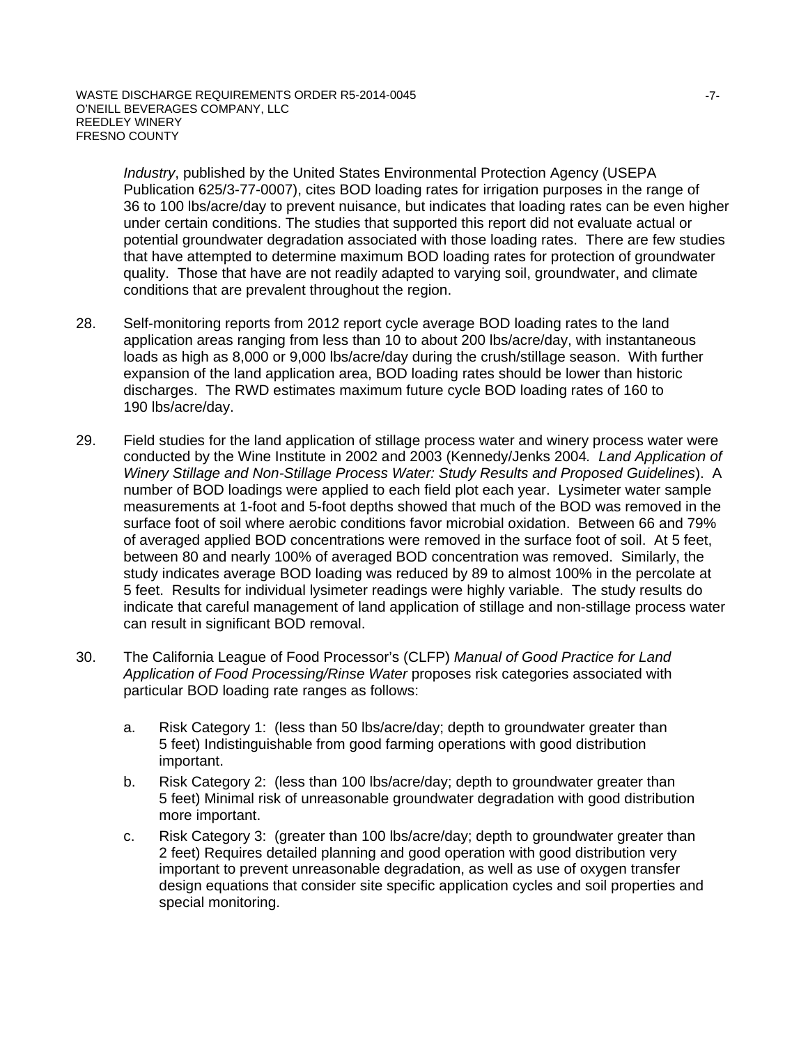*Industry*, published by the United States Environmental Protection Agency (USEPA Publication 625/3-77-0007), cites BOD loading rates for irrigation purposes in the range of 36 to 100 lbs/acre/day to prevent nuisance, but indicates that loading rates can be even higher under certain conditions. The studies that supported this report did not evaluate actual or potential groundwater degradation associated with those loading rates. There are few studies that have attempted to determine maximum BOD loading rates for protection of groundwater quality. Those that have are not readily adapted to varying soil, groundwater, and climate conditions that are prevalent throughout the region.

28. Self-monitoring reports from 2012 report cycle average BOD loading rates to the land application areas ranging from less than 10 to about 200 lbs/acre/day, with instantaneous loads as high as 8,000 or 9,000 lbs/acre/day during the crush/stillage season. With further expansion of the land application area, BOD loading rates should be lower than historic discharges. The RWD estimates maximum future cycle BOD loading rates of 160 to 190 lbs/acre/day.

29. Field studies for the land application of stillage process water and winery process water were conducted by the Wine Institute in 2002 and 2003 (Kennedy/Jenks 2004. *Land Application of Winery Stillage and Non-Stillage Process Water: Study Results and Proposed Guidelines*). A number of BOD loadings were applied to each field plot each year. Lysimeter water sample measurements at 1-foot and 5-foot depths showed that much of the BOD was removed in the surface foot of soil where aerobic conditions favor microbial oxidation. Between 66 and 79% of averaged applied BOD concentrations were removed in the surface foot of soil. At 5 feet, between 80 and nearly 100% of averaged BOD concentration was removed. Similarly, the study indicates average BOD loading was reduced by 89 to almost 100% in the percolate at 5 feet. Results for individual lysimeter readings were highly variable. The study results do indicate that careful management of land application of stillage and non-stillage process water can result in significant BOD removal.

30. The California League of Food Processor's (CLFP) *Manual of Good Practice for Land Application of Food Processing/Rinse Water* proposes risk categories associated with particular BOD loading rate ranges as follows:

    a. Risk Category 1: (less than 50 lbs/acre/day; depth to groundwater greater than 5 feet) Indistinguishable from good farming operations with good distribution important.

    b. Risk Category 2: (less than 100 lbs/acre/day; depth to groundwater greater than 5 feet) Minimal risk of unreasonable groundwater degradation with good distribution more important.

    c. Risk Category 3: (greater than 100 lbs/acre/day; depth to groundwater greater than 2 feet) Requires detailed planning and good operation with good distribution very important to prevent unreasonable degradation, as well as use of oxygen transfer design equations that consider site specific application cycles and soil properties and special monitoring.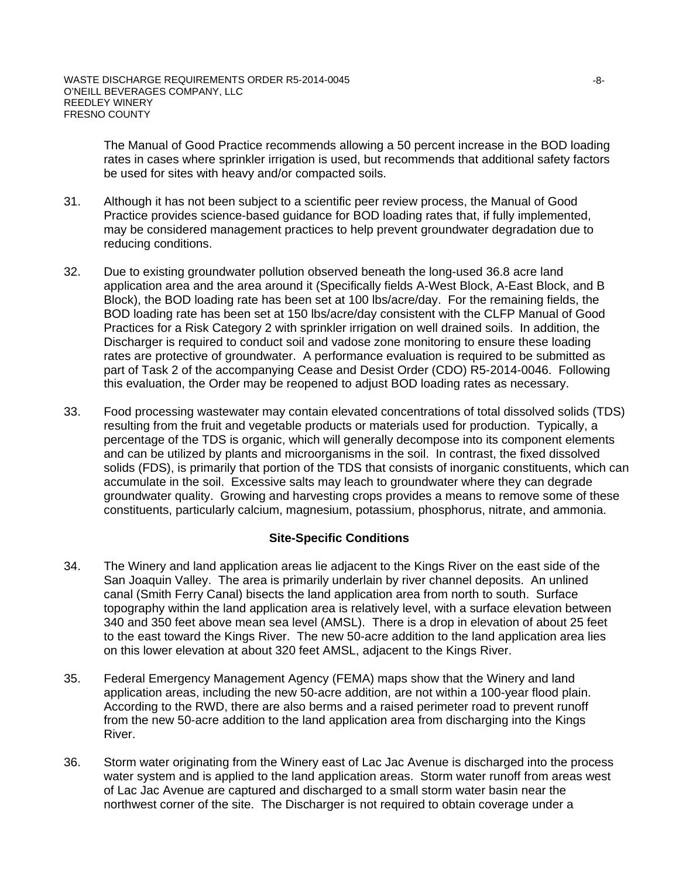The Manual of Good Practice recommends allowing a 50 percent increase in the BOD loading rates in cases where sprinkler irrigation is used, but recommends that additional safety factors be used for sites with heavy and/or compacted soils.

31. Although it has not been subject to a scientific peer review process, the Manual of Good Practice provides science-based guidance for BOD loading rates that, if fully implemented, may be considered management practices to help prevent groundwater degradation due to reducing conditions.

32. Due to existing groundwater pollution observed beneath the long-used 36.8 acre land application area and the area around it (Specifically fields A-West Block, A-East Block, and B Block), the BOD loading rate has been set at 100 lbs/acre/day. For the remaining fields, the BOD loading rate has been set at 150 lbs/acre/day consistent with the CLFP Manual of Good Practices for a Risk Category 2 with sprinkler irrigation on well drained soils. In addition, the Discharger is required to conduct soil and vadose zone monitoring to ensure these loading rates are protective of groundwater. A performance evaluation is required to be submitted as part of Task 2 of the accompanying Cease and Desist Order (CDO) R5-2014-0046. Following this evaluation, the Order may be reopened to adjust BOD loading rates as necessary.

33. Food processing wastewater may contain elevated concentrations of total dissolved solids (TDS) resulting from the fruit and vegetable products or materials used for production. Typically, a percentage of the TDS is organic, which will generally decompose into its component elements and can be utilized by plants and microorganisms in the soil. In contrast, the fixed dissolved solids (FDS), is primarily that portion of the TDS that consists of inorganic constituents, which can accumulate in the soil. Excessive salts may leach to groundwater where they can degrade groundwater quality. Growing and harvesting crops provides a means to remove some of these constituents, particularly calcium, magnesium, potassium, phosphorus, nitrate, and ammonia.

## Site-Specific Conditions

34. The Winery and land application areas lie adjacent to the Kings River on the east side of the San Joaquin Valley. The area is primarily underlain by river channel deposits. An unlined canal (Smith Ferry Canal) bisects the land application area from north to south. Surface topography within the land application area is relatively level, with a surface elevation between 340 and 350 feet above mean sea level (AMSL). There is a drop in elevation of about 25 feet to the east toward the Kings River. The new 50-acre addition to the land application area lies on this lower elevation at about 320 feet AMSL, adjacent to the Kings River.

35. Federal Emergency Management Agency (FEMA) maps show that the Winery and land application areas, including the new 50-acre addition, are not within a 100-year flood plain. According to the RWD, there are also berms and a raised perimeter road to prevent runoff from the new 50-acre addition to the land application area from discharging into the Kings River.

36. Storm water originating from the Winery east of Lac Jac Avenue is discharged into the process water system and is applied to the land application areas. Storm water runoff from areas west of Lac Jac Avenue are captured and discharged to a small storm water basin near the northwest corner of the site. The Discharger is not required to obtain coverage under a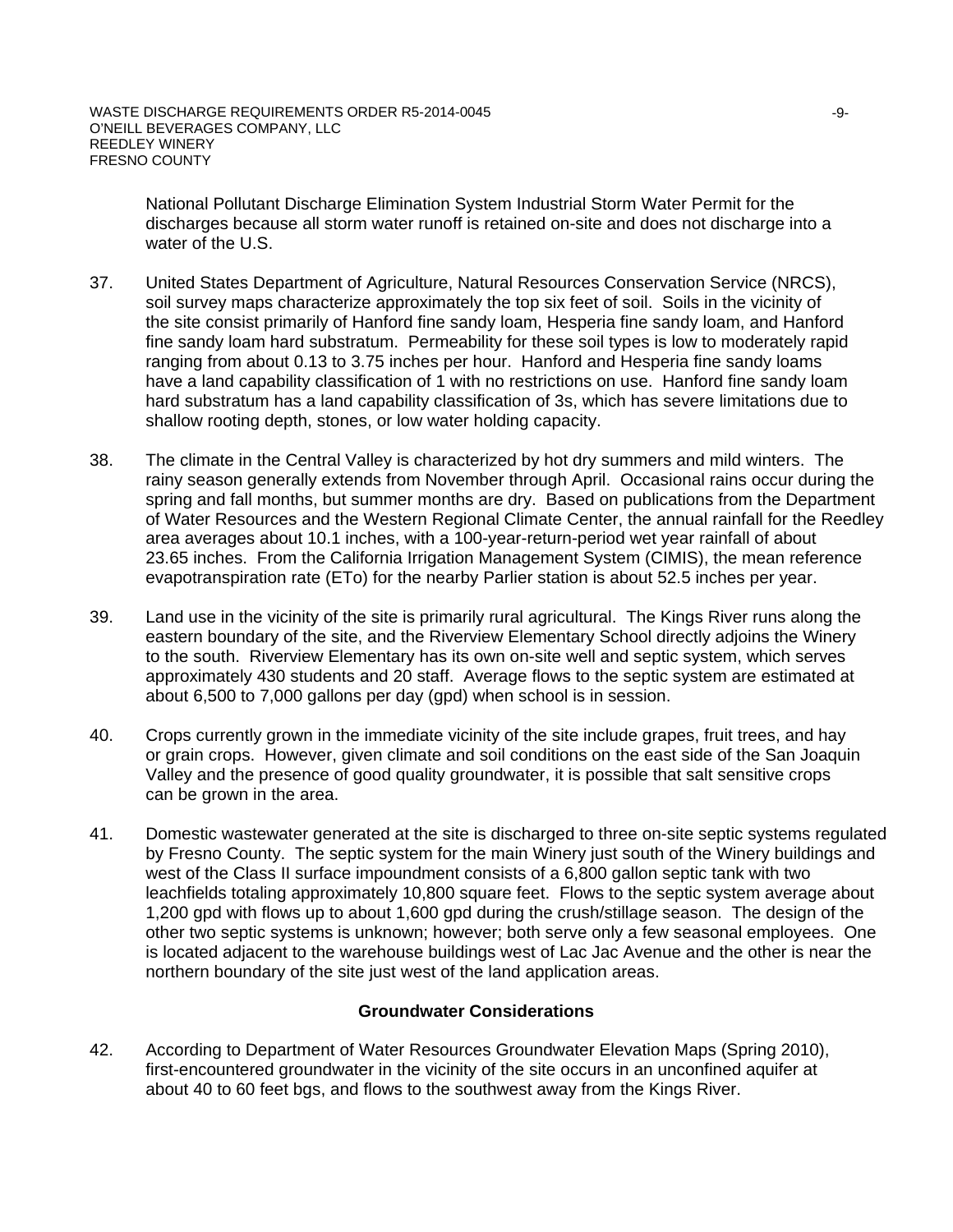National Pollutant Discharge Elimination System Industrial Storm Water Permit for the discharges because all storm water runoff is retained on-site and does not discharge into a water of the U.S.

37. United States Department of Agriculture, Natural Resources Conservation Service (NRCS), soil survey maps characterize approximately the top six feet of soil. Soils in the vicinity of the site consist primarily of Hanford fine sandy loam, Hesperia fine sandy loam, and Hanford fine sandy loam hard substratum. Permeability for these soil types is low to moderately rapid ranging from about 0.13 to 3.75 inches per hour. Hanford and Hesperia fine sandy loams have a land capability classification of 1 with no restrictions on use. Hanford fine sandy loam hard substratum has a land capability classification of 3s, which has severe limitations due to shallow rooting depth, stones, or low water holding capacity.

38. The climate in the Central Valley is characterized by hot dry summers and mild winters. The rainy season generally extends from November through April. Occasional rains occur during the spring and fall months, but summer months are dry. Based on publications from the Department of Water Resources and the Western Regional Climate Center, the annual rainfall for the Reedley area averages about 10.1 inches, with a 100-year-return-period wet year rainfall of about 23.65 inches. From the California Irrigation Management System (CIMIS), the mean reference evapotranspiration rate (ETo) for the nearby Parlier station is about 52.5 inches per year.

39. Land use in the vicinity of the site is primarily rural agricultural. The Kings River runs along the eastern boundary of the site, and the Riverview Elementary School directly adjoins the Winery to the south. Riverview Elementary has its own on-site well and septic system, which serves approximately 430 students and 20 staff. Average flows to the septic system are estimated at about 6,500 to 7,000 gallons per day (gpd) when school is in session.

40. Crops currently grown in the immediate vicinity of the site include grapes, fruit trees, and hay or grain crops. However, given climate and soil conditions on the east side of the San Joaquin Valley and the presence of good quality groundwater, it is possible that salt sensitive crops can be grown in the area.

41. Domestic wastewater generated at the site is discharged to three on-site septic systems regulated by Fresno County. The septic system for the main Winery just south of the Winery buildings and west of the Class II surface impoundment consists of a 6,800 gallon septic tank with two leachfields totaling approximately 10,800 square feet. Flows to the septic system average about 1,200 gpd with flows up to about 1,600 gpd during the crush/stillage season. The design of the other two septic systems is unknown; however; both serve only a few seasonal employees. One is located adjacent to the warehouse buildings west of Lac Jac Avenue and the other is near the northern boundary of the site just west of the land application areas.

### Groundwater Considerations

42. According to Department of Water Resources Groundwater Elevation Maps (Spring 2010), first-encountered groundwater in the vicinity of the site occurs in an unconfined aquifer at about 40 to 60 feet bgs, and flows to the southwest away from the Kings River.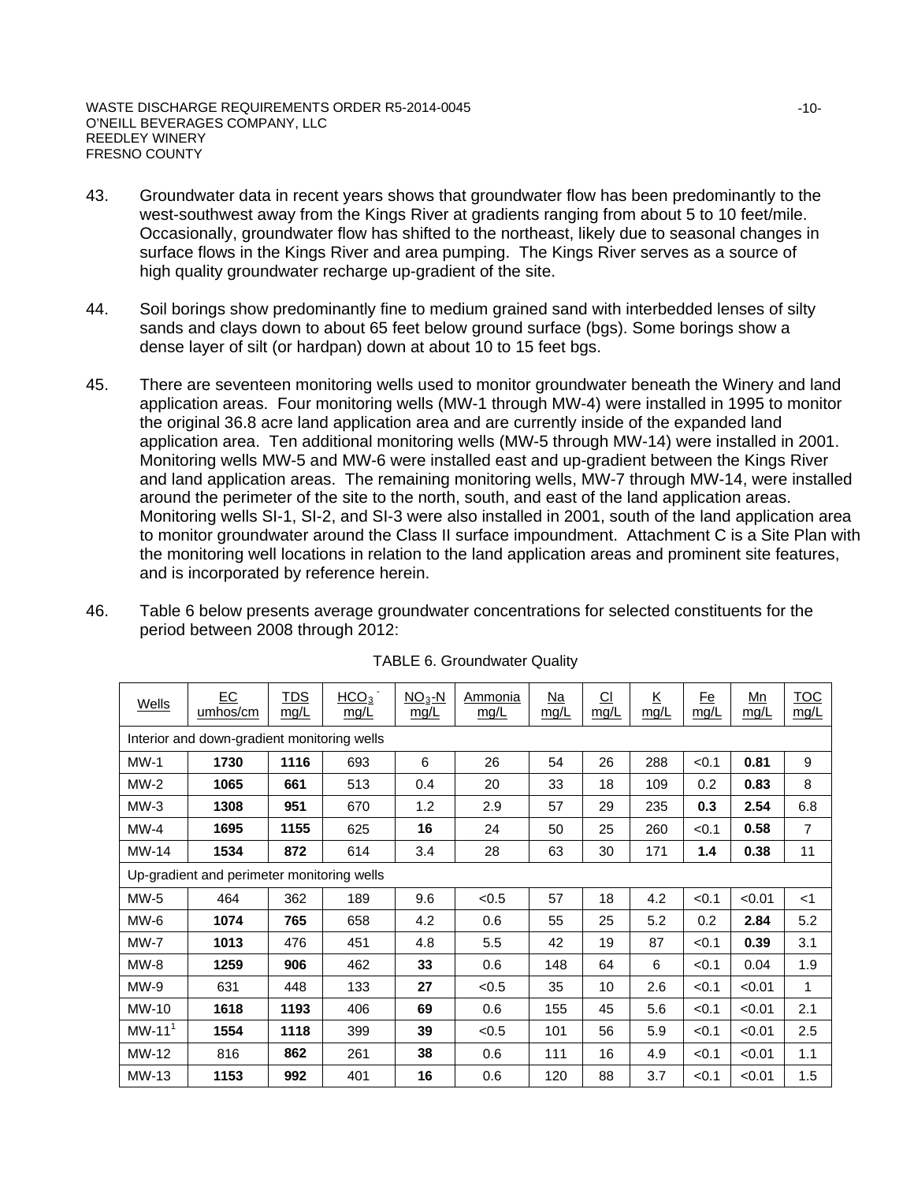43. Groundwater data in recent years shows that groundwater flow has been predominantly to the west-southwest away from the Kings River at gradients ranging from about 5 to 10 feet/mile. Occasionally, groundwater flow has shifted to the northeast, likely due to seasonal changes in surface flows in the Kings River and area pumping. The Kings River serves as a source of high quality groundwater recharge up-gradient of the site.

44. Soil borings show predominantly fine to medium grained sand with interbedded lenses of silty sands and clays down to about 65 feet below ground surface (bgs). Some borings show a dense layer of silt (or hardpan) down at about 10 to 15 feet bgs.

45. There are seventeen monitoring wells used to monitor groundwater beneath the Winery and land application areas. Four monitoring wells (MW-1 through MW-4) were installed in 1995 to monitor the original 36.8 acre land application area and are currently inside of the expanded land application area. Ten additional monitoring wells (MW-5 through MW-14) were installed in 2001. Monitoring wells MW-5 and MW-6 were installed east and up-gradient between the Kings River and land application areas. The remaining monitoring wells, MW-7 through MW-14, were installed around the perimeter of the site to the north, south, and east of the land application areas. Monitoring wells SI-1, SI-2, and SI-3 were also installed in 2001, south of the land application area to monitor groundwater around the Class II surface impoundment. Attachment C is a Site Plan with the monitoring well locations in relation to the land application areas and prominent site features, and is incorporated by reference herein.

46. Table 6 below presents average groundwater concentrations for selected constituents for the period between 2008 through 2012:

TABLE 6. Groundwater Quality

| Wells | EC umhos/cm | TDS mg/L | $HCO_3^-$ mg/L | $NO_3$-N mg/L | Ammonia mg/L | Na mg/L | Cl mg/L | K mg/L | Fe mg/L | Mn mg/L | TOC mg/L |
|---|---|---|---|---|---|---|---|---|---|---|---|
| Interior and down-gradient monitoring wells | | | | | | | | | | | |
| MW-1 | **1730** | **1116** | 693 | 6 | 26 | 54 | 26 | 288 | <0.1 | **0.81** | 9 |
| MW-2 | **1065** | **661** | 513 | 0.4 | 20 | 33 | 18 | 109 | 0.2 | **0.83** | 8 |
| MW-3 | **1308** | **951** | 670 | 1.2 | 2.9 | 57 | 29 | 235 | **0.3** | **2.54** | 6.8 |
| MW-4 | **1695** | **1155** | 625 | **16** | 24 | 50 | 25 | 260 | <0.1 | **0.58** | 7 |
| MW-14 | **1534** | **872** | 614 | 3.4 | 28 | 63 | 30 | 171 | **1.4** | **0.38** | 11 |
| Up-gradient and perimeter monitoring wells | | | | | | | | | | | |
| MW-5 | 464 | 362 | 189 | 9.6 | <0.5 | 57 | 18 | 4.2 | <0.1 | <0.01 | <1 |
| MW-6 | **1074** | **765** | 658 | 4.2 | 0.6 | 55 | 25 | 5.2 | 0.2 | **2.84** | 5.2 |
| MW-7 | **1013** | 476 | 451 | 4.8 | 5.5 | 42 | 19 | 87 | <0.1 | **0.39** | 3.1 |
| MW-8 | **1259** | **906** | 462 | **33** | 0.6 | 148 | 64 | 6 | <0.1 | 0.04 | 1.9 |
| MW-9 | 631 | 448 | 133 | **27** | <0.5 | 35 | 10 | 2.6 | <0.1 | <0.01 | 1 |
| MW-10 | **1618** | **1193** | 406 | **69** | 0.6 | 155 | 45 | 5.6 | <0.1 | <0.01 | 2.1 |
| MW-11[1] | **1554** | **1118** | 399 | **39** | <0.5 | 101 | 56 | 5.9 | <0.1 | <0.01 | 2.5 |
| MW-12 | 816 | **862** | 261 | **38** | 0.6 | 111 | 16 | 4.9 | <0.1 | <0.01 | 1.1 |
| MW-13 | **1153** | **992** | 401 | **16** | 0.6 | 120 | 88 | 3.7 | <0.1 | <0.01 | 1.5 |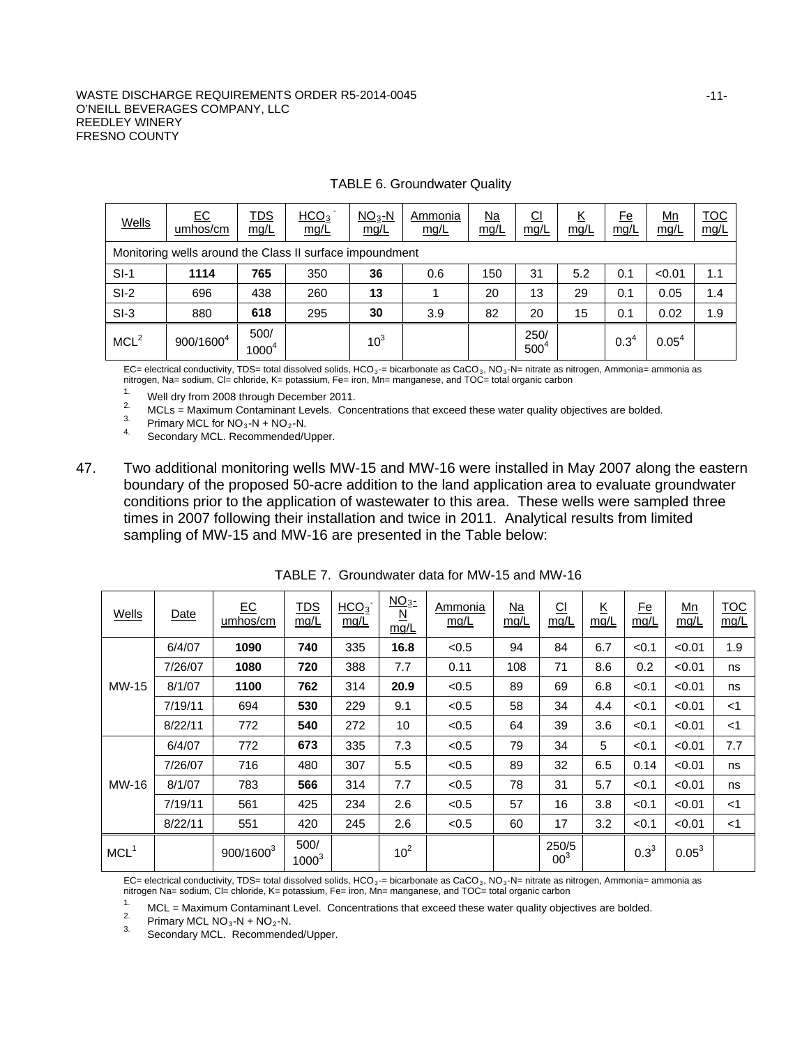TABLE 6. Groundwater Quality

| Wells | EC umhos/cm | TDS mg/L | $HCO_3^-$ mg/L | $NO_3$-N mg/L | Ammonia mg/L | Na mg/L | Cl mg/L | K mg/L | Fe mg/L | Mn mg/L | TOC mg/L |
|---|---|---|---|---|---|---|---|---|---|---|---|
| Monitoring wells around the Class II surface impoundment | | | | | | | | | | | |
| SI-1 | **1114** | **765** | 350 | **36** | 0.6 | 150 | 31 | 5.2 | 0.1 | <0.01 | 1.1 |
| SI-2 | 696 | 438 | 260 | **13** | 1 | 20 | 13 | 29 | 0.1 | 0.05 | 1.4 |
| SI-3 | 880 | **618** | 295 | **30** | 3.9 | 82 | 20 | 15 | 0.1 | 0.02 | 1.9 |
| MCL[2] | 900/1600[4] | 500/ 1000[4] | | 10[3] | | | 250/ 500[4] | | 0.3[4] | 0.05[4] | |

EC= electrical conductivity, TDS= total dissolved solids, $HCO_3$-= bicarbonate as $CaCO_3$, $NO_3$-N= nitrate as nitrogen, Ammonia= ammonia as nitrogen, Na= sodium, Cl= chloride, K= potassium, Fe= iron, Mn= manganese, and TOC= total organic carbon

1. Well dry from 2008 through December 2011.
2. MCLs = Maximum Contaminant Levels. Concentrations that exceed these water quality objectives are bolded.
3. Primary MCL for $NO_3$-N + $NO_2$-N.
4. Secondary MCL. Recommended/Upper.

47. Two additional monitoring wells MW-15 and MW-16 were installed in May 2007 along the eastern boundary of the proposed 50-acre addition to the land application area to evaluate groundwater conditions prior to the application of wastewater to this area. These wells were sampled three times in 2007 following their installation and twice in 2011. Analytical results from limited sampling of MW-15 and MW-16 are presented in the Table below:

TABLE 7. Groundwater data for MW-15 and MW-16

| Wells | Date | EC umhos/cm | TDS mg/L | $HCO_3^-$ mg/L | $NO_3$-N mg/L | Ammonia mg/L | Na mg/L | Cl mg/L | K mg/L | Fe mg/L | Mn mg/L | TOC mg/L |
|---|---|---|---|---|---|---|---|---|---|---|---|---|
| MW-15 | 6/4/07 | **1090** | **740** | 335 | **16.8** | <0.5 | 94 | 84 | 6.7 | <0.1 | <0.01 | 1.9 |
| | 7/26/07 | **1080** | **720** | 388 | 7.7 | 0.11 | 108 | 71 | 8.6 | 0.2 | <0.01 | ns |
| | 8/1/07 | **1100** | **762** | 314 | **20.9** | <0.5 | 89 | 69 | 6.8 | <0.1 | <0.01 | ns |
| | 7/19/11 | 694 | **530** | 229 | 9.1 | <0.5 | 58 | 34 | 4.4 | <0.1 | <0.01 | <1 |
| | 8/22/11 | 772 | **540** | 272 | 10 | <0.5 | 64 | 39 | 3.6 | <0.1 | <0.01 | <1 |
| MW-16 | 6/4/07 | 772 | **673** | 335 | 7.3 | <0.5 | 79 | 34 | 5 | <0.1 | <0.01 | 7.7 |
| | 7/26/07 | 716 | 480 | 307 | 5.5 | <0.5 | 89 | 32 | 6.5 | 0.14 | <0.01 | ns |
| | 8/1/07 | 783 | **566** | 314 | 7.7 | <0.5 | 78 | 31 | 5.7 | <0.1 | <0.01 | ns |
| | 7/19/11 | 561 | 425 | 234 | 2.6 | <0.5 | 57 | 16 | 3.8 | <0.1 | <0.01 | <1 |
| | 8/22/11 | 551 | 420 | 245 | 2.6 | <0.5 | 60 | 17 | 3.2 | <0.1 | <0.01 | <1 |
| MCL[1] | | 900/1600[3] | 500/ 1000[3] | | 10[2] | | | 250/500[3] | | 0.3[3] | 0.05[3] | |

EC= electrical conductivity, TDS= total dissolved solids, $HCO_3$-= bicarbonate as $CaCO_3$, $NO_3$-N= nitrate as nitrogen, Ammonia= ammonia as nitrogen Na= sodium, Cl= chloride, K= potassium, Fe= iron, Mn= manganese, and TOC= total organic carbon

1. MCL = Maximum Contaminant Level. Concentrations that exceed these water quality objectives are bolded.
2. Primary MCL $NO_3$-N + $NO_2$-N.
3. Secondary MCL. Recommended/Upper.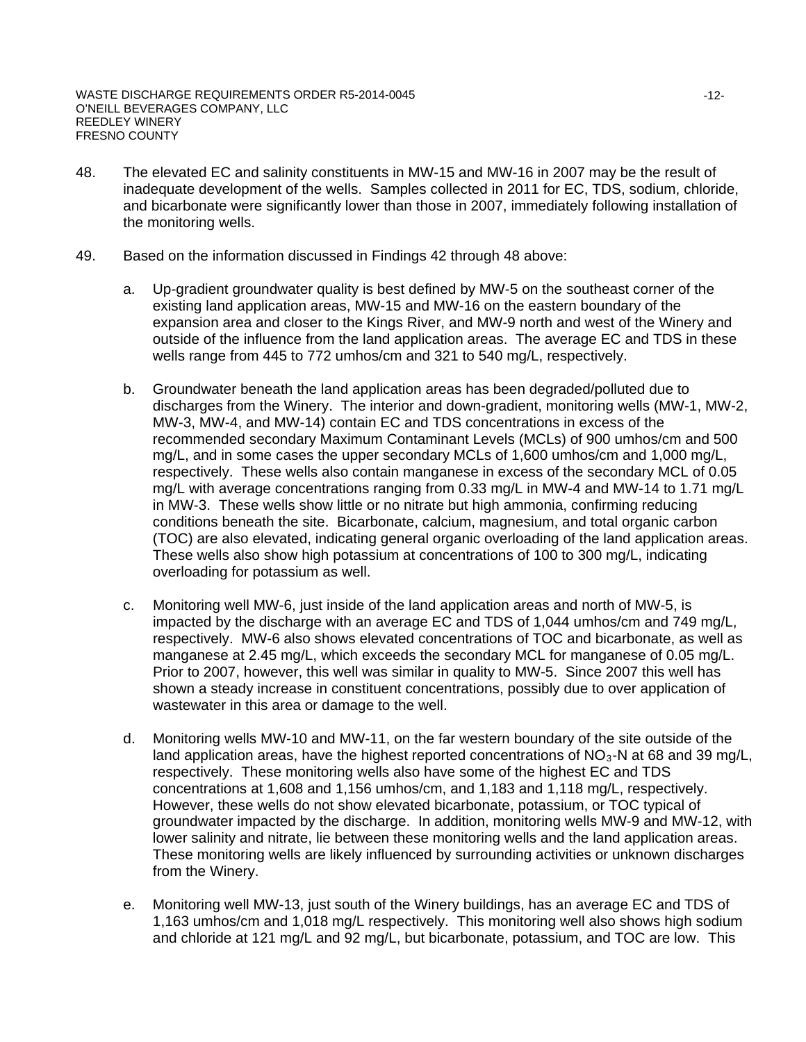48. The elevated EC and salinity constituents in MW-15 and MW-16 in 2007 may be the result of inadequate development of the wells. Samples collected in 2011 for EC, TDS, sodium, chloride, and bicarbonate were significantly lower than those in 2007, immediately following installation of the monitoring wells.

49. Based on the information discussed in Findings 42 through 48 above:

    a. Up-gradient groundwater quality is best defined by MW-5 on the southeast corner of the existing land application areas, MW-15 and MW-16 on the eastern boundary of the expansion area and closer to the Kings River, and MW-9 north and west of the Winery and outside of the influence from the land application areas. The average EC and TDS in these wells range from 445 to 772 umhos/cm and 321 to 540 mg/L, respectively.

    b. Groundwater beneath the land application areas has been degraded/polluted due to discharges from the Winery. The interior and down-gradient, monitoring wells (MW-1, MW-2, MW-3, MW-4, and MW-14) contain EC and TDS concentrations in excess of the recommended secondary Maximum Contaminant Levels (MCLs) of 900 umhos/cm and 500 mg/L, and in some cases the upper secondary MCLs of 1,600 umhos/cm and 1,000 mg/L, respectively. These wells also contain manganese in excess of the secondary MCL of 0.05 mg/L with average concentrations ranging from 0.33 mg/L in MW-4 and MW-14 to 1.71 mg/L in MW-3. These wells show little or no nitrate but high ammonia, confirming reducing conditions beneath the site. Bicarbonate, calcium, magnesium, and total organic carbon (TOC) are also elevated, indicating general organic overloading of the land application areas. These wells also show high potassium at concentrations of 100 to 300 mg/L, indicating overloading for potassium as well.

    c. Monitoring well MW-6, just inside of the land application areas and north of MW-5, is impacted by the discharge with an average EC and TDS of 1,044 umhos/cm and 749 mg/L, respectively. MW-6 also shows elevated concentrations of TOC and bicarbonate, as well as manganese at 2.45 mg/L, which exceeds the secondary MCL for manganese of 0.05 mg/L. Prior to 2007, however, this well was similar in quality to MW-5. Since 2007 this well has shown a steady increase in constituent concentrations, possibly due to over application of wastewater in this area or damage to the well.

    d. Monitoring wells MW-10 and MW-11, on the far western boundary of the site outside of the land application areas, have the highest reported concentrations of $NO_3$-N at 68 and 39 mg/L, respectively. These monitoring wells also have some of the highest EC and TDS concentrations at 1,608 and 1,156 umhos/cm, and 1,183 and 1,118 mg/L, respectively. However, these wells do not show elevated bicarbonate, potassium, or TOC typical of groundwater impacted by the discharge. In addition, monitoring wells MW-9 and MW-12, with lower salinity and nitrate, lie between these monitoring wells and the land application areas. These monitoring wells are likely influenced by surrounding activities or unknown discharges from the Winery.

    e. Monitoring well MW-13, just south of the Winery buildings, has an average EC and TDS of 1,163 umhos/cm and 1,018 mg/L respectively. This monitoring well also shows high sodium and chloride at 121 mg/L and 92 mg/L, but bicarbonate, potassium, and TOC are low. This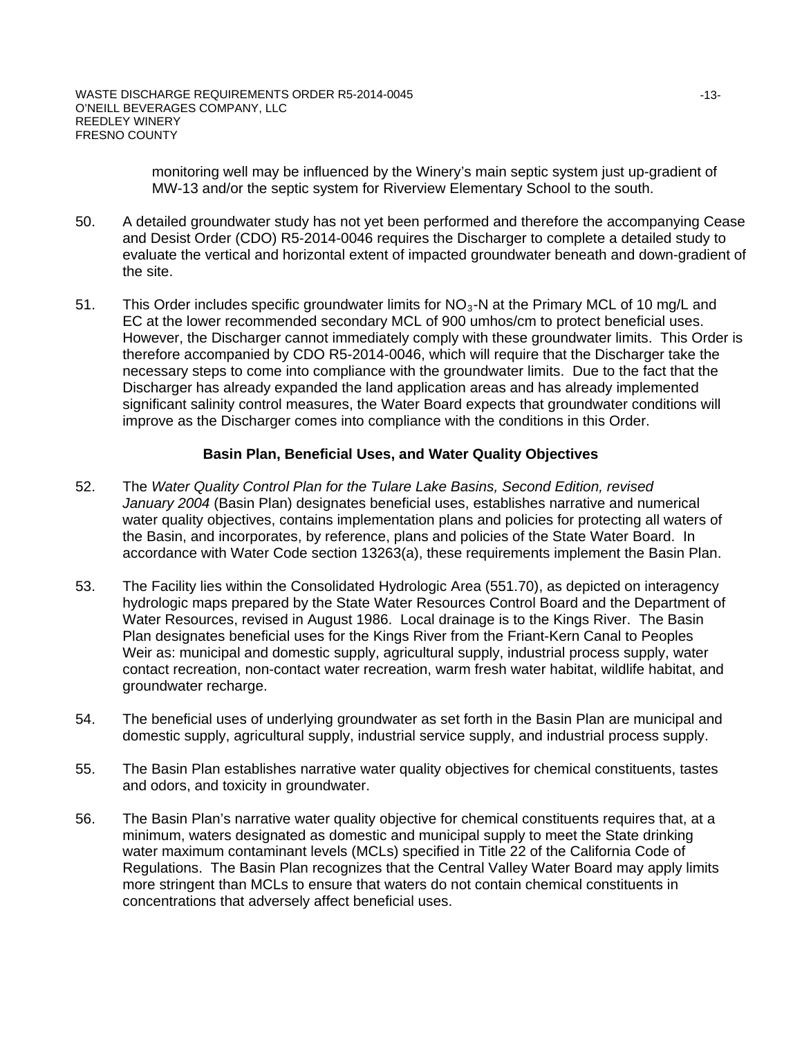monitoring well may be influenced by the Winery's main septic system just up-gradient of MW-13 and/or the septic system for Riverview Elementary School to the south.

50. A detailed groundwater study has not yet been performed and therefore the accompanying Cease and Desist Order (CDO) R5-2014-0046 requires the Discharger to complete a detailed study to evaluate the vertical and horizontal extent of impacted groundwater beneath and down-gradient of the site.

51. This Order includes specific groundwater limits for $NO_3$-N at the Primary MCL of 10 mg/L and EC at the lower recommended secondary MCL of 900 umhos/cm to protect beneficial uses. However, the Discharger cannot immediately comply with these groundwater limits. This Order is therefore accompanied by CDO R5-2014-0046, which will require that the Discharger take the necessary steps to come into compliance with the groundwater limits. Due to the fact that the Discharger has already expanded the land application areas and has already implemented significant salinity control measures, the Water Board expects that groundwater conditions will improve as the Discharger comes into compliance with the conditions in this Order.

### Basin Plan, Beneficial Uses, and Water Quality Objectives

52. The *Water Quality Control Plan for the Tulare Lake Basins, Second Edition, revised January 2004* (Basin Plan) designates beneficial uses, establishes narrative and numerical water quality objectives, contains implementation plans and policies for protecting all waters of the Basin, and incorporates, by reference, plans and policies of the State Water Board. In accordance with Water Code section 13263(a), these requirements implement the Basin Plan.

53. The Facility lies within the Consolidated Hydrologic Area (551.70), as depicted on interagency hydrologic maps prepared by the State Water Resources Control Board and the Department of Water Resources, revised in August 1986. Local drainage is to the Kings River. The Basin Plan designates beneficial uses for the Kings River from the Friant-Kern Canal to Peoples Weir as: municipal and domestic supply, agricultural supply, industrial process supply, water contact recreation, non-contact water recreation, warm fresh water habitat, wildlife habitat, and groundwater recharge.

54. The beneficial uses of underlying groundwater as set forth in the Basin Plan are municipal and domestic supply, agricultural supply, industrial service supply, and industrial process supply.

55. The Basin Plan establishes narrative water quality objectives for chemical constituents, tastes and odors, and toxicity in groundwater.

56. The Basin Plan's narrative water quality objective for chemical constituents requires that, at a minimum, waters designated as domestic and municipal supply to meet the State drinking water maximum contaminant levels (MCLs) specified in Title 22 of the California Code of Regulations. The Basin Plan recognizes that the Central Valley Water Board may apply limits more stringent than MCLs to ensure that waters do not contain chemical constituents in concentrations that adversely affect beneficial uses.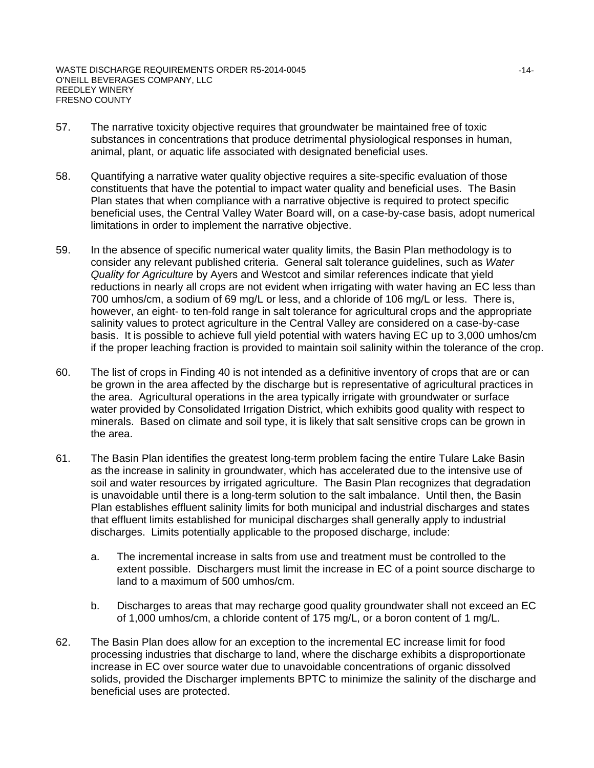57. The narrative toxicity objective requires that groundwater be maintained free of toxic substances in concentrations that produce detrimental physiological responses in human, animal, plant, or aquatic life associated with designated beneficial uses.

58. Quantifying a narrative water quality objective requires a site-specific evaluation of those constituents that have the potential to impact water quality and beneficial uses. The Basin Plan states that when compliance with a narrative objective is required to protect specific beneficial uses, the Central Valley Water Board will, on a case-by-case basis, adopt numerical limitations in order to implement the narrative objective.

59. In the absence of specific numerical water quality limits, the Basin Plan methodology is to consider any relevant published criteria. General salt tolerance guidelines, such as *Water Quality for Agriculture* by Ayers and Westcot and similar references indicate that yield reductions in nearly all crops are not evident when irrigating with water having an EC less than 700 umhos/cm, a sodium of 69 mg/L or less, and a chloride of 106 mg/L or less. There is, however, an eight- to ten-fold range in salt tolerance for agricultural crops and the appropriate salinity values to protect agriculture in the Central Valley are considered on a case-by-case basis. It is possible to achieve full yield potential with waters having EC up to 3,000 umhos/cm if the proper leaching fraction is provided to maintain soil salinity within the tolerance of the crop.

60. The list of crops in Finding 40 is not intended as a definitive inventory of crops that are or can be grown in the area affected by the discharge but is representative of agricultural practices in the area. Agricultural operations in the area typically irrigate with groundwater or surface water provided by Consolidated Irrigation District, which exhibits good quality with respect to minerals. Based on climate and soil type, it is likely that salt sensitive crops can be grown in the area.

61. The Basin Plan identifies the greatest long-term problem facing the entire Tulare Lake Basin as the increase in salinity in groundwater, which has accelerated due to the intensive use of soil and water resources by irrigated agriculture. The Basin Plan recognizes that degradation is unavoidable until there is a long-term solution to the salt imbalance. Until then, the Basin Plan establishes effluent salinity limits for both municipal and industrial discharges and states that effluent limits established for municipal discharges shall generally apply to industrial discharges. Limits potentially applicable to the proposed discharge, include:

    a. The incremental increase in salts from use and treatment must be controlled to the extent possible. Dischargers must limit the increase in EC of a point source discharge to land to a maximum of 500 umhos/cm.

    b. Discharges to areas that may recharge good quality groundwater shall not exceed an EC of 1,000 umhos/cm, a chloride content of 175 mg/L, or a boron content of 1 mg/L.

62. The Basin Plan does allow for an exception to the incremental EC increase limit for food processing industries that discharge to land, where the discharge exhibits a disproportionate increase in EC over source water due to unavoidable concentrations of organic dissolved solids, provided the Discharger implements BPTC to minimize the salinity of the discharge and beneficial uses are protected.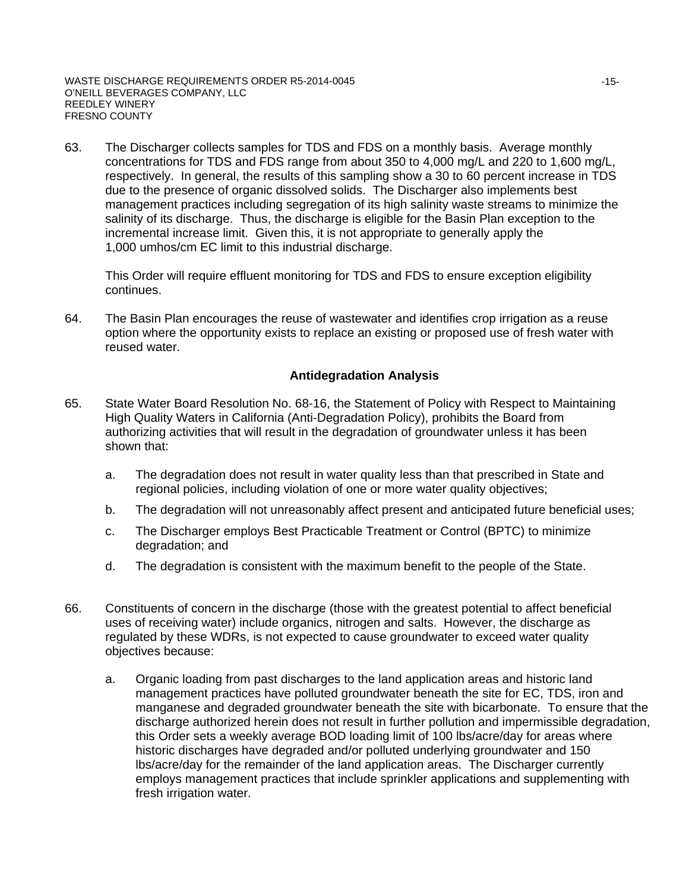63. The Discharger collects samples for TDS and FDS on a monthly basis. Average monthly concentrations for TDS and FDS range from about 350 to 4,000 mg/L and 220 to 1,600 mg/L, respectively. In general, the results of this sampling show a 30 to 60 percent increase in TDS due to the presence of organic dissolved solids. The Discharger also implements best management practices including segregation of its high salinity waste streams to minimize the salinity of its discharge. Thus, the discharge is eligible for the Basin Plan exception to the incremental increase limit. Given this, it is not appropriate to generally apply the 1,000 umhos/cm EC limit to this industrial discharge.

    This Order will require effluent monitoring for TDS and FDS to ensure exception eligibility continues.

64. The Basin Plan encourages the reuse of wastewater and identifies crop irrigation as a reuse option where the opportunity exists to replace an existing or proposed use of fresh water with reused water.

**Antidegradation Analysis**

65. State Water Board Resolution No. 68-16, the Statement of Policy with Respect to Maintaining High Quality Waters in California (Anti-Degradation Policy), prohibits the Board from authorizing activities that will result in the degradation of groundwater unless it has been shown that:

    a. The degradation does not result in water quality less than that prescribed in State and regional policies, including violation of one or more water quality objectives;

    b. The degradation will not unreasonably affect present and anticipated future beneficial uses;

    c. The Discharger employs Best Practicable Treatment or Control (BPTC) to minimize degradation; and

    d. The degradation is consistent with the maximum benefit to the people of the State.

66. Constituents of concern in the discharge (those with the greatest potential to affect beneficial uses of receiving water) include organics, nitrogen and salts. However, the discharge as regulated by these WDRs, is not expected to cause groundwater to exceed water quality objectives because:

    a. Organic loading from past discharges to the land application areas and historic land management practices have polluted groundwater beneath the site for EC, TDS, iron and manganese and degraded groundwater beneath the site with bicarbonate. To ensure that the discharge authorized herein does not result in further pollution and impermissible degradation, this Order sets a weekly average BOD loading limit of 100 lbs/acre/day for areas where historic discharges have degraded and/or polluted underlying groundwater and 150 lbs/acre/day for the remainder of the land application areas. The Discharger currently employs management practices that include sprinkler applications and supplementing with fresh irrigation water.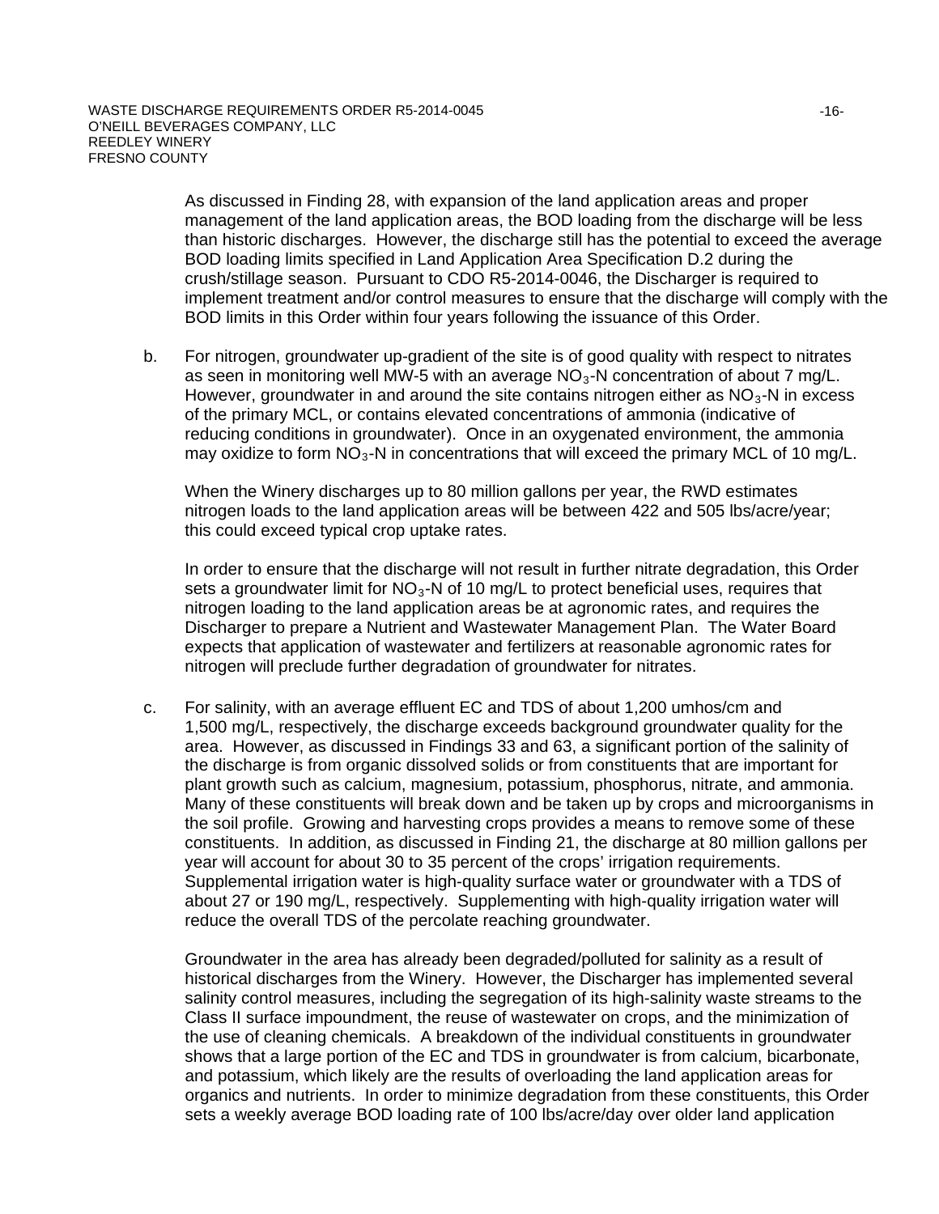As discussed in Finding 28, with expansion of the land application areas and proper management of the land application areas, the BOD loading from the discharge will be less than historic discharges. However, the discharge still has the potential to exceed the average BOD loading limits specified in Land Application Area Specification D.2 during the crush/stillage season. Pursuant to CDO R5-2014-0046, the Discharger is required to implement treatment and/or control measures to ensure that the discharge will comply with the BOD limits in this Order within four years following the issuance of this Order.

b. For nitrogen, groundwater up-gradient of the site is of good quality with respect to nitrates as seen in monitoring well MW-5 with an average $NO_3$-N concentration of about 7 mg/L. However, groundwater in and around the site contains nitrogen either as $NO_3$-N in excess of the primary MCL, or contains elevated concentrations of ammonia (indicative of reducing conditions in groundwater). Once in an oxygenated environment, the ammonia may oxidize to form $NO_3$-N in concentrations that will exceed the primary MCL of 10 mg/L.

   When the Winery discharges up to 80 million gallons per year, the RWD estimates nitrogen loads to the land application areas will be between 422 and 505 lbs/acre/year; this could exceed typical crop uptake rates.

   In order to ensure that the discharge will not result in further nitrate degradation, this Order sets a groundwater limit for $NO_3$-N of 10 mg/L to protect beneficial uses, requires that nitrogen loading to the land application areas be at agronomic rates, and requires the Discharger to prepare a Nutrient and Wastewater Management Plan. The Water Board expects that application of wastewater and fertilizers at reasonable agronomic rates for nitrogen will preclude further degradation of groundwater for nitrates.

c. For salinity, with an average effluent EC and TDS of about 1,200 umhos/cm and 1,500 mg/L, respectively, the discharge exceeds background groundwater quality for the area. However, as discussed in Findings 33 and 63, a significant portion of the salinity of the discharge is from organic dissolved solids or from constituents that are important for plant growth such as calcium, magnesium, potassium, phosphorus, nitrate, and ammonia. Many of these constituents will break down and be taken up by crops and microorganisms in the soil profile. Growing and harvesting crops provides a means to remove some of these constituents. In addition, as discussed in Finding 21, the discharge at 80 million gallons per year will account for about 30 to 35 percent of the crops' irrigation requirements. Supplemental irrigation water is high-quality surface water or groundwater with a TDS of about 27 or 190 mg/L, respectively. Supplementing with high-quality irrigation water will reduce the overall TDS of the percolate reaching groundwater.

   Groundwater in the area has already been degraded/polluted for salinity as a result of historical discharges from the Winery. However, the Discharger has implemented several salinity control measures, including the segregation of its high-salinity waste streams to the Class II surface impoundment, the reuse of wastewater on crops, and the minimization of the use of cleaning chemicals. A breakdown of the individual constituents in groundwater shows that a large portion of the EC and TDS in groundwater is from calcium, bicarbonate, and potassium, which likely are the results of overloading the land application areas for organics and nutrients. In order to minimize degradation from these constituents, this Order sets a weekly average BOD loading rate of 100 lbs/acre/day over older land application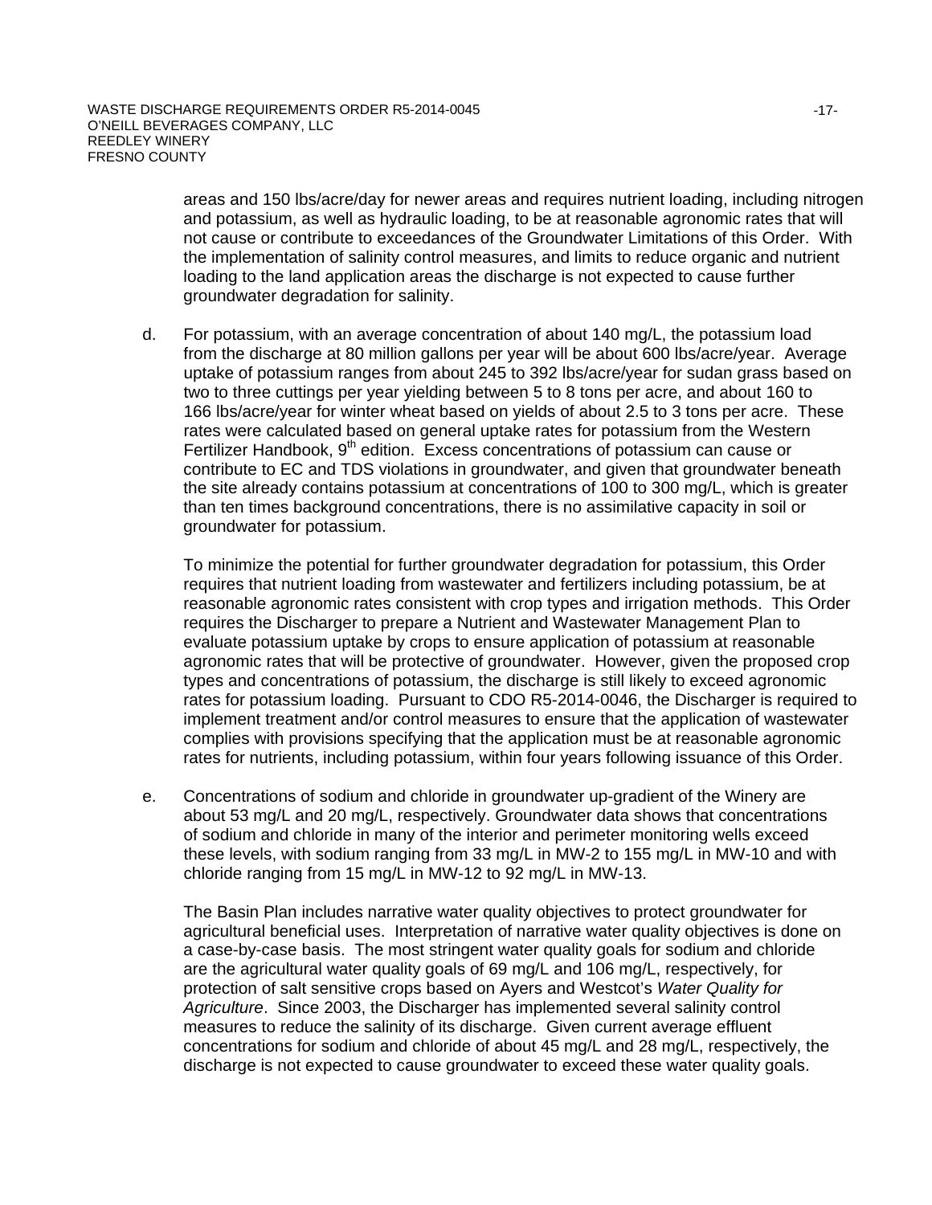areas and 150 lbs/acre/day for newer areas and requires nutrient loading, including nitrogen and potassium, as well as hydraulic loading, to be at reasonable agronomic rates that will not cause or contribute to exceedances of the Groundwater Limitations of this Order. With the implementation of salinity control measures, and limits to reduce organic and nutrient loading to the land application areas the discharge is not expected to cause further groundwater degradation for salinity.

d. For potassium, with an average concentration of about 140 mg/L, the potassium load from the discharge at 80 million gallons per year will be about 600 lbs/acre/year. Average uptake of potassium ranges from about 245 to 392 lbs/acre/year for sudan grass based on two to three cuttings per year yielding between 5 to 8 tons per acre, and about 160 to 166 lbs/acre/year for winter wheat based on yields of about 2.5 to 3 tons per acre. These rates were calculated based on general uptake rates for potassium from the Western Fertilizer Handbook, 9th edition. Excess concentrations of potassium can cause or contribute to EC and TDS violations in groundwater, and given that groundwater beneath the site already contains potassium at concentrations of 100 to 300 mg/L, which is greater than ten times background concentrations, there is no assimilative capacity in soil or groundwater for potassium.

   To minimize the potential for further groundwater degradation for potassium, this Order requires that nutrient loading from wastewater and fertilizers including potassium, be at reasonable agronomic rates consistent with crop types and irrigation methods. This Order requires the Discharger to prepare a Nutrient and Wastewater Management Plan to evaluate potassium uptake by crops to ensure application of potassium at reasonable agronomic rates that will be protective of groundwater. However, given the proposed crop types and concentrations of potassium, the discharge is still likely to exceed agronomic rates for potassium loading. Pursuant to CDO R5-2014-0046, the Discharger is required to implement treatment and/or control measures to ensure that the application of wastewater complies with provisions specifying that the application must be at reasonable agronomic rates for nutrients, including potassium, within four years following issuance of this Order.

e. Concentrations of sodium and chloride in groundwater up-gradient of the Winery are about 53 mg/L and 20 mg/L, respectively. Groundwater data shows that concentrations of sodium and chloride in many of the interior and perimeter monitoring wells exceed these levels, with sodium ranging from 33 mg/L in MW-2 to 155 mg/L in MW-10 and with chloride ranging from 15 mg/L in MW-12 to 92 mg/L in MW-13.

   The Basin Plan includes narrative water quality objectives to protect groundwater for agricultural beneficial uses. Interpretation of narrative water quality objectives is done on a case-by-case basis. The most stringent water quality goals for sodium and chloride are the agricultural water quality goals of 69 mg/L and 106 mg/L, respectively, for protection of salt sensitive crops based on Ayers and Westcot's *Water Quality for Agriculture*. Since 2003, the Discharger has implemented several salinity control measures to reduce the salinity of its discharge. Given current average effluent concentrations for sodium and chloride of about 45 mg/L and 28 mg/L, respectively, the discharge is not expected to cause groundwater to exceed these water quality goals.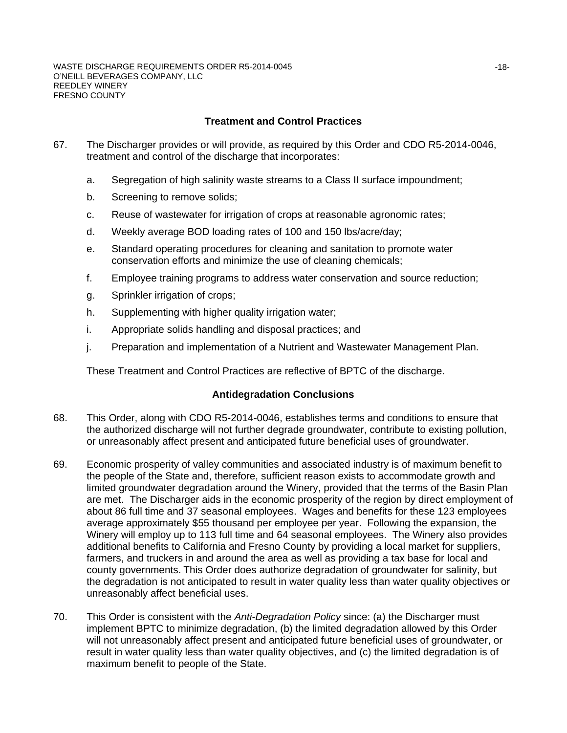### Treatment and Control Practices

67. The Discharger provides or will provide, as required by this Order and CDO R5-2014-0046, treatment and control of the discharge that incorporates:

    a. Segregation of high salinity waste streams to a Class II surface impoundment;

    b. Screening to remove solids;

    c. Reuse of wastewater for irrigation of crops at reasonable agronomic rates;

    d. Weekly average BOD loading rates of 100 and 150 lbs/acre/day;

    e. Standard operating procedures for cleaning and sanitation to promote water conservation efforts and minimize the use of cleaning chemicals;

    f. Employee training programs to address water conservation and source reduction;

    g. Sprinkler irrigation of crops;

    h. Supplementing with higher quality irrigation water;

    i. Appropriate solids handling and disposal practices; and

    j. Preparation and implementation of a Nutrient and Wastewater Management Plan.

    These Treatment and Control Practices are reflective of BPTC of the discharge.

### Antidegradation Conclusions

68. This Order, along with CDO R5-2014-0046, establishes terms and conditions to ensure that the authorized discharge will not further degrade groundwater, contribute to existing pollution, or unreasonably affect present and anticipated future beneficial uses of groundwater.

69. Economic prosperity of valley communities and associated industry is of maximum benefit to the people of the State and, therefore, sufficient reason exists to accommodate growth and limited groundwater degradation around the Winery, provided that the terms of the Basin Plan are met. The Discharger aids in the economic prosperity of the region by direct employment of about 86 full time and 37 seasonal employees. Wages and benefits for these 123 employees average approximately $55 thousand per employee per year. Following the expansion, the Winery will employ up to 113 full time and 64 seasonal employees. The Winery also provides additional benefits to California and Fresno County by providing a local market for suppliers, farmers, and truckers in and around the area as well as providing a tax base for local and county governments. This Order does authorize degradation of groundwater for salinity, but the degradation is not anticipated to result in water quality less than water quality objectives or unreasonably affect beneficial uses.

70. This Order is consistent with the *Anti-Degradation Policy* since: (a) the Discharger must implement BPTC to minimize degradation, (b) the limited degradation allowed by this Order will not unreasonably affect present and anticipated future beneficial uses of groundwater, or result in water quality less than water quality objectives, and (c) the limited degradation is of maximum benefit to people of the State.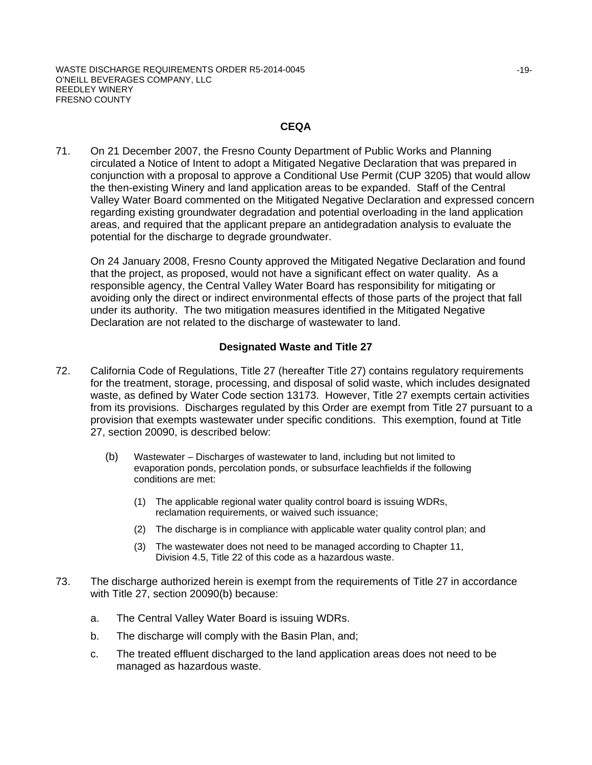## CEQA

71. On 21 December 2007, the Fresno County Department of Public Works and Planning circulated a Notice of Intent to adopt a Mitigated Negative Declaration that was prepared in conjunction with a proposal to approve a Conditional Use Permit (CUP 3205) that would allow the then-existing Winery and land application areas to be expanded. Staff of the Central Valley Water Board commented on the Mitigated Negative Declaration and expressed concern regarding existing groundwater degradation and potential overloading in the land application areas, and required that the applicant prepare an antidegradation analysis to evaluate the potential for the discharge to degrade groundwater.

    On 24 January 2008, Fresno County approved the Mitigated Negative Declaration and found that the project, as proposed, would not have a significant effect on water quality. As a responsible agency, the Central Valley Water Board has responsibility for mitigating or avoiding only the direct or indirect environmental effects of those parts of the project that fall under its authority. The two mitigation measures identified in the Mitigated Negative Declaration are not related to the discharge of wastewater to land.

## Designated Waste and Title 27

72. California Code of Regulations, Title 27 (hereafter Title 27) contains regulatory requirements for the treatment, storage, processing, and disposal of solid waste, which includes designated waste, as defined by Water Code section 13173. However, Title 27 exempts certain activities from its provisions. Discharges regulated by this Order are exempt from Title 27 pursuant to a provision that exempts wastewater under specific conditions. This exemption, found at Title 27, section 20090, is described below:

    (b) Wastewater – Discharges of wastewater to land, including but not limited to evaporation ponds, percolation ponds, or subsurface leachfields if the following conditions are met:

    (1) The applicable regional water quality control board is issuing WDRs, reclamation requirements, or waived such issuance;

    (2) The discharge is in compliance with applicable water quality control plan; and

    (3) The wastewater does not need to be managed according to Chapter 11, Division 4.5, Title 22 of this code as a hazardous waste.

73. The discharge authorized herein is exempt from the requirements of Title 27 in accordance with Title 27, section 20090(b) because:

    a. The Central Valley Water Board is issuing WDRs.

    b. The discharge will comply with the Basin Plan, and;

    c. The treated effluent discharged to the land application areas does not need to be managed as hazardous waste.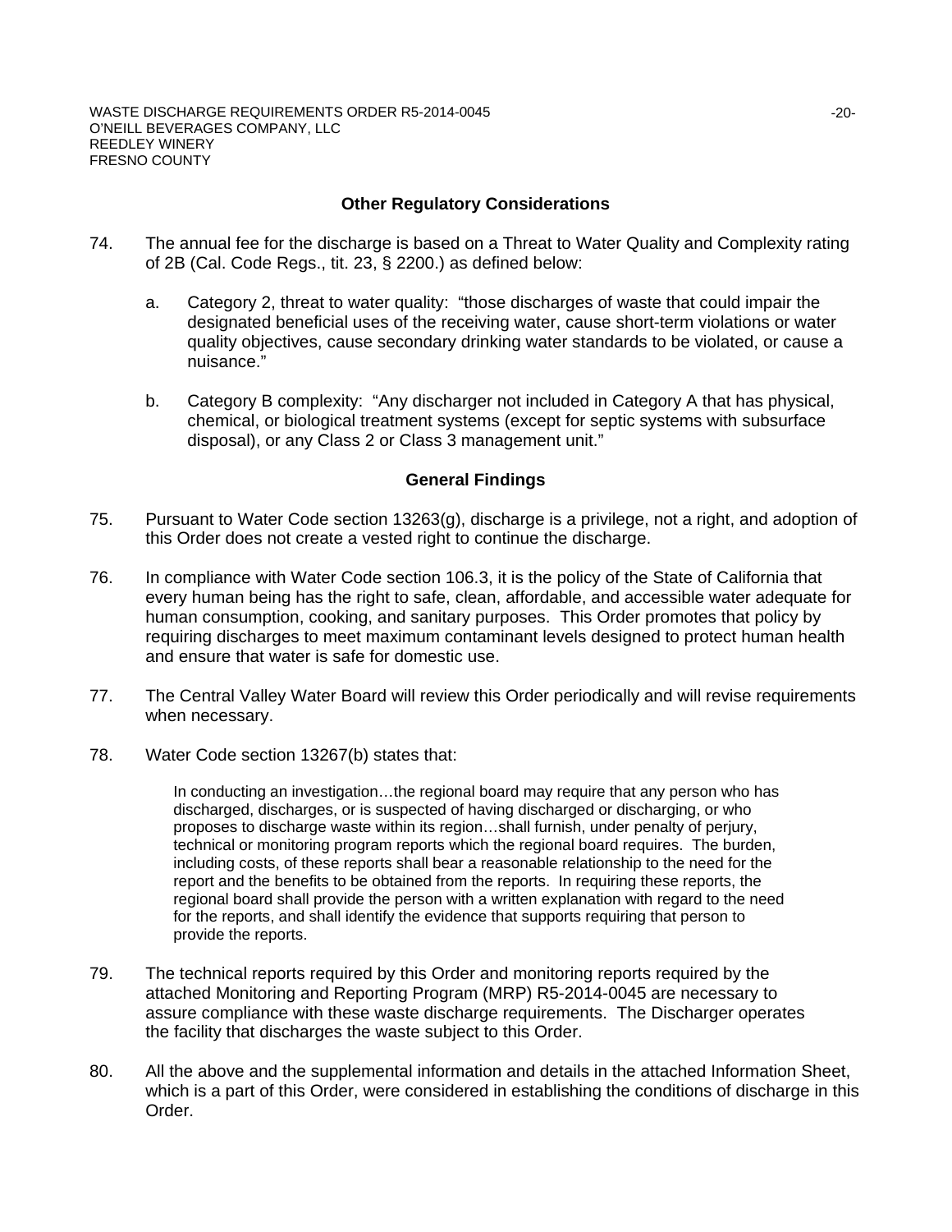## Other Regulatory Considerations

74. The annual fee for the discharge is based on a Threat to Water Quality and Complexity rating of 2B (Cal. Code Regs., tit. 23, § 2200.) as defined below:

    a. Category 2, threat to water quality: "those discharges of waste that could impair the designated beneficial uses of the receiving water, cause short-term violations or water quality objectives, cause secondary drinking water standards to be violated, or cause a nuisance."

    b. Category B complexity: "Any discharger not included in Category A that has physical, chemical, or biological treatment systems (except for septic systems with subsurface disposal), or any Class 2 or Class 3 management unit."

## General Findings

75. Pursuant to Water Code section 13263(g), discharge is a privilege, not a right, and adoption of this Order does not create a vested right to continue the discharge.

76. In compliance with Water Code section 106.3, it is the policy of the State of California that every human being has the right to safe, clean, affordable, and accessible water adequate for human consumption, cooking, and sanitary purposes. This Order promotes that policy by requiring discharges to meet maximum contaminant levels designed to protect human health and ensure that water is safe for domestic use.

77. The Central Valley Water Board will review this Order periodically and will revise requirements when necessary.

78. Water Code section 13267(b) states that:

    > In conducting an investigation…the regional board may require that any person who has discharged, discharges, or is suspected of having discharged or discharging, or who proposes to discharge waste within its region…shall furnish, under penalty of perjury, technical or monitoring program reports which the regional board requires. The burden, including costs, of these reports shall bear a reasonable relationship to the need for the report and the benefits to be obtained from the reports. In requiring these reports, the regional board shall provide the person with a written explanation with regard to the need for the reports, and shall identify the evidence that supports requiring that person to provide the reports.

79. The technical reports required by this Order and monitoring reports required by the attached Monitoring and Reporting Program (MRP) R5-2014-0045 are necessary to assure compliance with these waste discharge requirements. The Discharger operates the facility that discharges the waste subject to this Order.

80. All the above and the supplemental information and details in the attached Information Sheet, which is a part of this Order, were considered in establishing the conditions of discharge in this Order.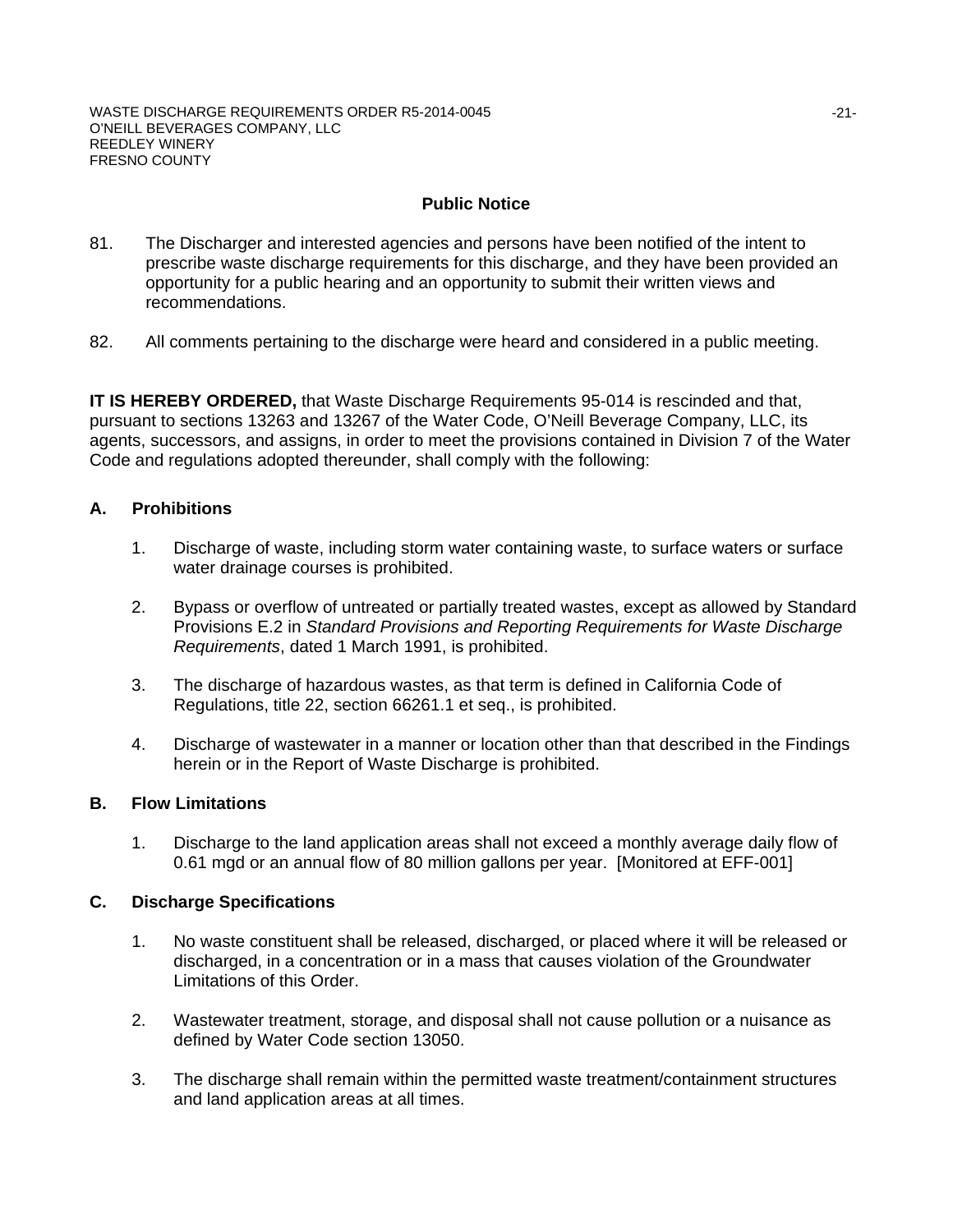## Public Notice

81. The Discharger and interested agencies and persons have been notified of the intent to prescribe waste discharge requirements for this discharge, and they have been provided an opportunity for a public hearing and an opportunity to submit their written views and recommendations.

82. All comments pertaining to the discharge were heard and considered in a public meeting.

**IT IS HEREBY ORDERED,** that Waste Discharge Requirements 95-014 is rescinded and that, pursuant to sections 13263 and 13267 of the Water Code, O'Neill Beverage Company, LLC, its agents, successors, and assigns, in order to meet the provisions contained in Division 7 of the Water Code and regulations adopted thereunder, shall comply with the following:

### A. Prohibitions

1. Discharge of waste, including storm water containing waste, to surface waters or surface water drainage courses is prohibited.

2. Bypass or overflow of untreated or partially treated wastes, except as allowed by Standard Provisions E.2 in *Standard Provisions and Reporting Requirements for Waste Discharge Requirements*, dated 1 March 1991, is prohibited.

3. The discharge of hazardous wastes, as that term is defined in California Code of Regulations, title 22, section 66261.1 et seq., is prohibited.

4. Discharge of wastewater in a manner or location other than that described in the Findings herein or in the Report of Waste Discharge is prohibited.

### B. Flow Limitations

1. Discharge to the land application areas shall not exceed a monthly average daily flow of 0.61 mgd or an annual flow of 80 million gallons per year. [Monitored at EFF-001]

### C. Discharge Specifications

1. No waste constituent shall be released, discharged, or placed where it will be released or discharged, in a concentration or in a mass that causes violation of the Groundwater Limitations of this Order.

2. Wastewater treatment, storage, and disposal shall not cause pollution or a nuisance as defined by Water Code section 13050.

3. The discharge shall remain within the permitted waste treatment/containment structures and land application areas at all times.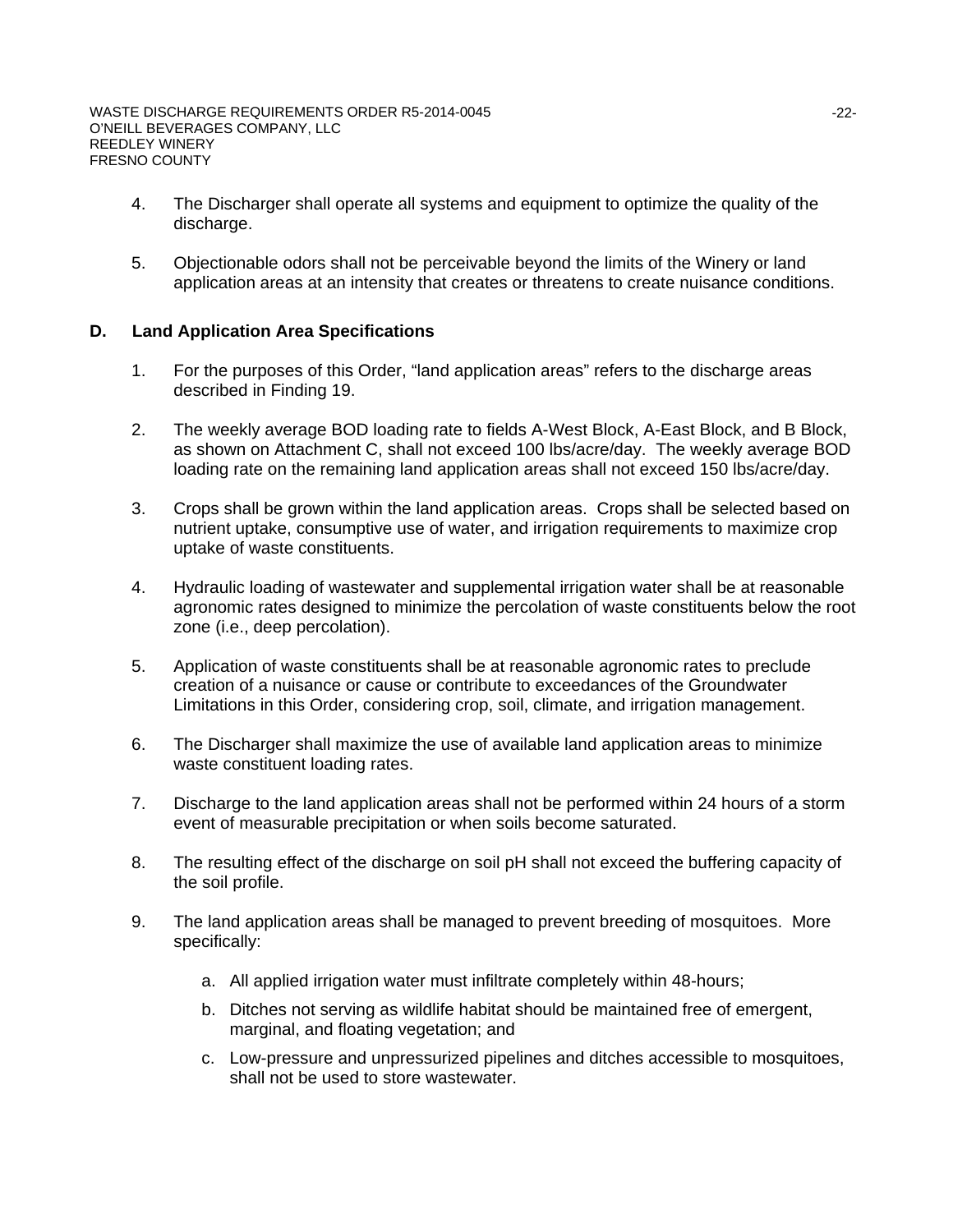4. The Discharger shall operate all systems and equipment to optimize the quality of the discharge.

5. Objectionable odors shall not be perceivable beyond the limits of the Winery or land application areas at an intensity that creates or threatens to create nuisance conditions.

## D. Land Application Area Specifications

1. For the purposes of this Order, "land application areas" refers to the discharge areas described in Finding 19.

2. The weekly average BOD loading rate to fields A-West Block, A-East Block, and B Block, as shown on Attachment C, shall not exceed 100 lbs/acre/day. The weekly average BOD loading rate on the remaining land application areas shall not exceed 150 lbs/acre/day.

3. Crops shall be grown within the land application areas. Crops shall be selected based on nutrient uptake, consumptive use of water, and irrigation requirements to maximize crop uptake of waste constituents.

4. Hydraulic loading of wastewater and supplemental irrigation water shall be at reasonable agronomic rates designed to minimize the percolation of waste constituents below the root zone (i.e., deep percolation).

5. Application of waste constituents shall be at reasonable agronomic rates to preclude creation of a nuisance or cause or contribute to exceedances of the Groundwater Limitations in this Order, considering crop, soil, climate, and irrigation management.

6. The Discharger shall maximize the use of available land application areas to minimize waste constituent loading rates.

7. Discharge to the land application areas shall not be performed within 24 hours of a storm event of measurable precipitation or when soils become saturated.

8. The resulting effect of the discharge on soil pH shall not exceed the buffering capacity of the soil profile.

9. The land application areas shall be managed to prevent breeding of mosquitoes. More specifically:

   a. All applied irrigation water must infiltrate completely within 48-hours;

   b. Ditches not serving as wildlife habitat should be maintained free of emergent, marginal, and floating vegetation; and

   c. Low-pressure and unpressurized pipelines and ditches accessible to mosquitoes, shall not be used to store wastewater.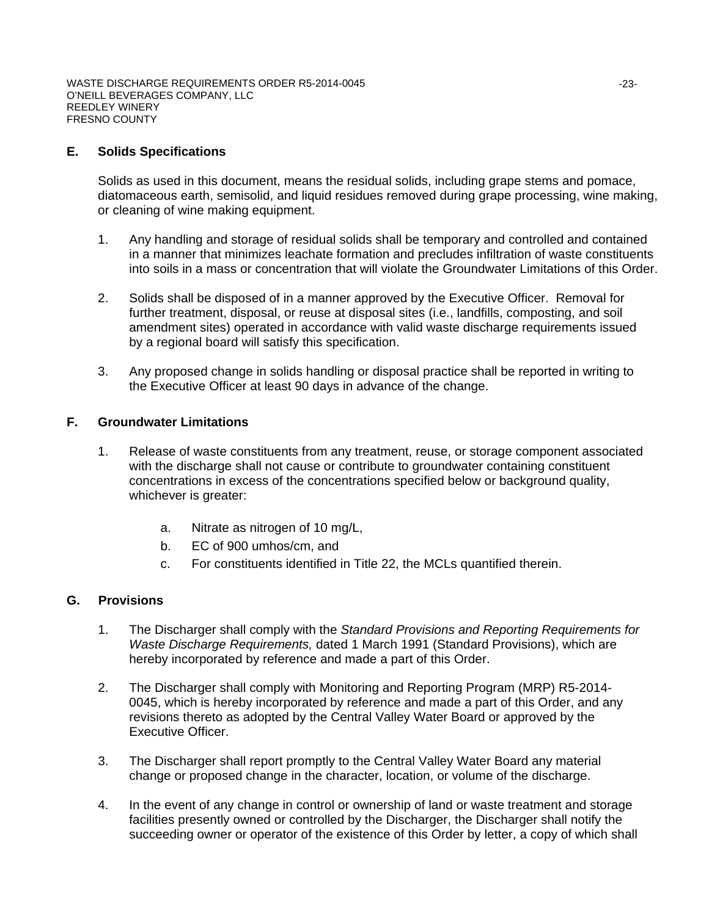## E. Solids Specifications

Solids as used in this document, means the residual solids, including grape stems and pomace, diatomaceous earth, semisolid, and liquid residues removed during grape processing, wine making, or cleaning of wine making equipment.

1. Any handling and storage of residual solids shall be temporary and controlled and contained in a manner that minimizes leachate formation and precludes infiltration of waste constituents into soils in a mass or concentration that will violate the Groundwater Limitations of this Order.

2. Solids shall be disposed of in a manner approved by the Executive Officer. Removal for further treatment, disposal, or reuse at disposal sites (i.e., landfills, composting, and soil amendment sites) operated in accordance with valid waste discharge requirements issued by a regional board will satisfy this specification.

3. Any proposed change in solids handling or disposal practice shall be reported in writing to the Executive Officer at least 90 days in advance of the change.

## F. Groundwater Limitations

1. Release of waste constituents from any treatment, reuse, or storage component associated with the discharge shall not cause or contribute to groundwater containing constituent concentrations in excess of the concentrations specified below or background quality, whichever is greater:

   a. Nitrate as nitrogen of 10 mg/L,
   b. EC of 900 umhos/cm, and
   c. For constituents identified in Title 22, the MCLs quantified therein.

## G. Provisions

1. The Discharger shall comply with the *Standard Provisions and Reporting Requirements for Waste Discharge Requirements,* dated 1 March 1991 (Standard Provisions), which are hereby incorporated by reference and made a part of this Order.

2. The Discharger shall comply with Monitoring and Reporting Program (MRP) R5-2014-0045, which is hereby incorporated by reference and made a part of this Order, and any revisions thereto as adopted by the Central Valley Water Board or approved by the Executive Officer.

3. The Discharger shall report promptly to the Central Valley Water Board any material change or proposed change in the character, location, or volume of the discharge.

4. In the event of any change in control or ownership of land or waste treatment and storage facilities presently owned or controlled by the Discharger, the Discharger shall notify the succeeding owner or operator of the existence of this Order by letter, a copy of which shall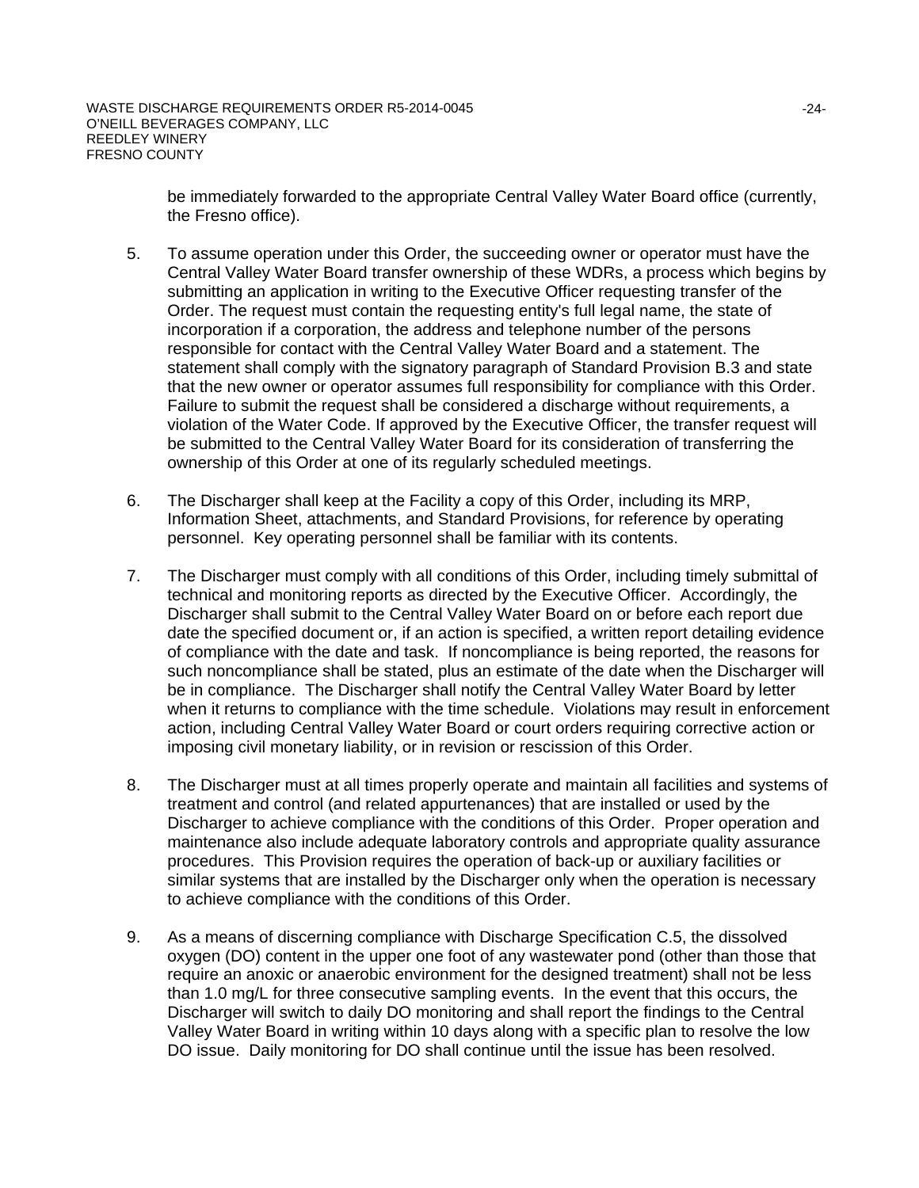be immediately forwarded to the appropriate Central Valley Water Board office (currently, the Fresno office).

5. To assume operation under this Order, the succeeding owner or operator must have the Central Valley Water Board transfer ownership of these WDRs, a process which begins by submitting an application in writing to the Executive Officer requesting transfer of the Order. The request must contain the requesting entity's full legal name, the state of incorporation if a corporation, the address and telephone number of the persons responsible for contact with the Central Valley Water Board and a statement. The statement shall comply with the signatory paragraph of Standard Provision B.3 and state that the new owner or operator assumes full responsibility for compliance with this Order. Failure to submit the request shall be considered a discharge without requirements, a violation of the Water Code. If approved by the Executive Officer, the transfer request will be submitted to the Central Valley Water Board for its consideration of transferring the ownership of this Order at one of its regularly scheduled meetings.

6. The Discharger shall keep at the Facility a copy of this Order, including its MRP, Information Sheet, attachments, and Standard Provisions, for reference by operating personnel. Key operating personnel shall be familiar with its contents.

7. The Discharger must comply with all conditions of this Order, including timely submittal of technical and monitoring reports as directed by the Executive Officer. Accordingly, the Discharger shall submit to the Central Valley Water Board on or before each report due date the specified document or, if an action is specified, a written report detailing evidence of compliance with the date and task. If noncompliance is being reported, the reasons for such noncompliance shall be stated, plus an estimate of the date when the Discharger will be in compliance. The Discharger shall notify the Central Valley Water Board by letter when it returns to compliance with the time schedule. Violations may result in enforcement action, including Central Valley Water Board or court orders requiring corrective action or imposing civil monetary liability, or in revision or rescission of this Order.

8. The Discharger must at all times properly operate and maintain all facilities and systems of treatment and control (and related appurtenances) that are installed or used by the Discharger to achieve compliance with the conditions of this Order. Proper operation and maintenance also include adequate laboratory controls and appropriate quality assurance procedures. This Provision requires the operation of back-up or auxiliary facilities or similar systems that are installed by the Discharger only when the operation is necessary to achieve compliance with the conditions of this Order.

9. As a means of discerning compliance with Discharge Specification C.5, the dissolved oxygen (DO) content in the upper one foot of any wastewater pond (other than those that require an anoxic or anaerobic environment for the designed treatment) shall not be less than 1.0 mg/L for three consecutive sampling events. In the event that this occurs, the Discharger will switch to daily DO monitoring and shall report the findings to the Central Valley Water Board in writing within 10 days along with a specific plan to resolve the low DO issue. Daily monitoring for DO shall continue until the issue has been resolved.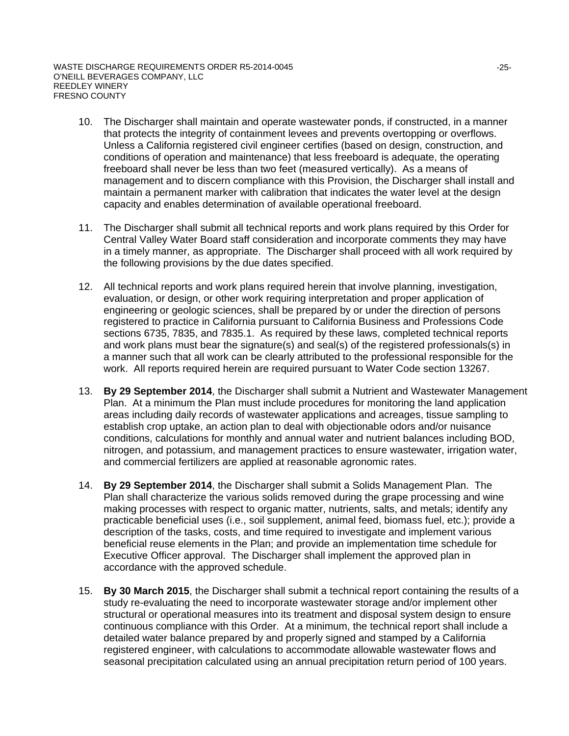10. The Discharger shall maintain and operate wastewater ponds, if constructed, in a manner that protects the integrity of containment levees and prevents overtopping or overflows. Unless a California registered civil engineer certifies (based on design, construction, and conditions of operation and maintenance) that less freeboard is adequate, the operating freeboard shall never be less than two feet (measured vertically). As a means of management and to discern compliance with this Provision, the Discharger shall install and maintain a permanent marker with calibration that indicates the water level at the design capacity and enables determination of available operational freeboard.

11. The Discharger shall submit all technical reports and work plans required by this Order for Central Valley Water Board staff consideration and incorporate comments they may have in a timely manner, as appropriate. The Discharger shall proceed with all work required by the following provisions by the due dates specified.

12. All technical reports and work plans required herein that involve planning, investigation, evaluation, or design, or other work requiring interpretation and proper application of engineering or geologic sciences, shall be prepared by or under the direction of persons registered to practice in California pursuant to California Business and Professions Code sections 6735, 7835, and 7835.1. As required by these laws, completed technical reports and work plans must bear the signature(s) and seal(s) of the registered professionals(s) in a manner such that all work can be clearly attributed to the professional responsible for the work. All reports required herein are required pursuant to Water Code section 13267.

13. **By 29 September 2014**, the Discharger shall submit a Nutrient and Wastewater Management Plan. At a minimum the Plan must include procedures for monitoring the land application areas including daily records of wastewater applications and acreages, tissue sampling to establish crop uptake, an action plan to deal with objectionable odors and/or nuisance conditions, calculations for monthly and annual water and nutrient balances including BOD, nitrogen, and potassium, and management practices to ensure wastewater, irrigation water, and commercial fertilizers are applied at reasonable agronomic rates.

14. **By 29 September 2014**, the Discharger shall submit a Solids Management Plan. The Plan shall characterize the various solids removed during the grape processing and wine making processes with respect to organic matter, nutrients, salts, and metals; identify any practicable beneficial uses (i.e., soil supplement, animal feed, biomass fuel, etc.); provide a description of the tasks, costs, and time required to investigate and implement various beneficial reuse elements in the Plan; and provide an implementation time schedule for Executive Officer approval. The Discharger shall implement the approved plan in accordance with the approved schedule.

15. **By 30 March 2015**, the Discharger shall submit a technical report containing the results of a study re-evaluating the need to incorporate wastewater storage and/or implement other structural or operational measures into its treatment and disposal system design to ensure continuous compliance with this Order. At a minimum, the technical report shall include a detailed water balance prepared by and properly signed and stamped by a California registered engineer, with calculations to accommodate allowable wastewater flows and seasonal precipitation calculated using an annual precipitation return period of 100 years.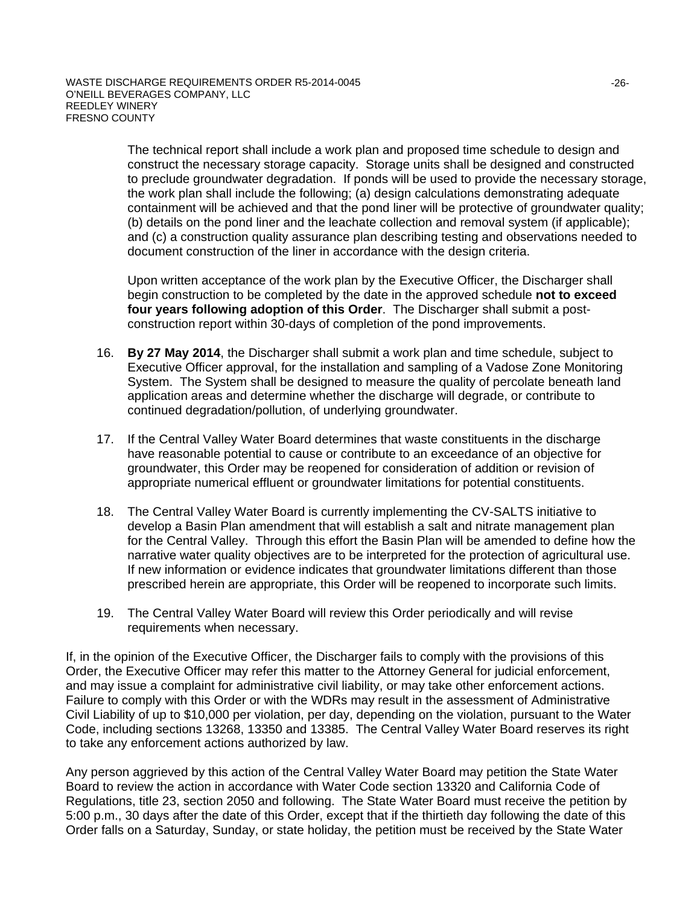The technical report shall include a work plan and proposed time schedule to design and construct the necessary storage capacity. Storage units shall be designed and constructed to preclude groundwater degradation. If ponds will be used to provide the necessary storage, the work plan shall include the following; (a) design calculations demonstrating adequate containment will be achieved and that the pond liner will be protective of groundwater quality; (b) details on the pond liner and the leachate collection and removal system (if applicable); and (c) a construction quality assurance plan describing testing and observations needed to document construction of the liner in accordance with the design criteria.

Upon written acceptance of the work plan by the Executive Officer, the Discharger shall begin construction to be completed by the date in the approved schedule **not to exceed four years following adoption of this Order**. The Discharger shall submit a post-construction report within 30-days of completion of the pond improvements.

16. **By 27 May 2014**, the Discharger shall submit a work plan and time schedule, subject to Executive Officer approval, for the installation and sampling of a Vadose Zone Monitoring System. The System shall be designed to measure the quality of percolate beneath land application areas and determine whether the discharge will degrade, or contribute to continued degradation/pollution, of underlying groundwater.

17. If the Central Valley Water Board determines that waste constituents in the discharge have reasonable potential to cause or contribute to an exceedance of an objective for groundwater, this Order may be reopened for consideration of addition or revision of appropriate numerical effluent or groundwater limitations for potential constituents.

18. The Central Valley Water Board is currently implementing the CV-SALTS initiative to develop a Basin Plan amendment that will establish a salt and nitrate management plan for the Central Valley. Through this effort the Basin Plan will be amended to define how the narrative water quality objectives are to be interpreted for the protection of agricultural use. If new information or evidence indicates that groundwater limitations different than those prescribed herein are appropriate, this Order will be reopened to incorporate such limits.

19. The Central Valley Water Board will review this Order periodically and will revise requirements when necessary.

If, in the opinion of the Executive Officer, the Discharger fails to comply with the provisions of this Order, the Executive Officer may refer this matter to the Attorney General for judicial enforcement, and may issue a complaint for administrative civil liability, or may take other enforcement actions. Failure to comply with this Order or with the WDRs may result in the assessment of Administrative Civil Liability of up to $10,000 per violation, per day, depending on the violation, pursuant to the Water Code, including sections 13268, 13350 and 13385. The Central Valley Water Board reserves its right to take any enforcement actions authorized by law.

Any person aggrieved by this action of the Central Valley Water Board may petition the State Water Board to review the action in accordance with Water Code section 13320 and California Code of Regulations, title 23, section 2050 and following. The State Water Board must receive the petition by 5:00 p.m., 30 days after the date of this Order, except that if the thirtieth day following the date of this Order falls on a Saturday, Sunday, or state holiday, the petition must be received by the State Water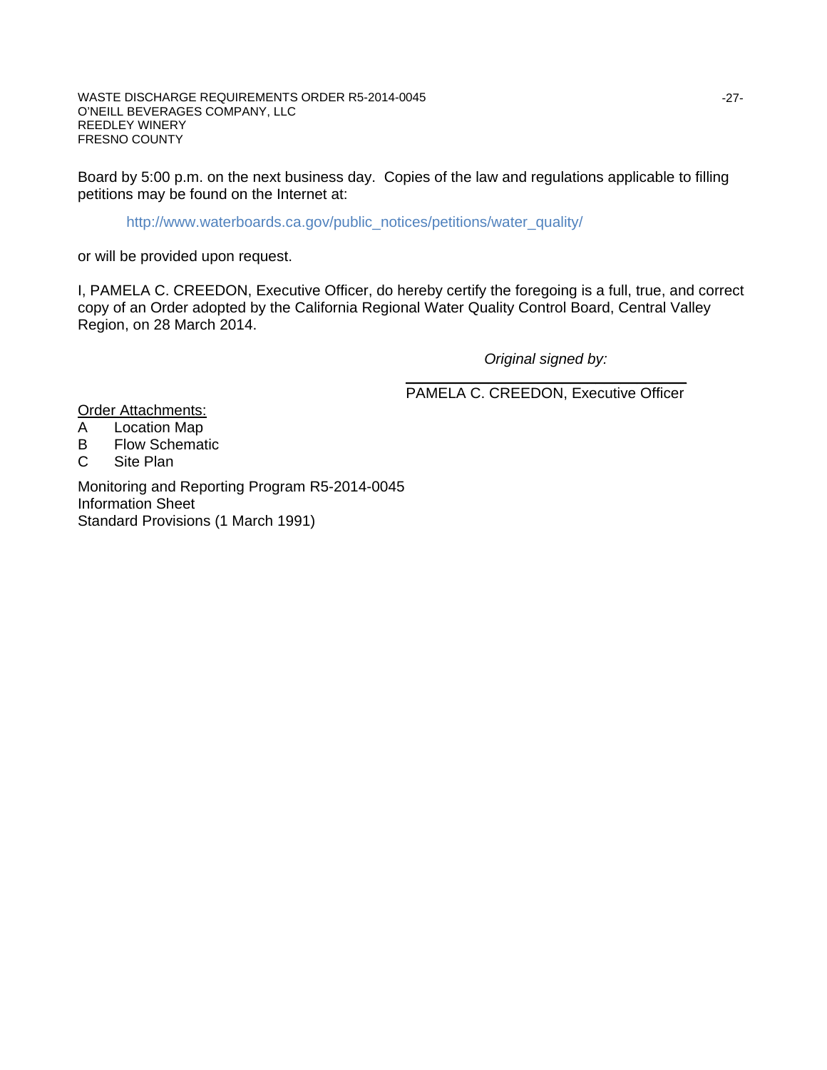Board by 5:00 p.m. on the next business day. Copies of the law and regulations applicable to filling petitions may be found on the Internet at:

http://www.waterboards.ca.gov/public_notices/petitions/water_quality/

or will be provided upon request.

I, PAMELA C. CREEDON, Executive Officer, do hereby certify the foregoing is a full, true, and correct copy of an Order adopted by the California Regional Water Quality Control Board, Central Valley Region, on 28 March 2014.

*Original signed by:*

PAMELA C. CREEDON, Executive Officer

Order Attachments:

A Location Map
B Flow Schematic
C Site Plan

Monitoring and Reporting Program R5-2014-0045
Information Sheet
Standard Provisions (1 March 1991)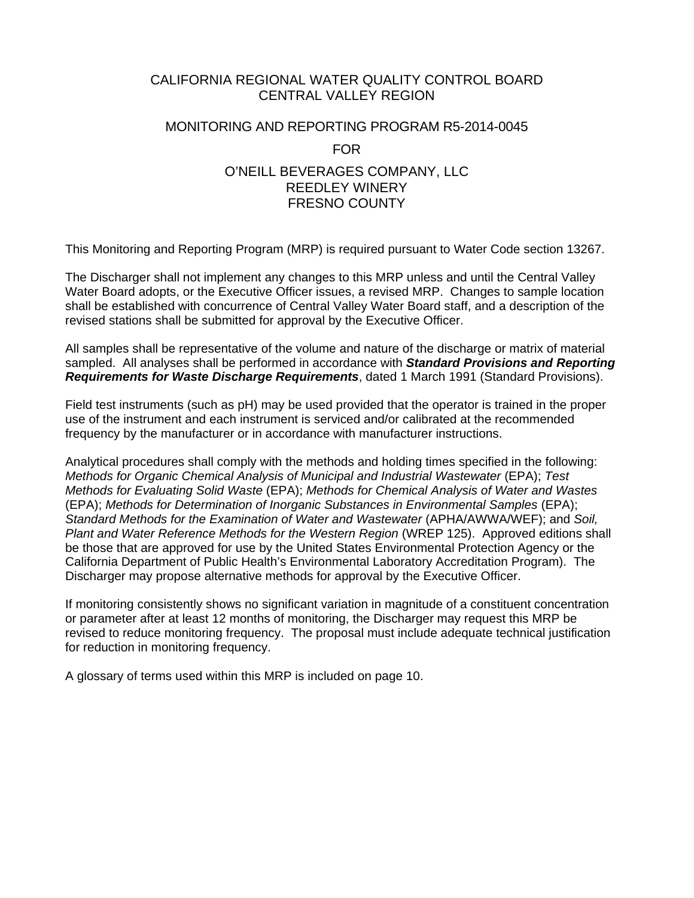# CALIFORNIA REGIONAL WATER QUALITY CONTROL BOARD
# CENTRAL VALLEY REGION

## MONITORING AND REPORTING PROGRAM R5-2014-0045

## FOR

## O'NEILL BEVERAGES COMPANY, LLC
## REEDLEY WINERY
## FRESNO COUNTY

This Monitoring and Reporting Program (MRP) is required pursuant to Water Code section 13267.

The Discharger shall not implement any changes to this MRP unless and until the Central Valley Water Board adopts, or the Executive Officer issues, a revised MRP. Changes to sample location shall be established with concurrence of Central Valley Water Board staff, and a description of the revised stations shall be submitted for approval by the Executive Officer.

All samples shall be representative of the volume and nature of the discharge or matrix of material sampled. All analyses shall be performed in accordance with ***Standard Provisions and Reporting Requirements for Waste Discharge Requirements***, dated 1 March 1991 (Standard Provisions).

Field test instruments (such as pH) may be used provided that the operator is trained in the proper use of the instrument and each instrument is serviced and/or calibrated at the recommended frequency by the manufacturer or in accordance with manufacturer instructions.

Analytical procedures shall comply with the methods and holding times specified in the following: *Methods for Organic Chemical Analysis of Municipal and Industrial Wastewater* (EPA); *Test Methods for Evaluating Solid Waste* (EPA); *Methods for Chemical Analysis of Water and Wastes* (EPA); *Methods for Determination of Inorganic Substances in Environmental Samples* (EPA); *Standard Methods for the Examination of Water and Wastewater* (APHA/AWWA/WEF); and *Soil, Plant and Water Reference Methods for the Western Region* (WREP 125). Approved editions shall be those that are approved for use by the United States Environmental Protection Agency or the California Department of Public Health's Environmental Laboratory Accreditation Program). The Discharger may propose alternative methods for approval by the Executive Officer.

If monitoring consistently shows no significant variation in magnitude of a constituent concentration or parameter after at least 12 months of monitoring, the Discharger may request this MRP be revised to reduce monitoring frequency. The proposal must include adequate technical justification for reduction in monitoring frequency.

A glossary of terms used within this MRP is included on page 10.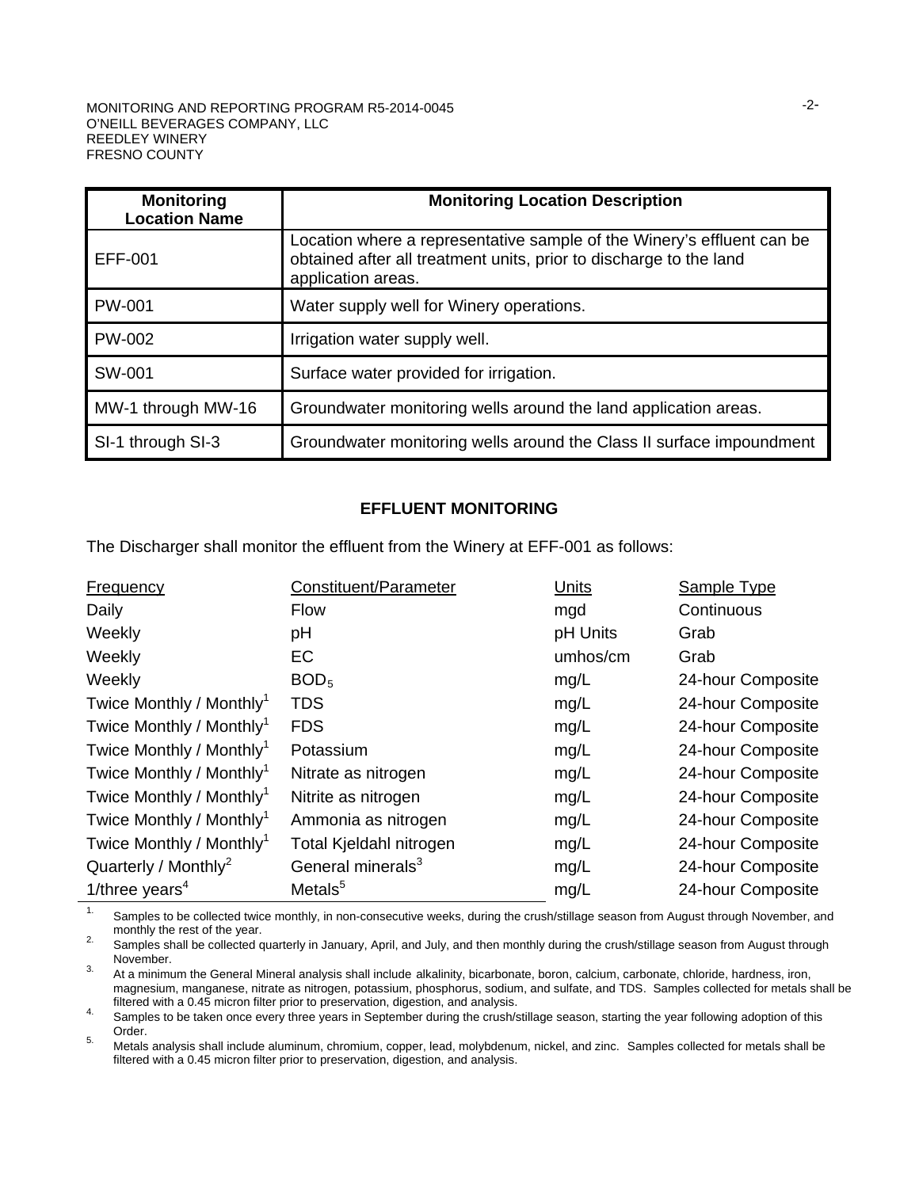| Monitoring Location Name | Monitoring Location Description |
|---|---|
| EFF-001 | Location where a representative sample of the Winery's effluent can be obtained after all treatment units, prior to discharge to the land application areas. |
| PW-001 | Water supply well for Winery operations. |
| PW-002 | Irrigation water supply well. |
| SW-001 | Surface water provided for irrigation. |
| MW-1 through MW-16 | Groundwater monitoring wells around the land application areas. |
| SI-1 through SI-3 | Groundwater monitoring wells around the Class II surface impoundment |

## EFFLUENT MONITORING

The Discharger shall monitor the effluent from the Winery at EFF-001 as follows:

| Frequency | Constituent/Parameter | Units | Sample Type |
|---|---|---|---|
| Daily | Flow | mgd | Continuous |
| Weekly | pH | pH Units | Grab |
| Weekly | EC | umhos/cm | Grab |
| Weekly | $BOD_5$ | mg/L | 24-hour Composite |
| Twice Monthly / Monthly[1] | TDS | mg/L | 24-hour Composite |
| Twice Monthly / Monthly[1] | FDS | mg/L | 24-hour Composite |
| Twice Monthly / Monthly[1] | Potassium | mg/L | 24-hour Composite |
| Twice Monthly / Monthly[1] | Nitrate as nitrogen | mg/L | 24-hour Composite |
| Twice Monthly / Monthly[1] | Nitrite as nitrogen | mg/L | 24-hour Composite |
| Twice Monthly / Monthly[1] | Ammonia as nitrogen | mg/L | 24-hour Composite |
| Twice Monthly / Monthly[1] | Total Kjeldahl nitrogen | mg/L | 24-hour Composite |
| Quarterly / Monthly[2] | General minerals[3] | mg/L | 24-hour Composite |
| 1/three years[4] | Metals[5] | mg/L | 24-hour Composite |

1. Samples to be collected twice monthly, in non-consecutive weeks, during the crush/stillage season from August through November, and monthly the rest of the year.
2. Samples shall be collected quarterly in January, April, and July, and then monthly during the crush/stillage season from August through November.
3. At a minimum the General Mineral analysis shall include alkalinity, bicarbonate, boron, calcium, carbonate, chloride, hardness, iron, magnesium, manganese, nitrate as nitrogen, potassium, phosphorus, sodium, and sulfate, and TDS. Samples collected for metals shall be filtered with a 0.45 micron filter prior to preservation, digestion, and analysis.
4. Samples to be taken once every three years in September during the crush/stillage season, starting the year following adoption of this Order.
5. Metals analysis shall include aluminum, chromium, copper, lead, molybdenum, nickel, and zinc. Samples collected for metals shall be filtered with a 0.45 micron filter prior to preservation, digestion, and analysis.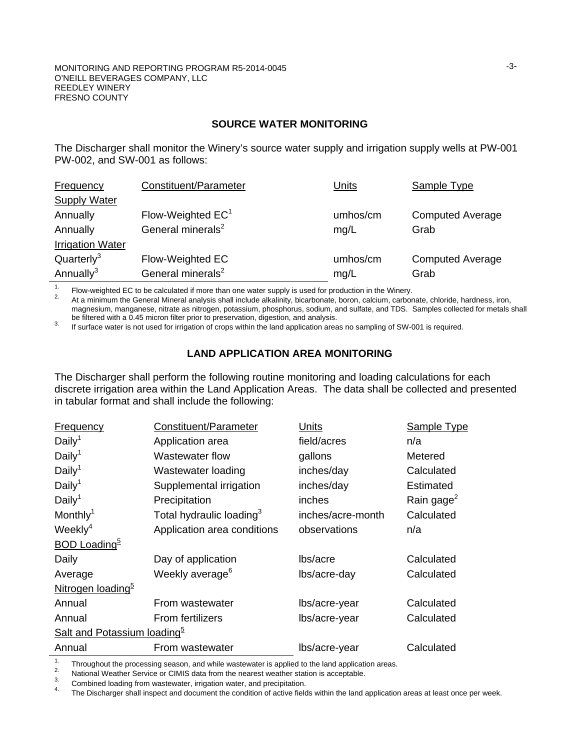MONITORING AND REPORTING PROGRAM R5-2014-0045
O'NEILL BEVERAGES COMPANY, LLC
REEDLEY WINERY
FRESNO COUNTY

## SOURCE WATER MONITORING

The Discharger shall monitor the Winery's source water supply and irrigation supply wells at PW-001 PW-002, and SW-001 as follows:

| Frequency | Constituent/Parameter | Units | Sample Type |
|---|---|---|---|
| Supply Water | | | |
| Annually | Flow-Weighted EC[1] | umhos/cm | Computed Average |
| Annually | General minerals[2] | mg/L | Grab |
| Irrigation Water | | | |
| Quarterly[3] | Flow-Weighted EC | umhos/cm | Computed Average |
| Annually[3] | General minerals[2] | mg/L | Grab |

1. Flow-weighted EC to be calculated if more than one water supply is used for production in the Winery.
2. At a minimum the General Mineral analysis shall include alkalinity, bicarbonate, boron, calcium, carbonate, chloride, hardness, iron, magnesium, manganese, nitrate as nitrogen, potassium, phosphorus, sodium, and sulfate, and TDS. Samples collected for metals shall be filtered with a 0.45 micron filter prior to preservation, digestion, and analysis.
3. If surface water is not used for irrigation of crops within the land application areas no sampling of SW-001 is required.

## LAND APPLICATION AREA MONITORING

The Discharger shall perform the following routine monitoring and loading calculations for each discrete irrigation area within the Land Application Areas. The data shall be collected and presented in tabular format and shall include the following:

| Frequency | Constituent/Parameter | Units | Sample Type |
|---|---|---|---|
| Daily[1] | Application area | field/acres | n/a |
| Daily[1] | Wastewater flow | gallons | Metered |
| Daily[1] | Wastewater loading | inches/day | Calculated |
| Daily[1] | Supplemental irrigation | inches/day | Estimated |
| Daily[1] | Precipitation | inches | Rain gage[2] |
| Monthly[1] | Total hydraulic loading[3] | inches/acre-month | Calculated |
| Weekly[4] | Application area conditions | observations | n/a |
| BOD Loading[5] | | | |
| Daily | Day of application | lbs/acre | Calculated |
| Average | Weekly average[6] | lbs/acre-day | Calculated |
| Nitrogen loading[5] | | | |
| Annual | From wastewater | lbs/acre-year | Calculated |
| Annual | From fertilizers | lbs/acre-year | Calculated |
| Salt and Potassium loading[5] | | | |
| Annual | From wastewater | lbs/acre-year | Calculated |

1. Throughout the processing season, and while wastewater is applied to the land application areas.
2. National Weather Service or CIMIS data from the nearest weather station is acceptable.
3. Combined loading from wastewater, irrigation water, and precipitation.
4. The Discharger shall inspect and document the condition of active fields within the land application areas at least once per week.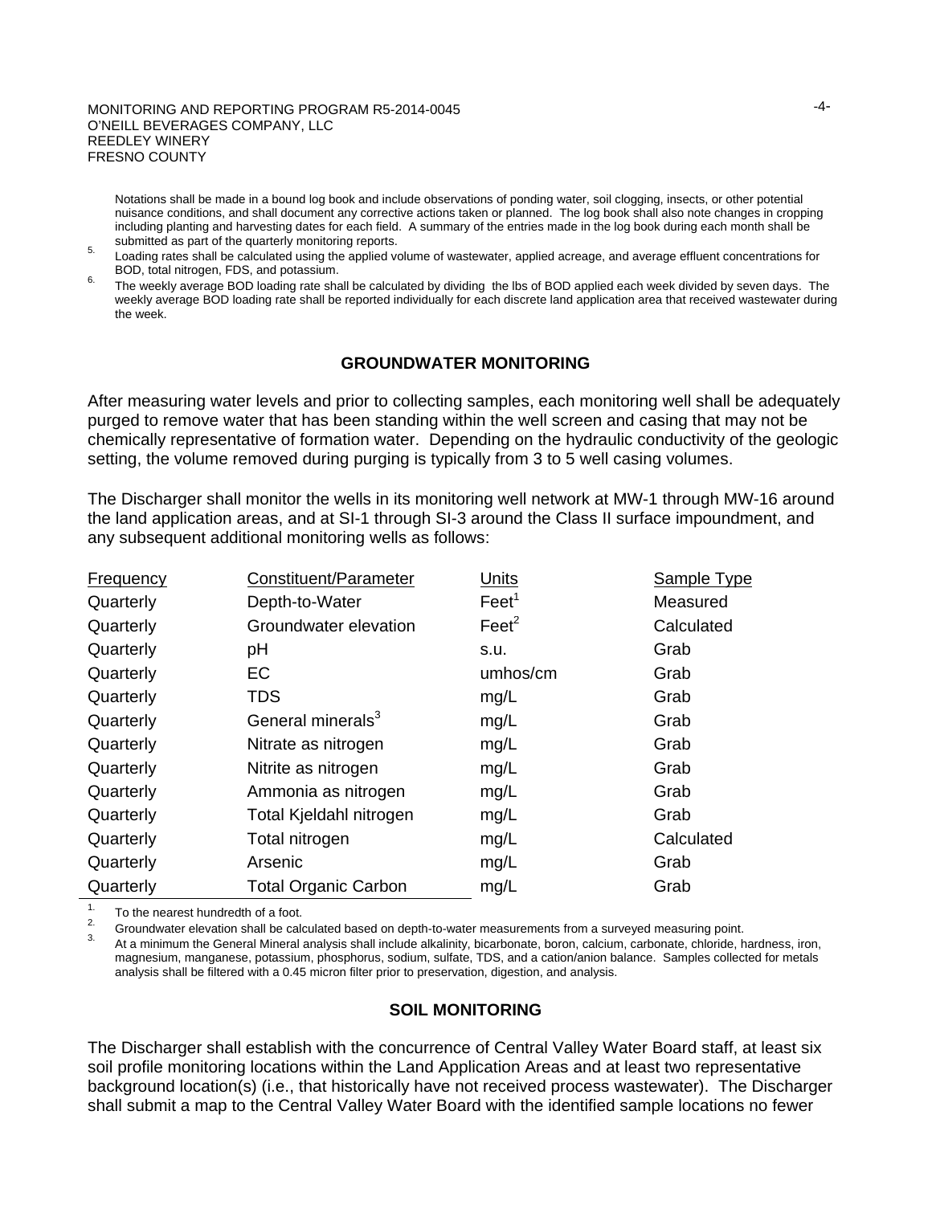Notations shall be made in a bound log book and include observations of ponding water, soil clogging, insects, or other potential nuisance conditions, and shall document any corrective actions taken or planned. The log book shall also note changes in cropping including planting and harvesting dates for each field. A summary of the entries made in the log book during each month shall be submitted as part of the quarterly monitoring reports.

5. Loading rates shall be calculated using the applied volume of wastewater, applied acreage, and average effluent concentrations for BOD, total nitrogen, FDS, and potassium.
6. The weekly average BOD loading rate shall be calculated by dividing the lbs of BOD applied each week divided by seven days. The weekly average BOD loading rate shall be reported individually for each discrete land application area that received wastewater during the week.

## GROUNDWATER MONITORING

After measuring water levels and prior to collecting samples, each monitoring well shall be adequately purged to remove water that has been standing within the well screen and casing that may not be chemically representative of formation water. Depending on the hydraulic conductivity of the geologic setting, the volume removed during purging is typically from 3 to 5 well casing volumes.

The Discharger shall monitor the wells in its monitoring well network at MW-1 through MW-16 around the land application areas, and at SI-1 through SI-3 around the Class II surface impoundment, and any subsequent additional monitoring wells as follows:

| Frequency | Constituent/Parameter | Units | Sample Type |
|---|---|---|---|
| Quarterly | Depth-to-Water | Feet[1] | Measured |
| Quarterly | Groundwater elevation | Feet[2] | Calculated |
| Quarterly | pH | s.u. | Grab |
| Quarterly | EC | umhos/cm | Grab |
| Quarterly | TDS | mg/L | Grab |
| Quarterly | General minerals[3] | mg/L | Grab |
| Quarterly | Nitrate as nitrogen | mg/L | Grab |
| Quarterly | Nitrite as nitrogen | mg/L | Grab |
| Quarterly | Ammonia as nitrogen | mg/L | Grab |
| Quarterly | Total Kjeldahl nitrogen | mg/L | Grab |
| Quarterly | Total nitrogen | mg/L | Calculated |
| Quarterly | Arsenic | mg/L | Grab |
| Quarterly | Total Organic Carbon | mg/L | Grab |

1. To the nearest hundredth of a foot.
2. Groundwater elevation shall be calculated based on depth-to-water measurements from a surveyed measuring point.
3. At a minimum the General Mineral analysis shall include alkalinity, bicarbonate, boron, calcium, carbonate, chloride, hardness, iron, magnesium, manganese, potassium, phosphorus, sodium, sulfate, TDS, and a cation/anion balance. Samples collected for metals analysis shall be filtered with a 0.45 micron filter prior to preservation, digestion, and analysis.

## SOIL MONITORING

The Discharger shall establish with the concurrence of Central Valley Water Board staff, at least six soil profile monitoring locations within the Land Application Areas and at least two representative background location(s) (i.e., that historically have not received process wastewater). The Discharger shall submit a map to the Central Valley Water Board with the identified sample locations no fewer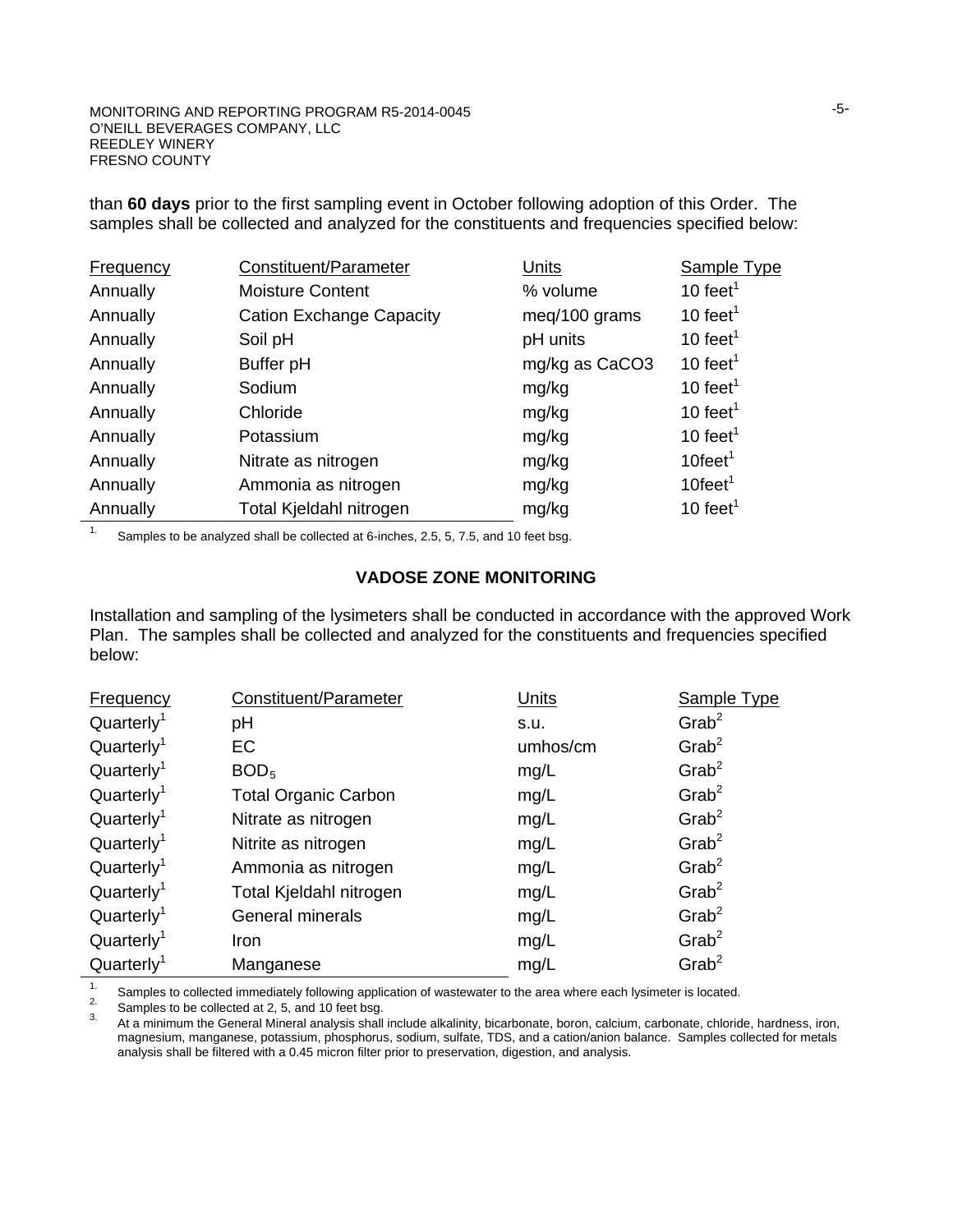than **60 days** prior to the first sampling event in October following adoption of this Order. The samples shall be collected and analyzed for the constituents and frequencies specified below:

| Frequency | Constituent/Parameter | Units | Sample Type |
|---|---|---|---|
| Annually | Moisture Content | % volume | 10 feet[1] |
| Annually | Cation Exchange Capacity | meq/100 grams | 10 feet[1] |
| Annually | Soil pH | pH units | 10 feet[1] |
| Annually | Buffer pH | mg/kg as $CaCO_3$ | 10 feet[1] |
| Annually | Sodium | mg/kg | 10 feet[1] |
| Annually | Chloride | mg/kg | 10 feet[1] |
| Annually | Potassium | mg/kg | 10 feet[1] |
| Annually | Nitrate as nitrogen | mg/kg | 10feet[1] |
| Annually | Ammonia as nitrogen | mg/kg | 10feet[1] |
| Annually | Total Kjeldahl nitrogen | mg/kg | 10 feet[1] |

1. Samples to be analyzed shall be collected at 6-inches, 2.5, 5, 7.5, and 10 feet bsg.

## VADOSE ZONE MONITORING

Installation and sampling of the lysimeters shall be conducted in accordance with the approved Work Plan. The samples shall be collected and analyzed for the constituents and frequencies specified below:

| Frequency | Constituent/Parameter | Units | Sample Type |
|---|---|---|---|
| Quarterly[1] | pH | s.u. | Grab[2] |
| Quarterly[1] | EC | umhos/cm | Grab[2] |
| Quarterly[1] | $BOD_5$ | mg/L | Grab[2] |
| Quarterly[1] | Total Organic Carbon | mg/L | Grab[2] |
| Quarterly[1] | Nitrate as nitrogen | mg/L | Grab[2] |
| Quarterly[1] | Nitrite as nitrogen | mg/L | Grab[2] |
| Quarterly[1] | Ammonia as nitrogen | mg/L | Grab[2] |
| Quarterly[1] | Total Kjeldahl nitrogen | mg/L | Grab[2] |
| Quarterly[1] | General minerals | mg/L | Grab[2] |
| Quarterly[1] | Iron | mg/L | Grab[2] |
| Quarterly[1] | Manganese | mg/L | Grab[2] |

1. Samples to collected immediately following application of wastewater to the area where each lysimeter is located.
2. Samples to be collected at 2, 5, and 10 feet bsg.
3. At a minimum the General Mineral analysis shall include alkalinity, bicarbonate, boron, calcium, carbonate, chloride, hardness, iron, magnesium, manganese, potassium, phosphorus, sodium, sulfate, TDS, and a cation/anion balance. Samples collected for metals analysis shall be filtered with a 0.45 micron filter prior to preservation, digestion, and analysis.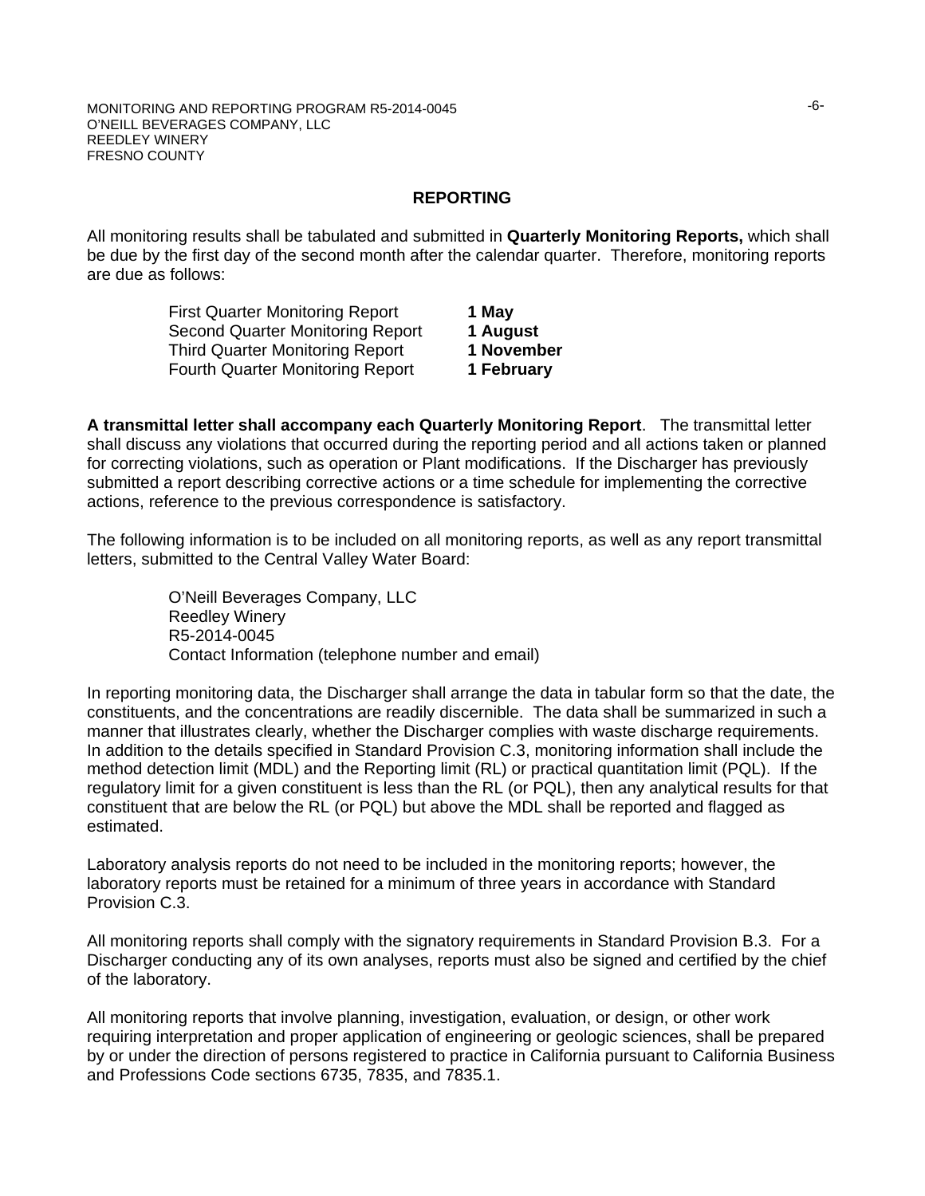## REPORTING

All monitoring results shall be tabulated and submitted in **Quarterly Monitoring Reports,** which shall be due by the first day of the second month after the calendar quarter. Therefore, monitoring reports are due as follows:

| | |
|---|---|
| First Quarter Monitoring Report | **1 May** |
| Second Quarter Monitoring Report | **1 August** |
| Third Quarter Monitoring Report | **1 November** |
| Fourth Quarter Monitoring Report | **1 February** |

**A transmittal letter shall accompany each Quarterly Monitoring Report**. The transmittal letter shall discuss any violations that occurred during the reporting period and all actions taken or planned for correcting violations, such as operation or Plant modifications. If the Discharger has previously submitted a report describing corrective actions or a time schedule for implementing the corrective actions, reference to the previous correspondence is satisfactory.

The following information is to be included on all monitoring reports, as well as any report transmittal letters, submitted to the Central Valley Water Board:

O'Neill Beverages Company, LLC
Reedley Winery
R5-2014-0045
Contact Information (telephone number and email)

In reporting monitoring data, the Discharger shall arrange the data in tabular form so that the date, the constituents, and the concentrations are readily discernible. The data shall be summarized in such a manner that illustrates clearly, whether the Discharger complies with waste discharge requirements. In addition to the details specified in Standard Provision C.3, monitoring information shall include the method detection limit (MDL) and the Reporting limit (RL) or practical quantitation limit (PQL). If the regulatory limit for a given constituent is less than the RL (or PQL), then any analytical results for that constituent that are below the RL (or PQL) but above the MDL shall be reported and flagged as estimated.

Laboratory analysis reports do not need to be included in the monitoring reports; however, the laboratory reports must be retained for a minimum of three years in accordance with Standard Provision C.3.

All monitoring reports shall comply with the signatory requirements in Standard Provision B.3. For a Discharger conducting any of its own analyses, reports must also be signed and certified by the chief of the laboratory.

All monitoring reports that involve planning, investigation, evaluation, or design, or other work requiring interpretation and proper application of engineering or geologic sciences, shall be prepared by or under the direction of persons registered to practice in California pursuant to California Business and Professions Code sections 6735, 7835, and 7835.1.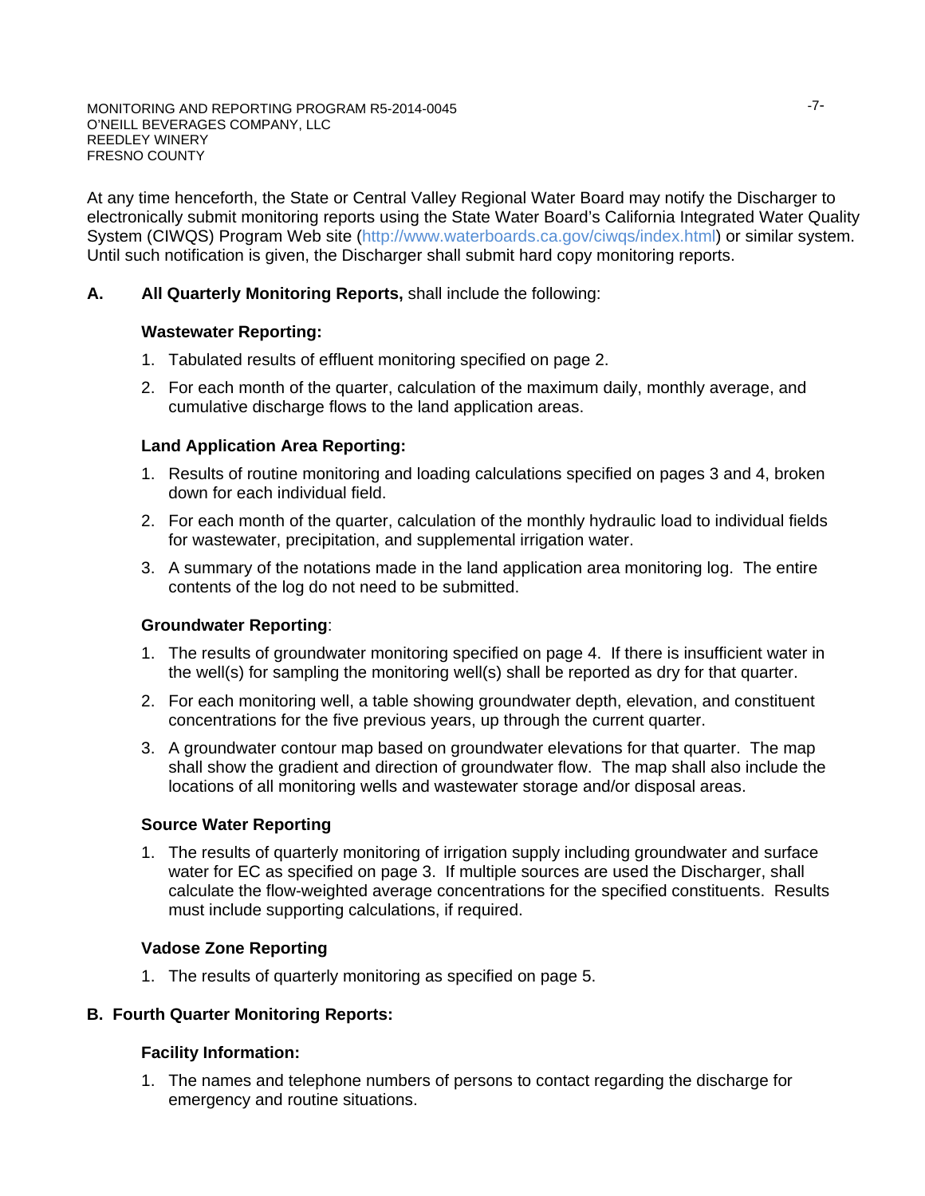At any time henceforth, the State or Central Valley Regional Water Board may notify the Discharger to electronically submit monitoring reports using the State Water Board's California Integrated Water Quality System (CIWQS) Program Web site (http://www.waterboards.ca.gov/ciwqs/index.html) or similar system. Until such notification is given, the Discharger shall submit hard copy monitoring reports.

**A. All Quarterly Monitoring Reports,** shall include the following:

**Wastewater Reporting:**

1. Tabulated results of effluent monitoring specified on page 2.
2. For each month of the quarter, calculation of the maximum daily, monthly average, and cumulative discharge flows to the land application areas.

**Land Application Area Reporting:**

1. Results of routine monitoring and loading calculations specified on pages 3 and 4, broken down for each individual field.
2. For each month of the quarter, calculation of the monthly hydraulic load to individual fields for wastewater, precipitation, and supplemental irrigation water.
3. A summary of the notations made in the land application area monitoring log. The entire contents of the log do not need to be submitted.

**Groundwater Reporting**:

1. The results of groundwater monitoring specified on page 4. If there is insufficient water in the well(s) for sampling the monitoring well(s) shall be reported as dry for that quarter.
2. For each monitoring well, a table showing groundwater depth, elevation, and constituent concentrations for the five previous years, up through the current quarter.
3. A groundwater contour map based on groundwater elevations for that quarter. The map shall show the gradient and direction of groundwater flow. The map shall also include the locations of all monitoring wells and wastewater storage and/or disposal areas.

**Source Water Reporting**

1. The results of quarterly monitoring of irrigation supply including groundwater and surface water for EC as specified on page 3. If multiple sources are used the Discharger, shall calculate the flow-weighted average concentrations for the specified constituents. Results must include supporting calculations, if required.

**Vadose Zone Reporting**

1. The results of quarterly monitoring as specified on page 5.

**B. Fourth Quarter Monitoring Reports:**

**Facility Information:**

1. The names and telephone numbers of persons to contact regarding the discharge for emergency and routine situations.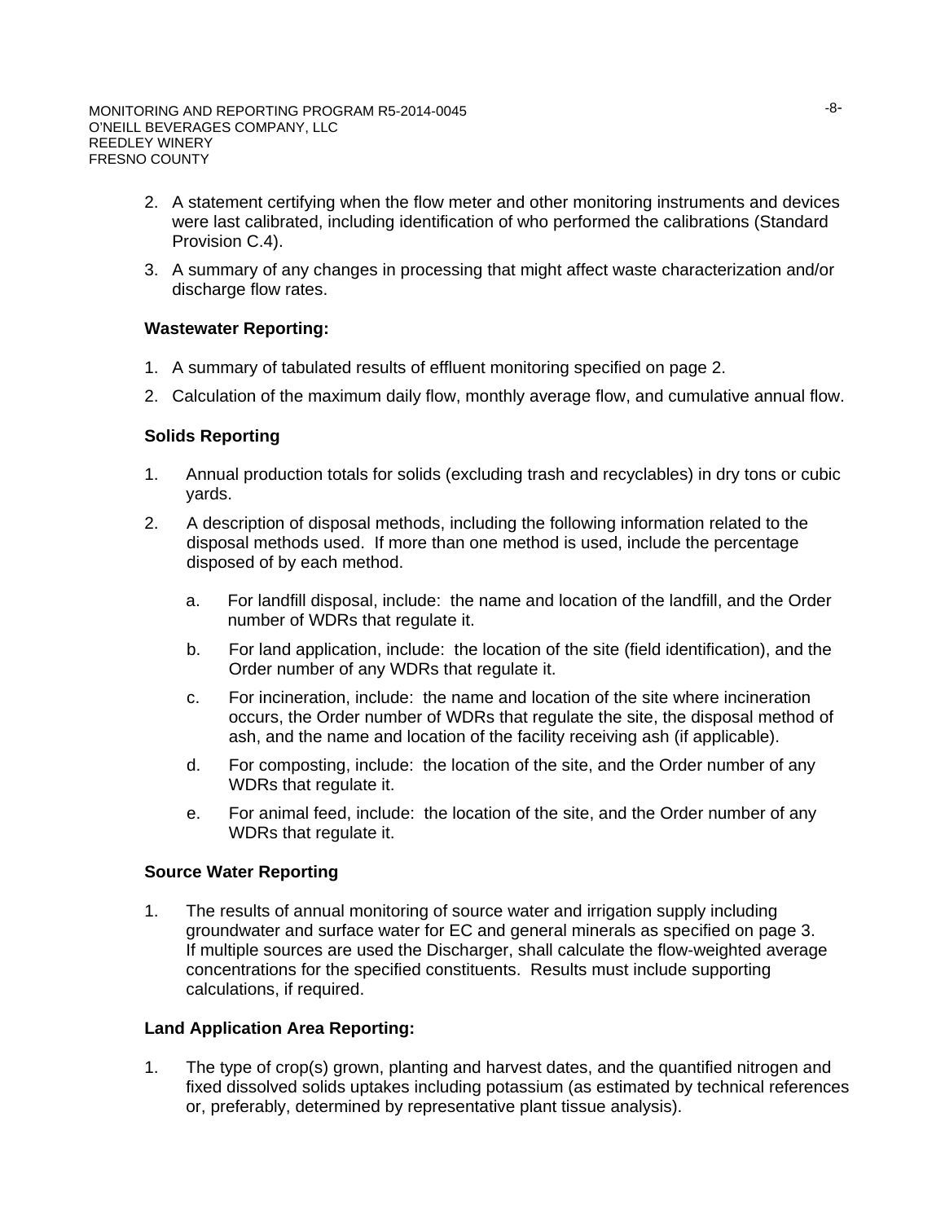2. A statement certifying when the flow meter and other monitoring instruments and devices were last calibrated, including identification of who performed the calibrations (Standard Provision C.4).
3. A summary of any changes in processing that might affect waste characterization and/or discharge flow rates.

**Wastewater Reporting:**

1. A summary of tabulated results of effluent monitoring specified on page 2.
2. Calculation of the maximum daily flow, monthly average flow, and cumulative annual flow.

**Solids Reporting**

1. Annual production totals for solids (excluding trash and recyclables) in dry tons or cubic yards.
2. A description of disposal methods, including the following information related to the disposal methods used. If more than one method is used, include the percentage disposed of by each method.
   a. For landfill disposal, include: the name and location of the landfill, and the Order number of WDRs that regulate it.
   b. For land application, include: the location of the site (field identification), and the Order number of any WDRs that regulate it.
   c. For incineration, include: the name and location of the site where incineration occurs, the Order number of WDRs that regulate the site, the disposal method of ash, and the name and location of the facility receiving ash (if applicable).
   d. For composting, include: the location of the site, and the Order number of any WDRs that regulate it.
   e. For animal feed, include: the location of the site, and the Order number of any WDRs that regulate it.

**Source Water Reporting**

1. The results of annual monitoring of source water and irrigation supply including groundwater and surface water for EC and general minerals as specified on page 3. If multiple sources are used the Discharger, shall calculate the flow-weighted average concentrations for the specified constituents. Results must include supporting calculations, if required.

**Land Application Area Reporting:**

1. The type of crop(s) grown, planting and harvest dates, and the quantified nitrogen and fixed dissolved solids uptakes including potassium (as estimated by technical references or, preferably, determined by representative plant tissue analysis).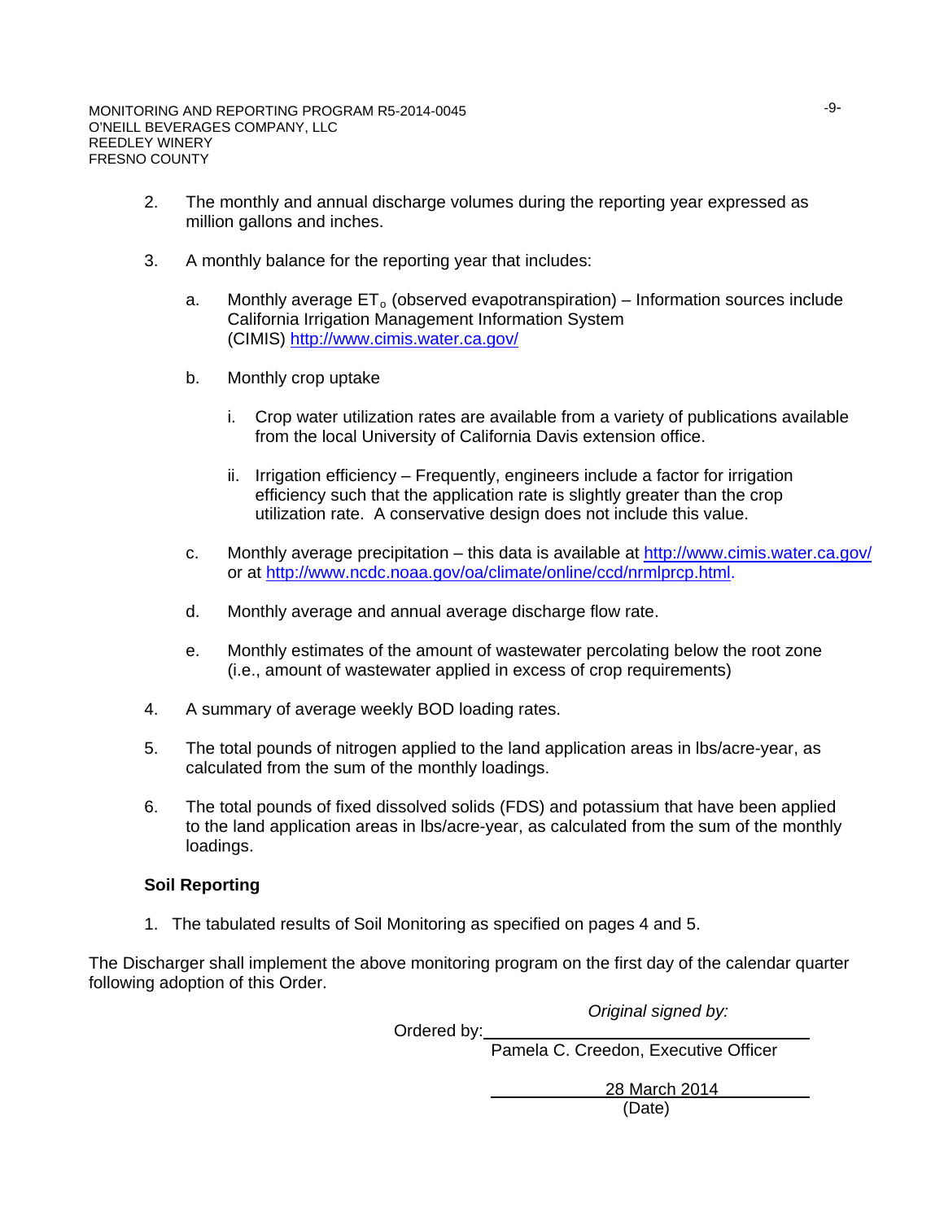2. The monthly and annual discharge volumes during the reporting year expressed as million gallons and inches.

3. A monthly balance for the reporting year that includes:

   a. Monthly average $ET_o$ (observed evapotranspiration) – Information sources include California Irrigation Management Information System (CIMIS) http://www.cimis.water.ca.gov/

   b. Monthly crop uptake

      i. Crop water utilization rates are available from a variety of publications available from the local University of California Davis extension office.

      ii. Irrigation efficiency – Frequently, engineers include a factor for irrigation efficiency such that the application rate is slightly greater than the crop utilization rate. A conservative design does not include this value.

   c. Monthly average precipitation – this data is available at http://www.cimis.water.ca.gov/ or at http://www.ncdc.noaa.gov/oa/climate/online/ccd/nrmlprcp.html.

   d. Monthly average and annual average discharge flow rate.

   e. Monthly estimates of the amount of wastewater percolating below the root zone (i.e., amount of wastewater applied in excess of crop requirements)

4. A summary of average weekly BOD loading rates.

5. The total pounds of nitrogen applied to the land application areas in lbs/acre-year, as calculated from the sum of the monthly loadings.

6. The total pounds of fixed dissolved solids (FDS) and potassium that have been applied to the land application areas in lbs/acre-year, as calculated from the sum of the monthly loadings.

**Soil Reporting**

1. The tabulated results of Soil Monitoring as specified on pages 4 and 5.

The Discharger shall implement the above monitoring program on the first day of the calendar quarter following adoption of this Order.

*Original signed by:*

Ordered by:\_\_\_\_\_\_\_\_\_\_\_\_\_\_\_\_\_\_\_\_\_\_\_\_\_\_\_\_\_\_\_\_\_\_\_\_
Pamela C. Creedon, Executive Officer

28 March 2014
(Date)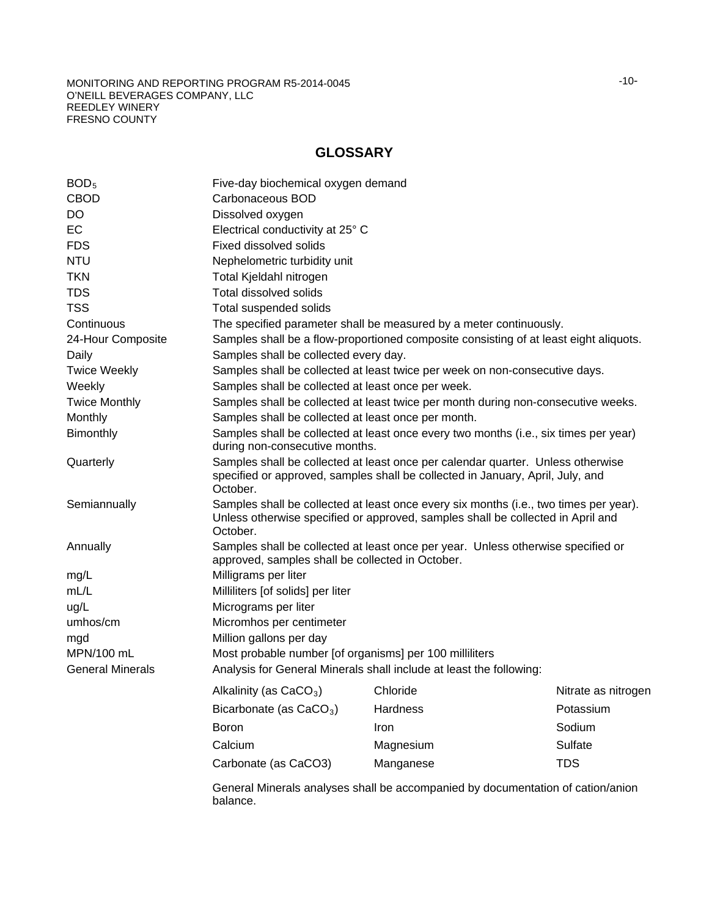## GLOSSARY

| | |
|---|---|
| $BOD_5$ | Five-day biochemical oxygen demand |
| CBOD | Carbonaceous BOD |
| DO | Dissolved oxygen |
| EC | Electrical conductivity at 25° C |
| FDS | Fixed dissolved solids |
| NTU | Nephelometric turbidity unit |
| TKN | Total Kjeldahl nitrogen |
| TDS | Total dissolved solids |
| TSS | Total suspended solids |
| Continuous | The specified parameter shall be measured by a meter continuously. |
| 24-Hour Composite | Samples shall be a flow-proportioned composite consisting of at least eight aliquots. |
| Daily | Samples shall be collected every day. |
| Twice Weekly | Samples shall be collected at least twice per week on non-consecutive days. |
| Weekly | Samples shall be collected at least once per week. |
| Twice Monthly | Samples shall be collected at least twice per month during non-consecutive weeks. |
| Monthly | Samples shall be collected at least once per month. |
| Bimonthly | Samples shall be collected at least once every two months (i.e., six times per year) during non-consecutive months. |
| Quarterly | Samples shall be collected at least once per calendar quarter. Unless otherwise specified or approved, samples shall be collected in January, April, July, and October. |
| Semiannually | Samples shall be collected at least once every six months (i.e., two times per year). Unless otherwise specified or approved, samples shall be collected in April and October. |
| Annually | Samples shall be collected at least once per year. Unless otherwise specified or approved, samples shall be collected in October. |
| mg/L | Milligrams per liter |
| mL/L | Milliliters [of solids] per liter |
| ug/L | Micrograms per liter |
| umhos/cm | Micromhos per centimeter |
| mgd | Million gallons per day |
| MPN/100 mL | Most probable number [of organisms] per 100 milliliters |
| General Minerals | Analysis for General Minerals shall include at least the following: |

| | | |
|---|---|---|
| Alkalinity (as $CaCO_3$) | Chloride | Nitrate as nitrogen |
| Bicarbonate (as $CaCO_3$) | Hardness | Potassium |
| Boron | Iron | Sodium |
| Calcium | Magnesium | Sulfate |
| Carbonate (as CaCO3) | Manganese | TDS |

General Minerals analyses shall be accompanied by documentation of cation/anion balance.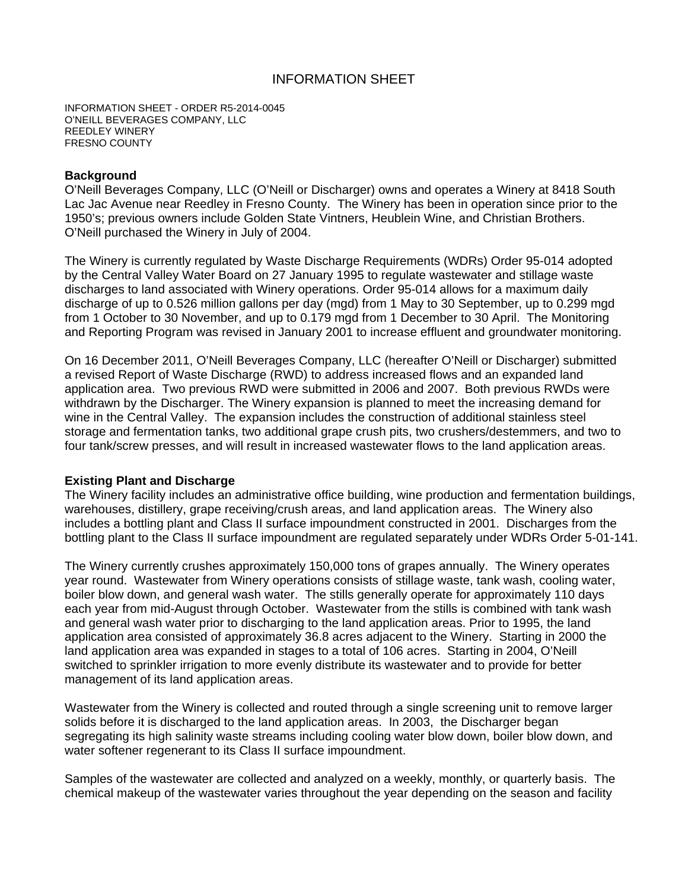# INFORMATION SHEET

INFORMATION SHEET - ORDER R5-2014-0045
O'NEILL BEVERAGES COMPANY, LLC
REEDLEY WINERY
FRESNO COUNTY

**Background**

O'Neill Beverages Company, LLC (O'Neill or Discharger) owns and operates a Winery at 8418 South Lac Jac Avenue near Reedley in Fresno County. The Winery has been in operation since prior to the 1950's; previous owners include Golden State Vintners, Heublein Wine, and Christian Brothers. O'Neill purchased the Winery in July of 2004.

The Winery is currently regulated by Waste Discharge Requirements (WDRs) Order 95-014 adopted by the Central Valley Water Board on 27 January 1995 to regulate wastewater and stillage waste discharges to land associated with Winery operations. Order 95-014 allows for a maximum daily discharge of up to 0.526 million gallons per day (mgd) from 1 May to 30 September, up to 0.299 mgd from 1 October to 30 November, and up to 0.179 mgd from 1 December to 30 April. The Monitoring and Reporting Program was revised in January 2001 to increase effluent and groundwater monitoring.

On 16 December 2011, O'Neill Beverages Company, LLC (hereafter O'Neill or Discharger) submitted a revised Report of Waste Discharge (RWD) to address increased flows and an expanded land application area. Two previous RWD were submitted in 2006 and 2007. Both previous RWDs were withdrawn by the Discharger. The Winery expansion is planned to meet the increasing demand for wine in the Central Valley. The expansion includes the construction of additional stainless steel storage and fermentation tanks, two additional grape crush pits, two crushers/destemmers, and two to four tank/screw presses, and will result in increased wastewater flows to the land application areas.

**Existing Plant and Discharge**

The Winery facility includes an administrative office building, wine production and fermentation buildings, warehouses, distillery, grape receiving/crush areas, and land application areas. The Winery also includes a bottling plant and Class II surface impoundment constructed in 2001. Discharges from the bottling plant to the Class II surface impoundment are regulated separately under WDRs Order 5-01-141.

The Winery currently crushes approximately 150,000 tons of grapes annually. The Winery operates year round. Wastewater from Winery operations consists of stillage waste, tank wash, cooling water, boiler blow down, and general wash water. The stills generally operate for approximately 110 days each year from mid-August through October. Wastewater from the stills is combined with tank wash and general wash water prior to discharging to the land application areas. Prior to 1995, the land application area consisted of approximately 36.8 acres adjacent to the Winery. Starting in 2000 the land application area was expanded in stages to a total of 106 acres. Starting in 2004, O'Neill switched to sprinkler irrigation to more evenly distribute its wastewater and to provide for better management of its land application areas.

Wastewater from the Winery is collected and routed through a single screening unit to remove larger solids before it is discharged to the land application areas. In 2003, the Discharger began segregating its high salinity waste streams including cooling water blow down, boiler blow down, and water softener regenerant to its Class II surface impoundment.

Samples of the wastewater are collected and analyzed on a weekly, monthly, or quarterly basis. The chemical makeup of the wastewater varies throughout the year depending on the season and facility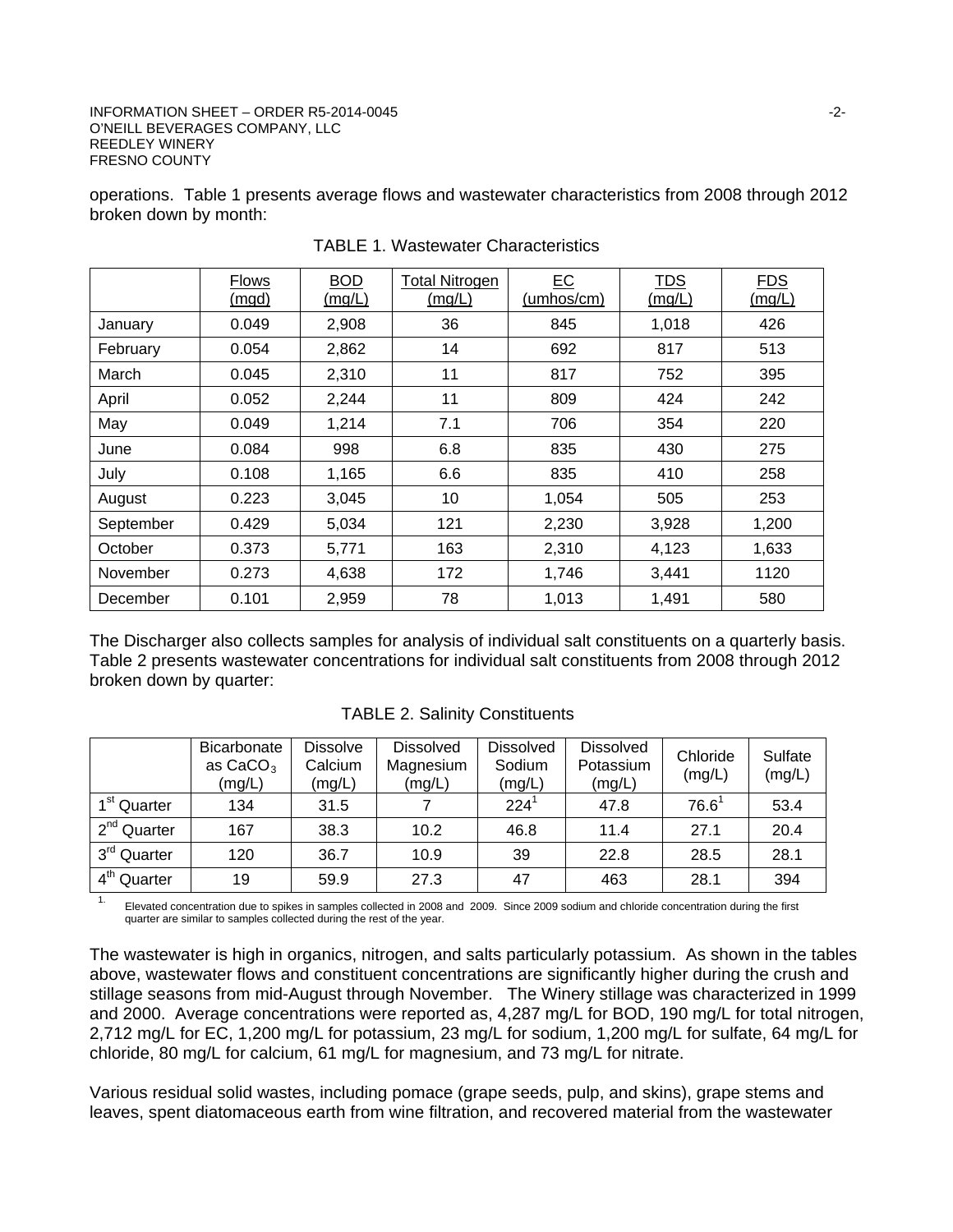operations. Table 1 presents average flows and wastewater characteristics from 2008 through 2012 broken down by month:

TABLE 1. Wastewater Characteristics

| | Flows (mgd) | BOD (mg/L) | Total Nitrogen (mg/L) | EC (umhos/cm) | TDS (mg/L) | FDS (mg/L) |
|---|---|---|---|---|---|---|
| January | 0.049 | 2,908 | 36 | 845 | 1,018 | 426 |
| February | 0.054 | 2,862 | 14 | 692 | 817 | 513 |
| March | 0.045 | 2,310 | 11 | 817 | 752 | 395 |
| April | 0.052 | 2,244 | 11 | 809 | 424 | 242 |
| May | 0.049 | 1,214 | 7.1 | 706 | 354 | 220 |
| June | 0.084 | 998 | 6.8 | 835 | 430 | 275 |
| July | 0.108 | 1,165 | 6.6 | 835 | 410 | 258 |
| August | 0.223 | 3,045 | 10 | 1,054 | 505 | 253 |
| September | 0.429 | 5,034 | 121 | 2,230 | 3,928 | 1,200 |
| October | 0.373 | 5,771 | 163 | 2,310 | 4,123 | 1,633 |
| November | 0.273 | 4,638 | 172 | 1,746 | 3,441 | 1120 |
| December | 0.101 | 2,959 | 78 | 1,013 | 1,491 | 580 |

The Discharger also collects samples for analysis of individual salt constituents on a quarterly basis. Table 2 presents wastewater concentrations for individual salt constituents from 2008 through 2012 broken down by quarter:

TABLE 2. Salinity Constituents

| | Bicarbonate as $CaCO_3$ (mg/L) | Dissolve Calcium (mg/L) | Dissolved Magnesium (mg/L) | Dissolved Sodium (mg/L) | Dissolved Potassium (mg/L) | Chloride (mg/L) | Sulfate (mg/L) |
|---|---|---|---|---|---|---|---|
| 1st Quarter | 134 | 31.5 | 7 | 224[1] | 47.8 | 76.6[1] | 53.4 |
| 2nd Quarter | 167 | 38.3 | 10.2 | 46.8 | 11.4 | 27.1 | 20.4 |
| 3rd Quarter | 120 | 36.7 | 10.9 | 39 | 22.8 | 28.5 | 28.1 |
| 4th Quarter | 19 | 59.9 | 27.3 | 47 | 463 | 28.1 | 394 |

1. Elevated concentration due to spikes in samples collected in 2008 and 2009. Since 2009 sodium and chloride concentration during the first quarter are similar to samples collected during the rest of the year.

The wastewater is high in organics, nitrogen, and salts particularly potassium. As shown in the tables above, wastewater flows and constituent concentrations are significantly higher during the crush and stillage seasons from mid-August through November. The Winery stillage was characterized in 1999 and 2000. Average concentrations were reported as, 4,287 mg/L for BOD, 190 mg/L for total nitrogen, 2,712 mg/L for EC, 1,200 mg/L for potassium, 23 mg/L for sodium, 1,200 mg/L for sulfate, 64 mg/L for chloride, 80 mg/L for calcium, 61 mg/L for magnesium, and 73 mg/L for nitrate.

Various residual solid wastes, including pomace (grape seeds, pulp, and skins), grape stems and leaves, spent diatomaceous earth from wine filtration, and recovered material from the wastewater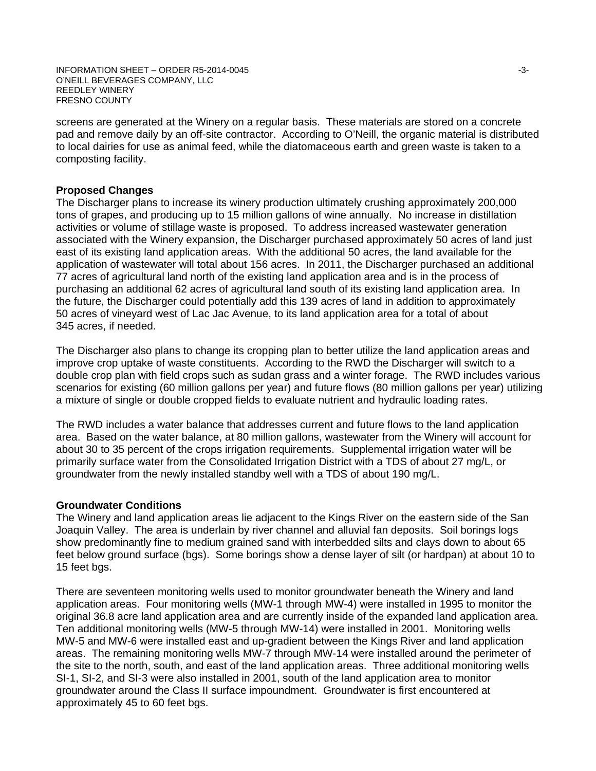screens are generated at the Winery on a regular basis. These materials are stored on a concrete pad and remove daily by an off-site contractor. According to O'Neill, the organic material is distributed to local dairies for use as animal feed, while the diatomaceous earth and green waste is taken to a composting facility.

**Proposed Changes**

The Discharger plans to increase its winery production ultimately crushing approximately 200,000 tons of grapes, and producing up to 15 million gallons of wine annually. No increase in distillation activities or volume of stillage waste is proposed. To address increased wastewater generation associated with the Winery expansion, the Discharger purchased approximately 50 acres of land just east of its existing land application areas. With the additional 50 acres, the land available for the application of wastewater will total about 156 acres. In 2011, the Discharger purchased an additional 77 acres of agricultural land north of the existing land application area and is in the process of purchasing an additional 62 acres of agricultural land south of its existing land application area. In the future, the Discharger could potentially add this 139 acres of land in addition to approximately 50 acres of vineyard west of Lac Jac Avenue, to its land application area for a total of about 345 acres, if needed.

The Discharger also plans to change its cropping plan to better utilize the land application areas and improve crop uptake of waste constituents. According to the RWD the Discharger will switch to a double crop plan with field crops such as sudan grass and a winter forage. The RWD includes various scenarios for existing (60 million gallons per year) and future flows (80 million gallons per year) utilizing a mixture of single or double cropped fields to evaluate nutrient and hydraulic loading rates.

The RWD includes a water balance that addresses current and future flows to the land application area. Based on the water balance, at 80 million gallons, wastewater from the Winery will account for about 30 to 35 percent of the crops irrigation requirements. Supplemental irrigation water will be primarily surface water from the Consolidated Irrigation District with a TDS of about 27 mg/L, or groundwater from the newly installed standby well with a TDS of about 190 mg/L.

**Groundwater Conditions**

The Winery and land application areas lie adjacent to the Kings River on the eastern side of the San Joaquin Valley. The area is underlain by river channel and alluvial fan deposits. Soil borings logs show predominantly fine to medium grained sand with interbedded silts and clays down to about 65 feet below ground surface (bgs). Some borings show a dense layer of silt (or hardpan) at about 10 to 15 feet bgs.

There are seventeen monitoring wells used to monitor groundwater beneath the Winery and land application areas. Four monitoring wells (MW-1 through MW-4) were installed in 1995 to monitor the original 36.8 acre land application area and are currently inside of the expanded land application area. Ten additional monitoring wells (MW-5 through MW-14) were installed in 2001. Monitoring wells MW-5 and MW-6 were installed east and up-gradient between the Kings River and land application areas. The remaining monitoring wells MW-7 through MW-14 were installed around the perimeter of the site to the north, south, and east of the land application areas. Three additional monitoring wells SI-1, SI-2, and SI-3 were also installed in 2001, south of the land application area to monitor groundwater around the Class II surface impoundment. Groundwater is first encountered at approximately 45 to 60 feet bgs.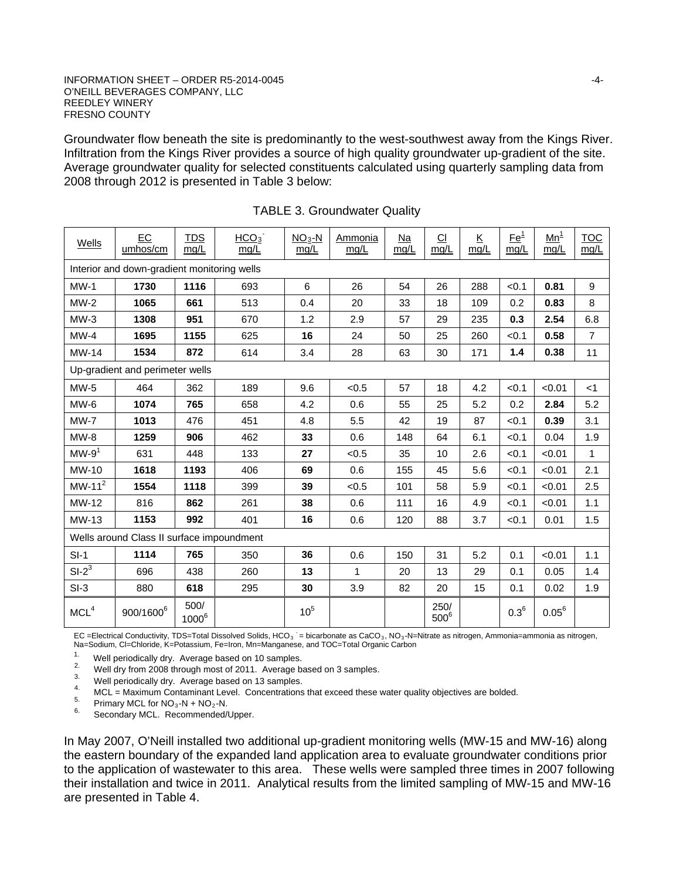Groundwater flow beneath the site is predominantly to the west-southwest away from the Kings River. Infiltration from the Kings River provides a source of high quality groundwater up-gradient of the site. Average groundwater quality for selected constituents calculated using quarterly sampling data from 2008 through 2012 is presented in Table 3 below:

TABLE 3. Groundwater Quality

| Wells | EC umhos/cm | TDS mg/L | $HCO_3^-$ mg/L | $NO_3$-N mg/L | Ammonia mg/L | Na mg/L | Cl mg/L | K mg/L | Fe[1] mg/L | Mn[1] mg/L | TOC mg/L |
|---|---|---|---|---|---|---|---|---|---|---|---|
| Interior and down-gradient monitoring wells | | | | | | | | | | | |
| MW-1 | **1730** | **1116** | 693 | 6 | 26 | 54 | 26 | 288 | <0.1 | **0.81** | 9 |
| MW-2 | **1065** | **661** | 513 | 0.4 | 20 | 33 | 18 | 109 | 0.2 | **0.83** | 8 |
| MW-3 | **1308** | **951** | 670 | 1.2 | 2.9 | 57 | 29 | 235 | **0.3** | **2.54** | 6.8 |
| MW-4 | **1695** | **1155** | 625 | **16** | 24 | 50 | 25 | 260 | <0.1 | **0.58** | 7 |
| MW-14 | **1534** | **872** | 614 | 3.4 | 28 | 63 | 30 | 171 | **1.4** | **0.38** | 11 |
| Up-gradient and perimeter wells | | | | | | | | | | | |
| MW-5 | 464 | 362 | 189 | 9.6 | <0.5 | 57 | 18 | 4.2 | <0.1 | <0.01 | <1 |
| MW-6 | **1074** | **765** | 658 | 4.2 | 0.6 | 55 | 25 | 5.2 | 0.2 | **2.84** | 5.2 |
| MW-7 | **1013** | 476 | 451 | 4.8 | 5.5 | 42 | 19 | 87 | <0.1 | **0.39** | 3.1 |
| MW-8 | **1259** | **906** | 462 | **33** | 0.6 | 148 | 64 | 6.1 | <0.1 | 0.04 | 1.9 |
| MW-9[1] | 631 | 448 | 133 | **27** | <0.5 | 35 | 10 | 2.6 | <0.1 | <0.01 | 1 |
| MW-10 | **1618** | **1193** | 406 | **69** | 0.6 | 155 | 45 | 5.6 | <0.1 | <0.01 | 2.1 |
| MW-11[2] | **1554** | **1118** | 399 | **39** | <0.5 | 101 | 58 | 5.9 | <0.1 | <0.01 | 2.5 |
| MW-12 | 816 | **862** | 261 | **38** | 0.6 | 111 | 16 | 4.9 | <0.1 | <0.01 | 1.1 |
| MW-13 | **1153** | **992** | 401 | **16** | 0.6 | 120 | 88 | 3.7 | <0.1 | 0.01 | 1.5 |
| Wells around Class II surface impoundment | | | | | | | | | | | |
| SI-1 | **1114** | **765** | 350 | **36** | 0.6 | 150 | 31 | 5.2 | 0.1 | <0.01 | 1.1 |
| SI-2[3] | 696 | 438 | 260 | **13** | 1 | 20 | 13 | 29 | 0.1 | 0.05 | 1.4 |
| SI-3 | 880 | **618** | 295 | **30** | 3.9 | 82 | 20 | 15 | 0.1 | 0.02 | 1.9 |
| MCL[4] | 900/1600[6] | 500/ 1000[6] | | 10[5] | | | 250/ 500[6] | | 0.3[6] | 0.05[6] | |

EC =Electrical Conductivity, TDS=Total Dissolved Solids, $HCO_3^-$ = bicarbonate as $CaCO_3$, $NO_3$-N=Nitrate as nitrogen, Ammonia=ammonia as nitrogen, Na=Sodium, Cl=Chloride, K=Potassium, Fe=Iron, Mn=Manganese, and TOC=Total Organic Carbon

1. Well periodically dry. Average based on 10 samples.
2. Well dry from 2008 through most of 2011. Average based on 3 samples.
3. Well periodically dry. Average based on 13 samples.
4. MCL = Maximum Contaminant Level. Concentrations that exceed these water quality objectives are bolded.
5. Primary MCL for $NO_3$-N + $NO_2$-N.
6. Secondary MCL. Recommended/Upper.

In May 2007, O'Neill installed two additional up-gradient monitoring wells (MW-15 and MW-16) along the eastern boundary of the expanded land application area to evaluate groundwater conditions prior to the application of wastewater to this area. These wells were sampled three times in 2007 following their installation and twice in 2011. Analytical results from the limited sampling of MW-15 and MW-16 are presented in Table 4.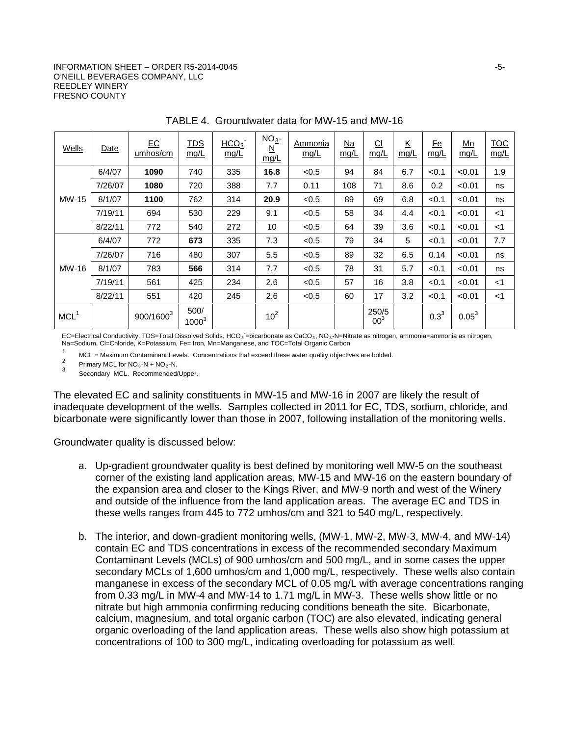TABLE 4. Groundwater data for MW-15 and MW-16

| Wells | Date | EC umhos/cm | TDS mg/L | $HCO_3^-$ mg/L | $NO_3$-N mg/L | Ammonia mg/L | Na mg/L | Cl mg/L | K mg/L | Fe mg/L | Mn mg/L | TOC mg/L |
|---|---|---|---|---|---|---|---|---|---|---|---|---|
| MW-15 | 6/4/07 | **1090** | 740 | 335 | **16.8** | <0.5 | 94 | 84 | 6.7 | <0.1 | <0.01 | 1.9 |
| | 7/26/07 | **1080** | 720 | 388 | 7.7 | 0.11 | 108 | 71 | 8.6 | 0.2 | <0.01 | ns |
| | 8/1/07 | **1100** | 762 | 314 | **20.9** | <0.5 | 89 | 69 | 6.8 | <0.1 | <0.01 | ns |
| | 7/19/11 | 694 | 530 | 229 | 9.1 | <0.5 | 58 | 34 | 4.4 | <0.1 | <0.01 | <1 |
| | 8/22/11 | 772 | 540 | 272 | 10 | <0.5 | 64 | 39 | 3.6 | <0.1 | <0.01 | <1 |
| MW-16 | 6/4/07 | 772 | **673** | 335 | 7.3 | <0.5 | 79 | 34 | 5 | <0.1 | <0.01 | 7.7 |
| | 7/26/07 | 716 | 480 | 307 | 5.5 | <0.5 | 89 | 32 | 6.5 | 0.14 | <0.01 | ns |
| | 8/1/07 | 783 | **566** | 314 | 7.7 | <0.5 | 78 | 31 | 5.7 | <0.1 | <0.01 | ns |
| | 7/19/11 | 561 | 425 | 234 | 2.6 | <0.5 | 57 | 16 | 3.8 | <0.1 | <0.01 | <1 |
| | 8/22/11 | 551 | 420 | 245 | 2.6 | <0.5 | 60 | 17 | 3.2 | <0.1 | <0.01 | <1 |
| MCL[1] | | 900/1600[3] | 500/1000[3] | | 10[2] | | | 250/500[3] | | 0.3[3] | 0.05[3] | |

EC=Electrical Conductivity, TDS=Total Dissolved Solids, $HCO_3^-$=bicarbonate as $CaCO_3$, $NO_3$-N=Nitrate as nitrogen, ammonia=ammonia as nitrogen, Na=Sodium, Cl=Chloride, K=Potassium, Fe= Iron, Mn=Manganese, and TOC=Total Organic Carbon

1. MCL = Maximum Contaminant Levels. Concentrations that exceed these water quality objectives are bolded.
2. Primary MCL for $NO_3$-N + $NO_2$-N.
3. Secondary MCL. Recommended/Upper.

The elevated EC and salinity constituents in MW-15 and MW-16 in 2007 are likely the result of inadequate development of the wells. Samples collected in 2011 for EC, TDS, sodium, chloride, and bicarbonate were significantly lower than those in 2007, following installation of the monitoring wells.

Groundwater quality is discussed below:

a. Up-gradient groundwater quality is best defined by monitoring well MW-5 on the southeast corner of the existing land application areas, MW-15 and MW-16 on the eastern boundary of the expansion area and closer to the Kings River, and MW-9 north and west of the Winery and outside of the influence from the land application areas. The average EC and TDS in these wells ranges from 445 to 772 umhos/cm and 321 to 540 mg/L, respectively.

b. The interior, and down-gradient monitoring wells, (MW-1, MW-2, MW-3, MW-4, and MW-14) contain EC and TDS concentrations in excess of the recommended secondary Maximum Contaminant Levels (MCLs) of 900 umhos/cm and 500 mg/L, and in some cases the upper secondary MCLs of 1,600 umhos/cm and 1,000 mg/L, respectively. These wells also contain manganese in excess of the secondary MCL of 0.05 mg/L with average concentrations ranging from 0.33 mg/L in MW-4 and MW-14 to 1.71 mg/L in MW-3. These wells show little or no nitrate but high ammonia confirming reducing conditions beneath the site. Bicarbonate, calcium, magnesium, and total organic carbon (TOC) are also elevated, indicating general organic overloading of the land application areas. These wells also show high potassium at concentrations of 100 to 300 mg/L, indicating overloading for potassium as well.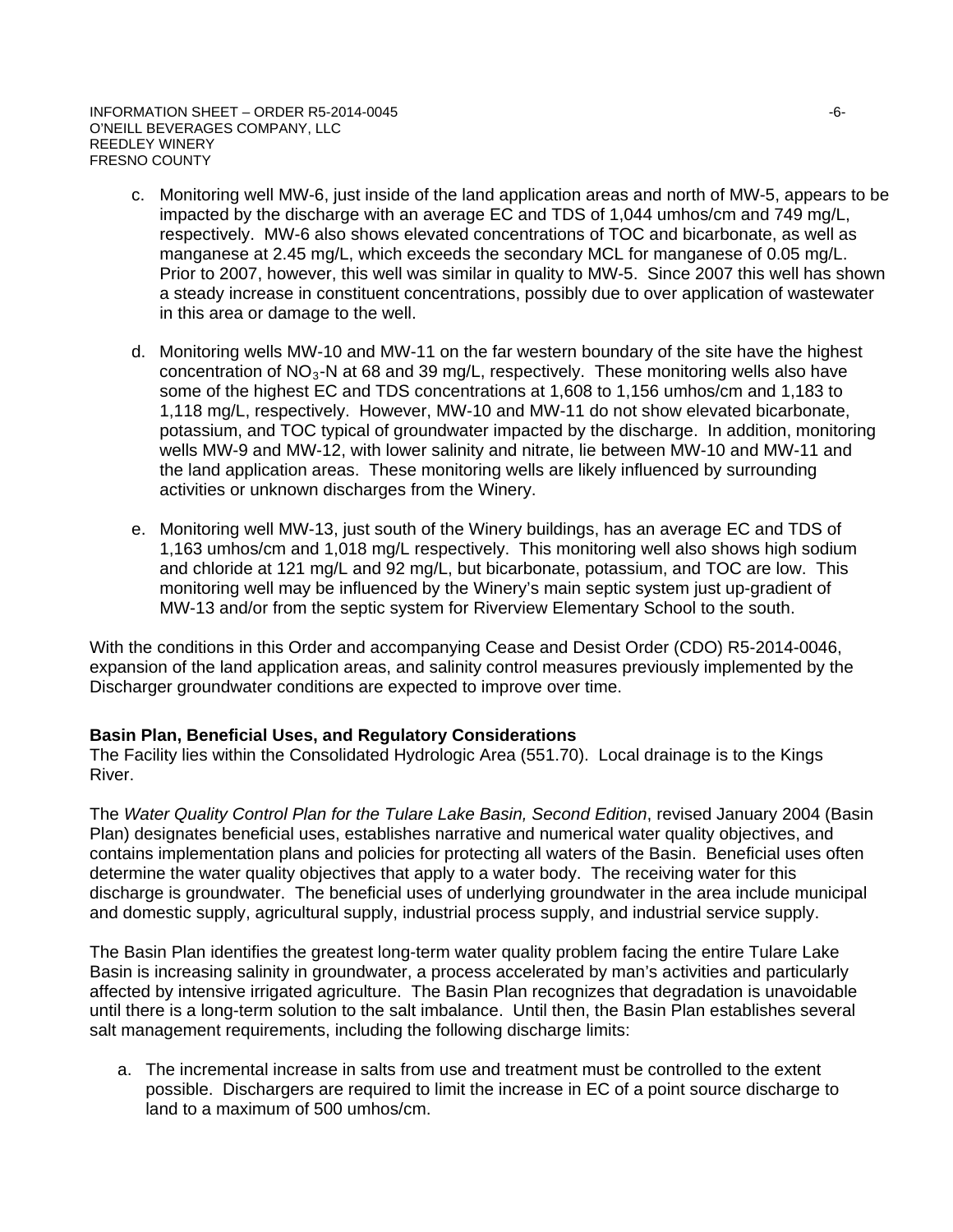c. Monitoring well MW-6, just inside of the land application areas and north of MW-5, appears to be impacted by the discharge with an average EC and TDS of 1,044 umhos/cm and 749 mg/L, respectively. MW-6 also shows elevated concentrations of TOC and bicarbonate, as well as manganese at 2.45 mg/L, which exceeds the secondary MCL for manganese of 0.05 mg/L. Prior to 2007, however, this well was similar in quality to MW-5. Since 2007 this well has shown a steady increase in constituent concentrations, possibly due to over application of wastewater in this area or damage to the well.

d. Monitoring wells MW-10 and MW-11 on the far western boundary of the site have the highest concentration of $NO_3$-N at 68 and 39 mg/L, respectively. These monitoring wells also have some of the highest EC and TDS concentrations at 1,608 to 1,156 umhos/cm and 1,183 to 1,118 mg/L, respectively. However, MW-10 and MW-11 do not show elevated bicarbonate, potassium, and TOC typical of groundwater impacted by the discharge. In addition, monitoring wells MW-9 and MW-12, with lower salinity and nitrate, lie between MW-10 and MW-11 and the land application areas. These monitoring wells are likely influenced by surrounding activities or unknown discharges from the Winery.

e. Monitoring well MW-13, just south of the Winery buildings, has an average EC and TDS of 1,163 umhos/cm and 1,018 mg/L respectively. This monitoring well also shows high sodium and chloride at 121 mg/L and 92 mg/L, but bicarbonate, potassium, and TOC are low. This monitoring well may be influenced by the Winery's main septic system just up-gradient of MW-13 and/or from the septic system for Riverview Elementary School to the south.

With the conditions in this Order and accompanying Cease and Desist Order (CDO) R5-2014-0046, expansion of the land application areas, and salinity control measures previously implemented by the Discharger groundwater conditions are expected to improve over time.

**Basin Plan, Beneficial Uses, and Regulatory Considerations**

The Facility lies within the Consolidated Hydrologic Area (551.70). Local drainage is to the Kings River.

The *Water Quality Control Plan for the Tulare Lake Basin, Second Edition*, revised January 2004 (Basin Plan) designates beneficial uses, establishes narrative and numerical water quality objectives, and contains implementation plans and policies for protecting all waters of the Basin. Beneficial uses often determine the water quality objectives that apply to a water body. The receiving water for this discharge is groundwater. The beneficial uses of underlying groundwater in the area include municipal and domestic supply, agricultural supply, industrial process supply, and industrial service supply.

The Basin Plan identifies the greatest long-term water quality problem facing the entire Tulare Lake Basin is increasing salinity in groundwater, a process accelerated by man's activities and particularly affected by intensive irrigated agriculture. The Basin Plan recognizes that degradation is unavoidable until there is a long-term solution to the salt imbalance. Until then, the Basin Plan establishes several salt management requirements, including the following discharge limits:

a. The incremental increase in salts from use and treatment must be controlled to the extent possible. Dischargers are required to limit the increase in EC of a point source discharge to land to a maximum of 500 umhos/cm.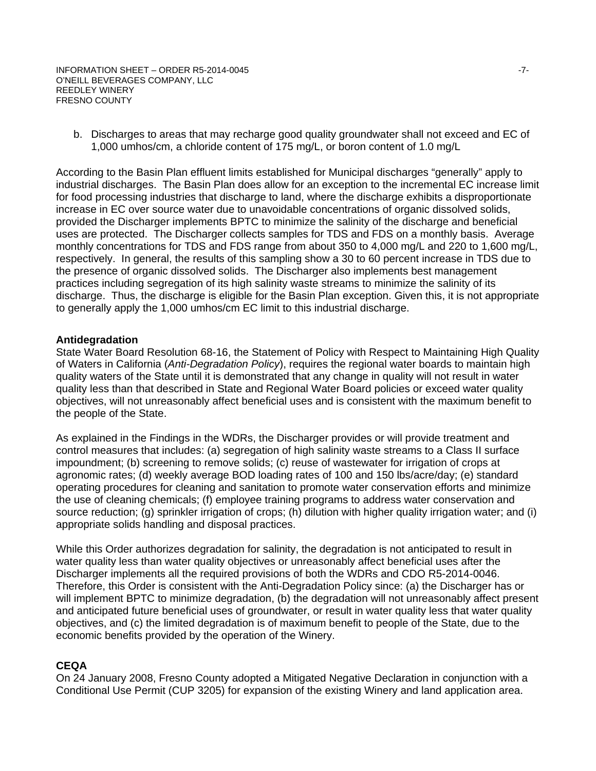b. Discharges to areas that may recharge good quality groundwater shall not exceed and EC of 1,000 umhos/cm, a chloride content of 175 mg/L, or boron content of 1.0 mg/L

According to the Basin Plan effluent limits established for Municipal discharges "generally" apply to industrial discharges. The Basin Plan does allow for an exception to the incremental EC increase limit for food processing industries that discharge to land, where the discharge exhibits a disproportionate increase in EC over source water due to unavoidable concentrations of organic dissolved solids, provided the Discharger implements BPTC to minimize the salinity of the discharge and beneficial uses are protected. The Discharger collects samples for TDS and FDS on a monthly basis. Average monthly concentrations for TDS and FDS range from about 350 to 4,000 mg/L and 220 to 1,600 mg/L, respectively. In general, the results of this sampling show a 30 to 60 percent increase in TDS due to the presence of organic dissolved solids. The Discharger also implements best management practices including segregation of its high salinity waste streams to minimize the salinity of its discharge. Thus, the discharge is eligible for the Basin Plan exception. Given this, it is not appropriate to generally apply the 1,000 umhos/cm EC limit to this industrial discharge.

**Antidegradation**

State Water Board Resolution 68-16, the Statement of Policy with Respect to Maintaining High Quality of Waters in California (*Anti-Degradation Policy*), requires the regional water boards to maintain high quality waters of the State until it is demonstrated that any change in quality will not result in water quality less than that described in State and Regional Water Board policies or exceed water quality objectives, will not unreasonably affect beneficial uses and is consistent with the maximum benefit to the people of the State.

As explained in the Findings in the WDRs, the Discharger provides or will provide treatment and control measures that includes: (a) segregation of high salinity waste streams to a Class II surface impoundment; (b) screening to remove solids; (c) reuse of wastewater for irrigation of crops at agronomic rates; (d) weekly average BOD loading rates of 100 and 150 lbs/acre/day; (e) standard operating procedures for cleaning and sanitation to promote water conservation efforts and minimize the use of cleaning chemicals; (f) employee training programs to address water conservation and source reduction; (g) sprinkler irrigation of crops; (h) dilution with higher quality irrigation water; and (i) appropriate solids handling and disposal practices.

While this Order authorizes degradation for salinity, the degradation is not anticipated to result in water quality less than water quality objectives or unreasonably affect beneficial uses after the Discharger implements all the required provisions of both the WDRs and CDO R5-2014-0046. Therefore, this Order is consistent with the Anti-Degradation Policy since: (a) the Discharger has or will implement BPTC to minimize degradation, (b) the degradation will not unreasonably affect present and anticipated future beneficial uses of groundwater, or result in water quality less that water quality objectives, and (c) the limited degradation is of maximum benefit to people of the State, due to the economic benefits provided by the operation of the Winery.

**CEQA**

On 24 January 2008, Fresno County adopted a Mitigated Negative Declaration in conjunction with a Conditional Use Permit (CUP 3205) for expansion of the existing Winery and land application area.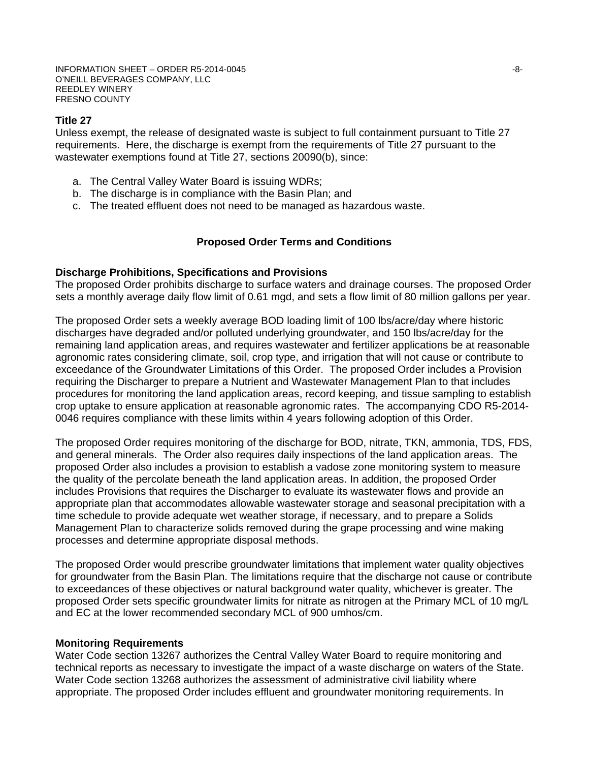**Title 27**

Unless exempt, the release of designated waste is subject to full containment pursuant to Title 27 requirements. Here, the discharge is exempt from the requirements of Title 27 pursuant to the wastewater exemptions found at Title 27, sections 20090(b), since:

a. The Central Valley Water Board is issuing WDRs;
b. The discharge is in compliance with the Basin Plan; and
c. The treated effluent does not need to be managed as hazardous waste.

## Proposed Order Terms and Conditions

**Discharge Prohibitions, Specifications and Provisions**

The proposed Order prohibits discharge to surface waters and drainage courses. The proposed Order sets a monthly average daily flow limit of 0.61 mgd, and sets a flow limit of 80 million gallons per year.

The proposed Order sets a weekly average BOD loading limit of 100 lbs/acre/day where historic discharges have degraded and/or polluted underlying groundwater, and 150 lbs/acre/day for the remaining land application areas, and requires wastewater and fertilizer applications be at reasonable agronomic rates considering climate, soil, crop type, and irrigation that will not cause or contribute to exceedance of the Groundwater Limitations of this Order. The proposed Order includes a Provision requiring the Discharger to prepare a Nutrient and Wastewater Management Plan to that includes procedures for monitoring the land application areas, record keeping, and tissue sampling to establish crop uptake to ensure application at reasonable agronomic rates. The accompanying CDO R5-2014-0046 requires compliance with these limits within 4 years following adoption of this Order.

The proposed Order requires monitoring of the discharge for BOD, nitrate, TKN, ammonia, TDS, FDS, and general minerals. The Order also requires daily inspections of the land application areas. The proposed Order also includes a provision to establish a vadose zone monitoring system to measure the quality of the percolate beneath the land application areas. In addition, the proposed Order includes Provisions that requires the Discharger to evaluate its wastewater flows and provide an appropriate plan that accommodates allowable wastewater storage and seasonal precipitation with a time schedule to provide adequate wet weather storage, if necessary, and to prepare a Solids Management Plan to characterize solids removed during the grape processing and wine making processes and determine appropriate disposal methods.

The proposed Order would prescribe groundwater limitations that implement water quality objectives for groundwater from the Basin Plan. The limitations require that the discharge not cause or contribute to exceedances of these objectives or natural background water quality, whichever is greater. The proposed Order sets specific groundwater limits for nitrate as nitrogen at the Primary MCL of 10 mg/L and EC at the lower recommended secondary MCL of 900 umhos/cm.

**Monitoring Requirements**

Water Code section 13267 authorizes the Central Valley Water Board to require monitoring and technical reports as necessary to investigate the impact of a waste discharge on waters of the State. Water Code section 13268 authorizes the assessment of administrative civil liability where appropriate. The proposed Order includes effluent and groundwater monitoring requirements. In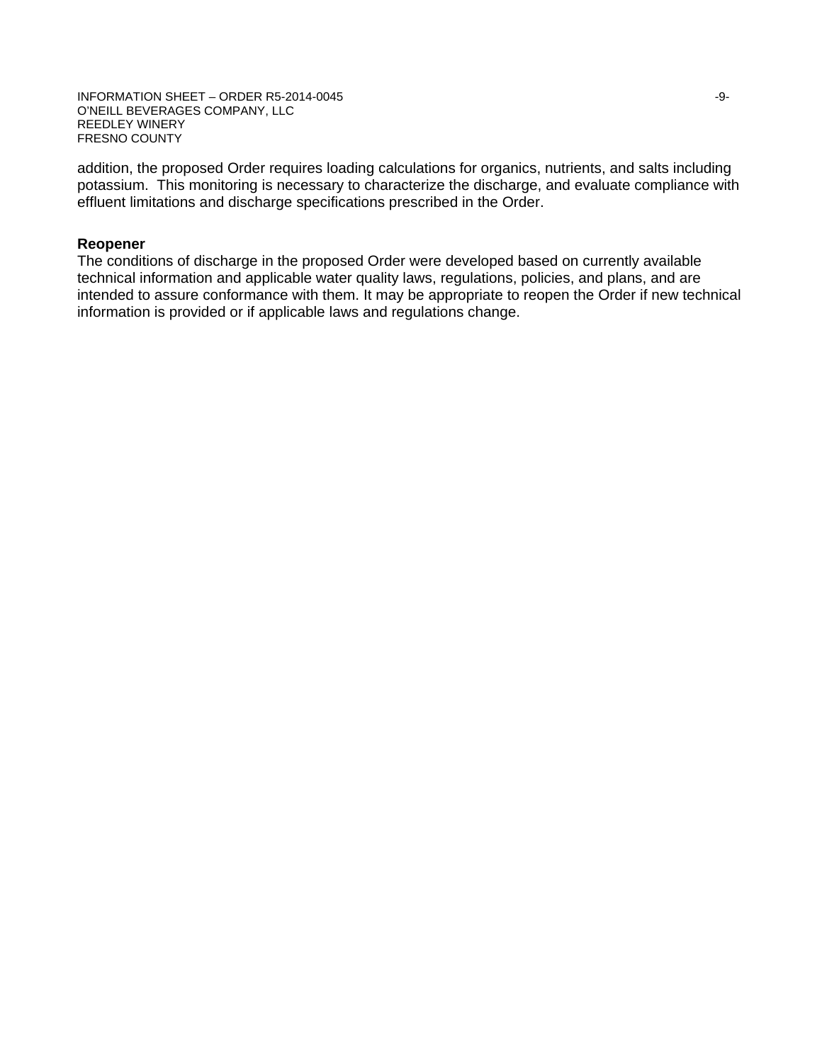addition, the proposed Order requires loading calculations for organics, nutrients, and salts including potassium. This monitoring is necessary to characterize the discharge, and evaluate compliance with effluent limitations and discharge specifications prescribed in the Order.

**Reopener**

The conditions of discharge in the proposed Order were developed based on currently available technical information and applicable water quality laws, regulations, policies, and plans, and are intended to assure conformance with them. It may be appropriate to reopen the Order if new technical information is provided or if applicable laws and regulations change.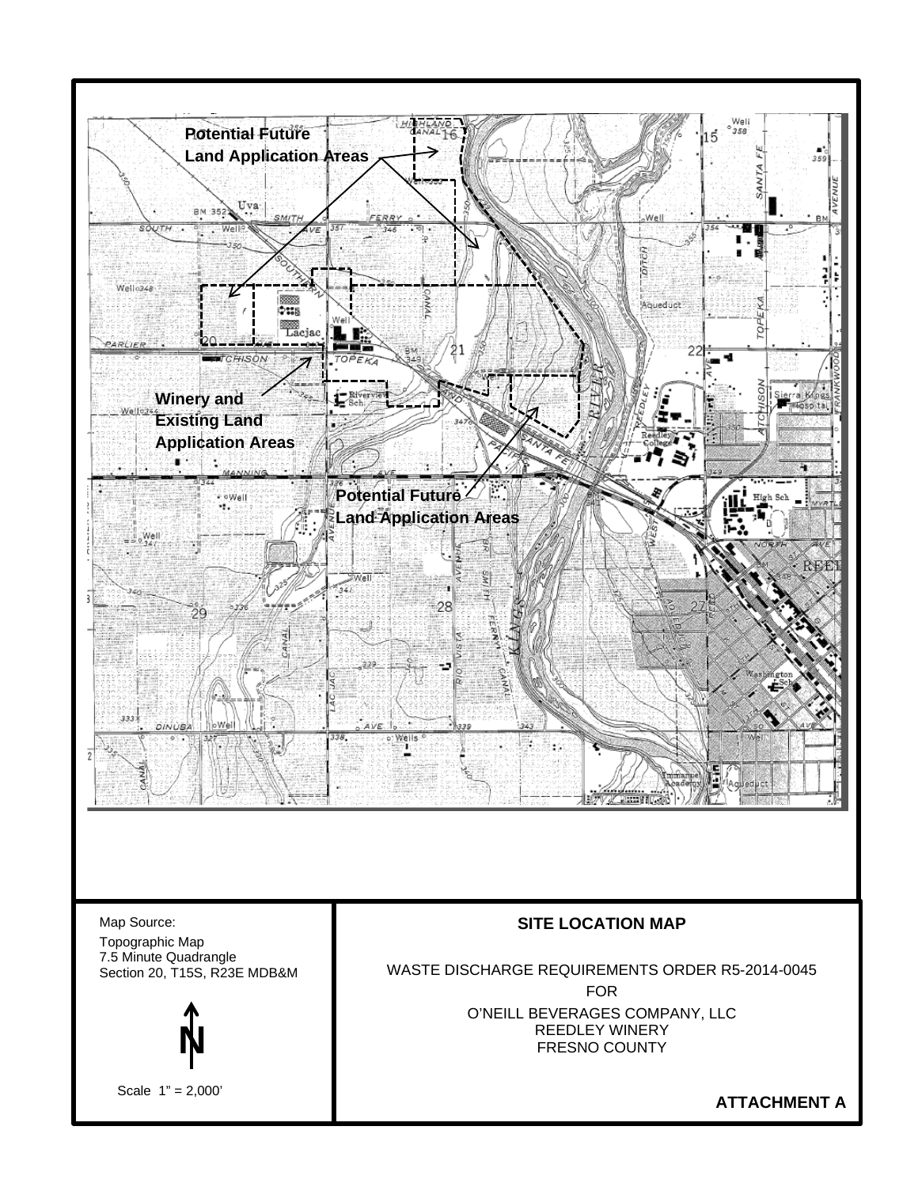Potential Future Land Application Areas

Winery and Existing Land Application Areas

Potential Future Land Application Areas

Map Source:

Topographic Map
7.5 Minute Quadrangle
Section 20, T15S, R23E MDB&M

N

Scale 1" = 2,000'

**SITE LOCATION MAP**

WASTE DISCHARGE REQUIREMENTS ORDER R5-2014-0045

FOR

O'NEILL BEVERAGES COMPANY, LLC
REEDLEY WINERY
FRESNO COUNTY

**ATTACHMENT A**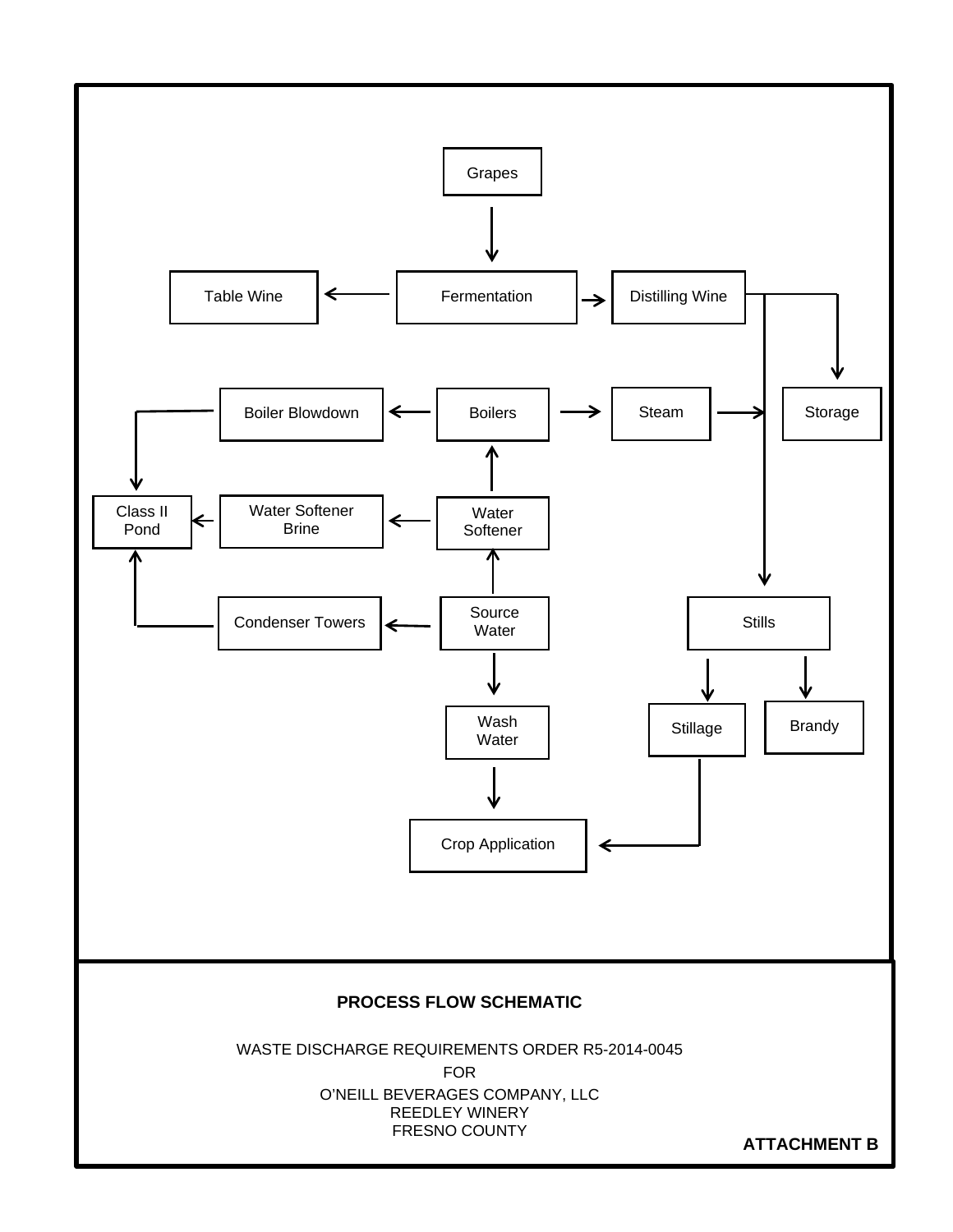Grapes

Table Wine

Fermentation

Distilling Wine

Boiler Blowdown

Boilers

Steam

Storage

Class II Pond

Water Softener Brine

Water Softener

Condenser Towers

Source Water

Stills

Wash Water

Stillage

Brandy

Crop Application

**PROCESS FLOW SCHEMATIC**

WASTE DISCHARGE REQUIREMENTS ORDER R5-2014-0045

FOR

O'NEILL BEVERAGES COMPANY, LLC
REEDLEY WINERY
FRESNO COUNTY

**ATTACHMENT B**